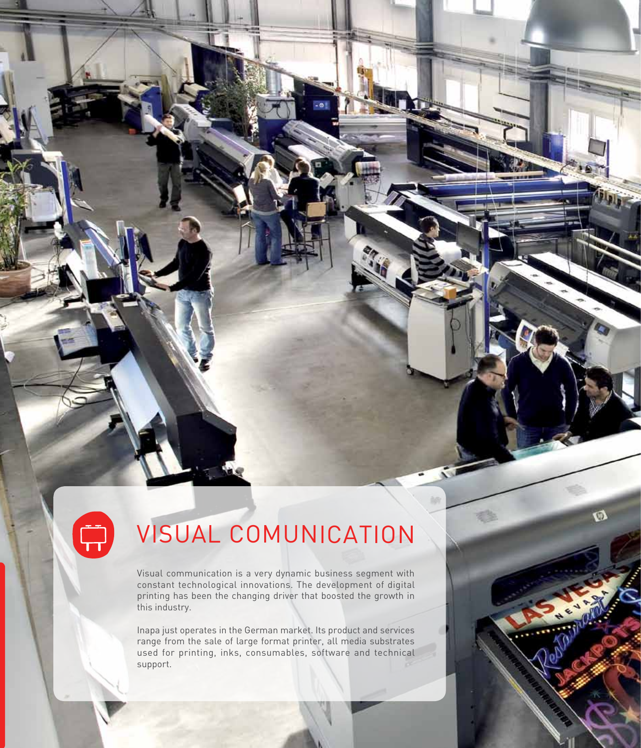# VISUAL COMUNICATION

Visual communication is a very dynamic business segment with constant technological innovations. The development of digital printing has been the changing driver that boosted the growth in this industry.

Inapa just operates in the German market. Its product and services range from the sale of large format printer, all media substrates used for printing, inks, consumables, software and technical support.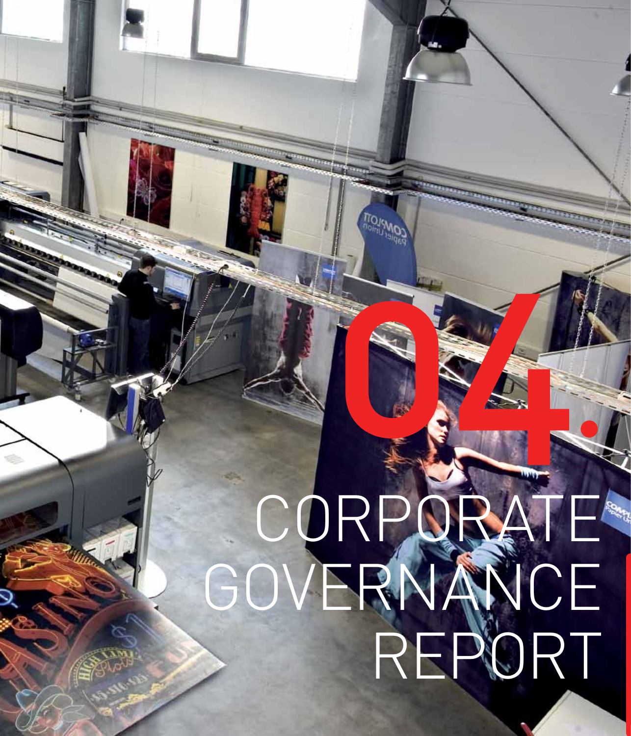# 04. CORPORATE GOVERNANCE REPORT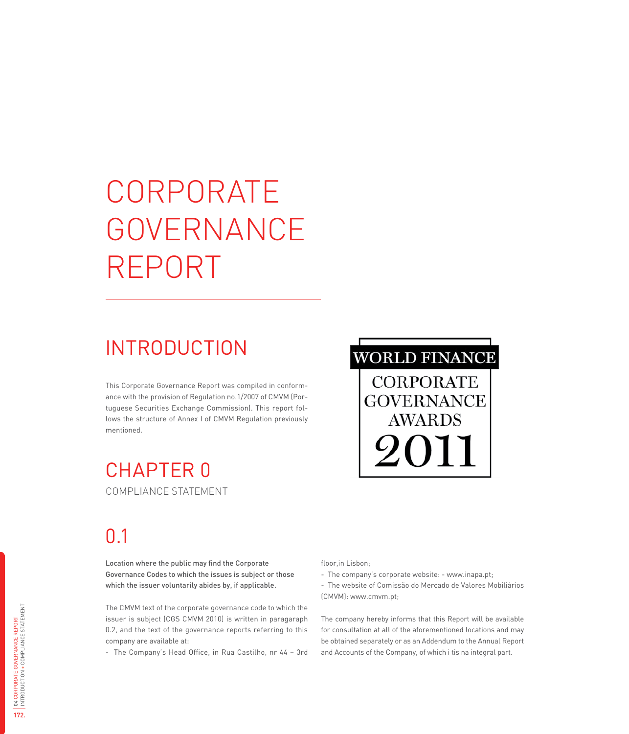# CORPORATE GOVERNANCE REPORT

## INTRODUCTION

This Corporate Governance Report was compiled in conformance with the provision of Regulation no.1/2007 of CMVM (Portuguese Securities Exchange Commission). This report follows the structure of Annex I of CMVM Regulation previously mentioned.

WORLD FINANCE
CORPORATE GOVERNANCE AWARDS
2011

## CHAPTER 0

COMPLIANCE STATEMENT

## 0.1

**Location where the public may find the Corporate Governance Codes to which the issues is subject or those which the issuer voluntarily abides by, if applicable.**

The CMVM text of the corporate governance code to which the issuer is subject (CGS CMVM 2010) is written in paragaraph 0.2, and the text of the governance reports referring to this company are available at:

- The Company's Head Office, in Rua Castilho, nr 44 – 3rd floor,in Lisbon;
- The company's corporate website: - www.inapa.pt;
- The website of Comissão do Mercado de Valores Mobiliários (CMVM): www.cmvm.pt;

The company hereby informs that this Report will be available for consultation at all of the aforementioned locations and may be obtained separately or as an Addendum to the Annual Report and Accounts of the Company, of which i tis na integral part.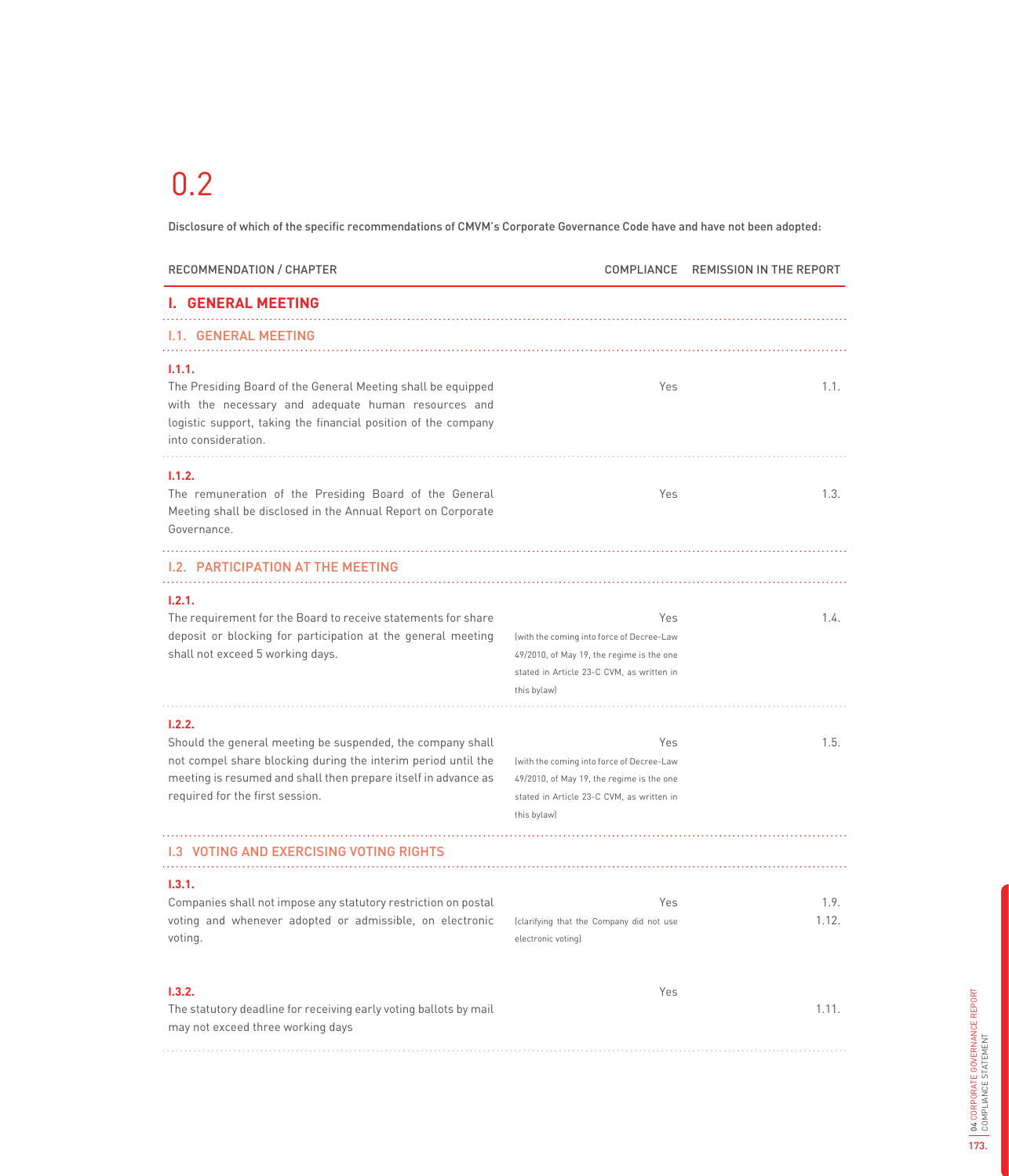# 0.2

Disclosure of which of the specific recommendations of CMVM's Corporate Governance Code have and have not been adopted:

| RECOMMENDATION / CHAPTER | COMPLIANCE | REMISSION IN THE REPORT |
|---|---|---|
| **I. GENERAL MEETING** | | |
| **I.1. GENERAL MEETING** | | |
| **I.1.1.** The Presiding Board of the General Meeting shall be equipped with the necessary and adequate human resources and logistic support, taking the financial position of the company into consideration. | Yes | 1.1. |
| **I.1.2.** The remuneration of the Presiding Board of the General Meeting shall be disclosed in the Annual Report on Corporate Governance. | Yes | 1.3. |
| **I.2. PARTICIPATION AT THE MEETING** | | |
| **I.2.1.** The requirement for the Board to receive statements for share deposit or blocking for participation at the general meeting shall not exceed 5 working days. | Yes (with the coming into force of Decree-Law 49/2010, of May 19, the regime is the one stated in Article 23-C CVM, as written in this bylaw) | 1.4. |
| **I.2.2.** Should the general meeting be suspended, the company shall not compel share blocking during the interim period until the meeting is resumed and shall then prepare itself in advance as required for the first session. | Yes (with the coming into force of Decree-Law 49/2010, of May 19, the regime is the one stated in Article 23-C CVM, as written in this bylaw) | 1.5. |
| **I.3 VOTING AND EXERCISING VOTING RIGHTS** | | |
| **I.3.1.** Companies shall not impose any statutory restriction on postal voting and whenever adopted or admissible, on electronic voting. | Yes (clarifying that the Company did not use electronic voting) | 1.9. 1.12. |
| **I.3.2.** The statutory deadline for receiving early voting ballots by mail may not exceed three working days | Yes | 1.11. |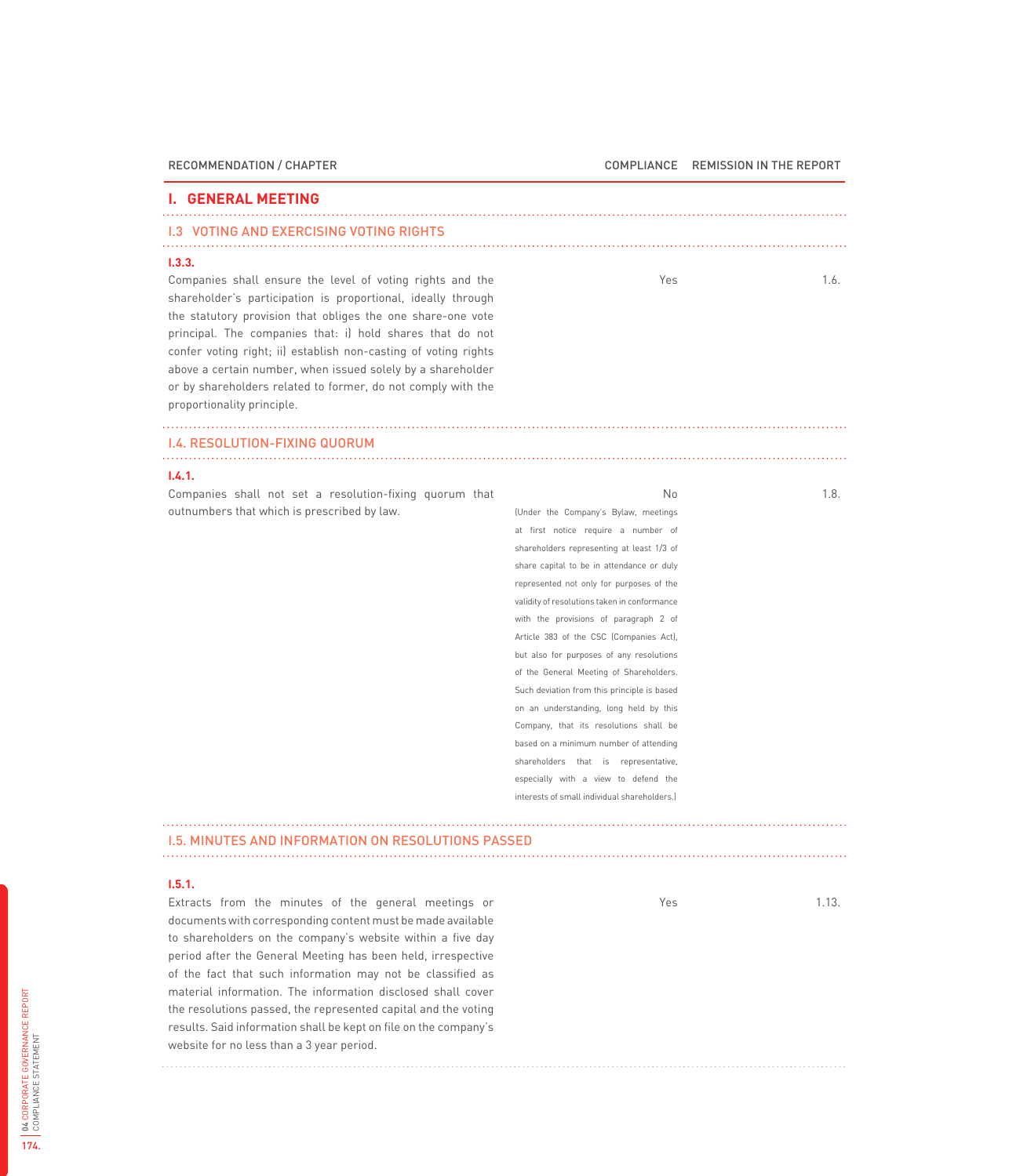| RECOMMENDATION / CHAPTER | COMPLIANCE | REMISSION IN THE REPORT |
|---|---|---|
| **I. GENERAL MEETING** | | |
| I.3 VOTING AND EXERCISING VOTING RIGHTS | | |
| **I.3.3.** Companies shall ensure the level of voting rights and the shareholder's participation is proportional, ideally through the statutory provision that obliges the one share-one vote principal. The companies that: i) hold shares that do not confer voting right; ii) establish non-casting of voting rights above a certain number, when issued solely by a shareholder or by shareholders related to former, do not comply with the proportionality principle. | Yes | 1.6. |
| I.4. RESOLUTION-FIXING QUORUM | | |
| **I.4.1.** Companies shall not set a resolution-fixing quorum that outnumbers that which is prescribed by law. | No (Under the Company's Bylaw, meetings at first notice require a number of shareholders representing at least 1/3 of share capital to be in attendance or duly represented not only for purposes of the validity of resolutions taken in conformance with the provisions of paragraph 2 of Article 383 of the CSC (Companies Act), but also for purposes of any resolutions of the General Meeting of Shareholders. Such deviation from this principle is based on an understanding, long held by this Company, that its resolutions shall be based on a minimum number of attending shareholders that is representative, especially with a view to defend the interests of small individual shareholders.) | 1.8. |
| I.5. MINUTES AND INFORMATION ON RESOLUTIONS PASSED | | |
| **I.5.1.** Extracts from the minutes of the general meetings or documents with corresponding content must be made available to shareholders on the company's website within a five day period after the General Meeting has been held, irrespective of the fact that such information may not be classified as material information. The information disclosed shall cover the resolutions passed, the represented capital and the voting results. Said information shall be kept on file on the company's website for no less than a 3 year period. | Yes | 1.13. |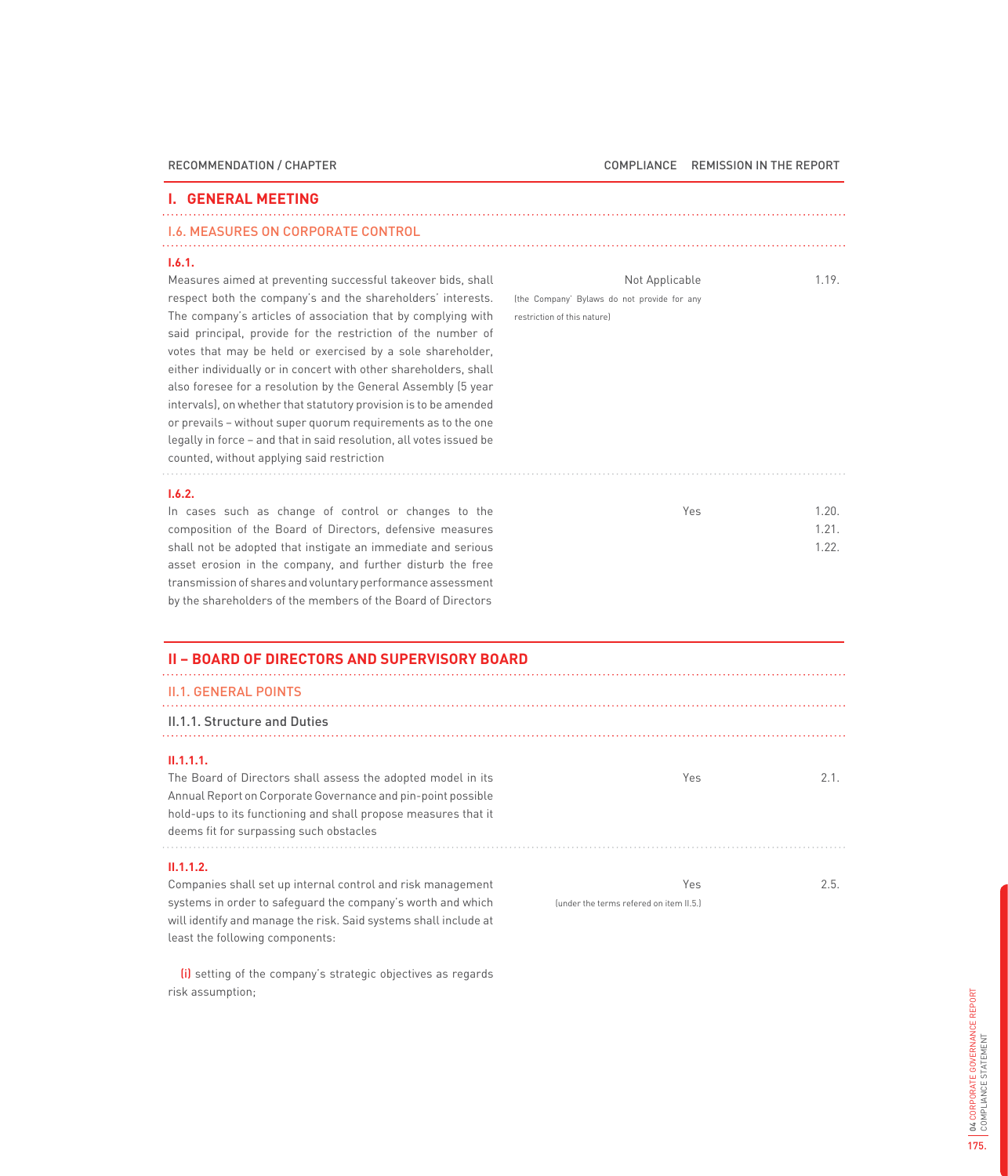| RECOMMENDATION / CHAPTER | COMPLIANCE | REMISSION IN THE REPORT |
|---|---|---|
| **I. GENERAL MEETING** | | |
| **I.6. MEASURES ON CORPORATE CONTROL** | | |
| **I.6.1.** Measures aimed at preventing successful takeover bids, shall respect both the company's and the shareholders' interests. The company's articles of association that by complying with said principal, provide for the restriction of the number of votes that may be held or exercised by a sole shareholder, either individually or in concert with other shareholders, shall also foresee for a resolution by the General Assembly (5 year intervals), on whether that statutory provision is to be amended or prevails – without super quorum requirements as to the one legally in force – and that in said resolution, all votes issued be counted, without applying said restriction | Not Applicable (the Company' Bylaws do not provide for any restriction of this nature) | 1.19. |
| **I.6.2.** In cases such as change of control or changes to the composition of the Board of Directors, defensive measures shall not be adopted that instigate an immediate and serious asset erosion in the company, and further disturb the free transmission of shares and voluntary performance assessment by the shareholders of the members of the Board of Directors | Yes | 1.20. 1.21. 1.22. |

| RECOMMENDATION / CHAPTER | COMPLIANCE | REMISSION IN THE REPORT |
|---|---|---|
| **II – BOARD OF DIRECTORS AND SUPERVISORY BOARD** | | |
| **II.1. GENERAL POINTS** | | |
| II.1.1. Structure and Duties | | |
| **II.1.1.1.** The Board of Directors shall assess the adopted model in its Annual Report on Corporate Governance and pin-point possible hold-ups to its functioning and shall propose measures that it deems fit for surpassing such obstacles | Yes | 2.1. |
| **II.1.1.2.** Companies shall set up internal control and risk management systems in order to safeguard the company's worth and which will identify and manage the risk. Said systems shall include at least the following components:<br><br>**(i)** setting of the company's strategic objectives as regards risk assumption; | Yes (under the terms refered on item II.5.) | 2.5. |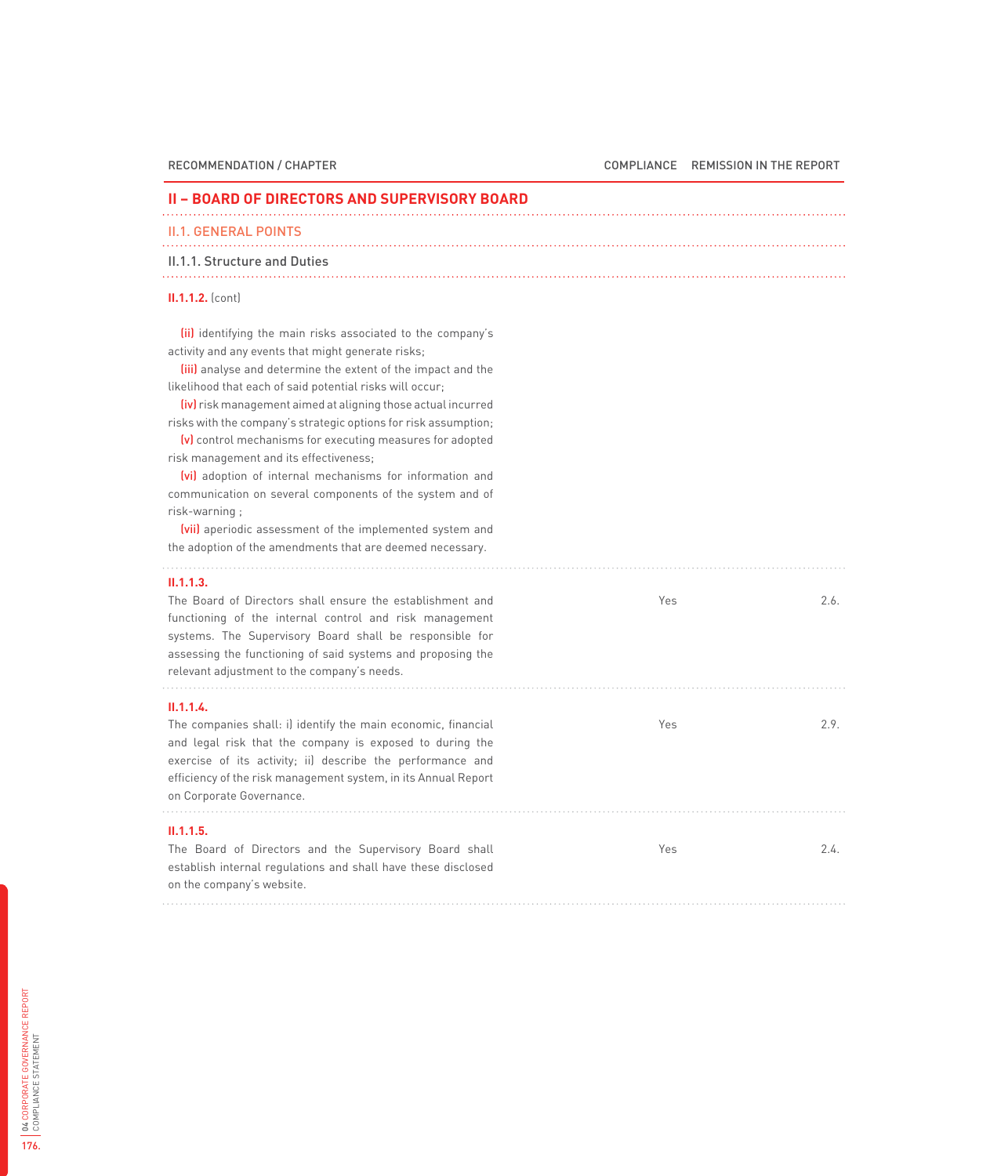| RECOMMENDATION / CHAPTER | COMPLIANCE | REMISSION IN THE REPORT |
|---|---|---|

## II – BOARD OF DIRECTORS AND SUPERVISORY BOARD

### II.1. GENERAL POINTS

#### II.1.1. Structure and Duties

| RECOMMENDATION / CHAPTER | COMPLIANCE | REMISSION IN THE REPORT |
|---|---|---|
| **II.1.1.2.** (cont)<br><br>**(ii)** identifying the main risks associated to the company's activity and any events that might generate risks;<br>**(iii)** analyse and determine the extent of the impact and the likelihood that each of said potential risks will occur;<br>**(iv)** risk management aimed at aligning those actual incurred risks with the company's strategic options for risk assumption;<br>**(v)** control mechanisms for executing measures for adopted risk management and its effectiveness;<br>**(vi)** adoption of internal mechanisms for information and communication on several components of the system and of risk-warning ;<br>**(vii)** aperiodic assessment of the implemented system and the adoption of the amendments that are deemed necessary. | | |
| **II.1.1.3.**<br>The Board of Directors shall ensure the establishment and functioning of the internal control and risk management systems. The Supervisory Board shall be responsible for assessing the functioning of said systems and proposing the relevant adjustment to the company's needs. | Yes | 2.6. |
| **II.1.1.4.**<br>The companies shall: i) identify the main economic, financial and legal risk that the company is exposed to during the exercise of its activity; ii) describe the performance and efficiency of the risk management system, in its Annual Report on Corporate Governance. | Yes | 2.9. |
| **II.1.1.5.**<br>The Board of Directors and the Supervisory Board shall establish internal regulations and shall have these disclosed on the company's website. | Yes | 2.4. |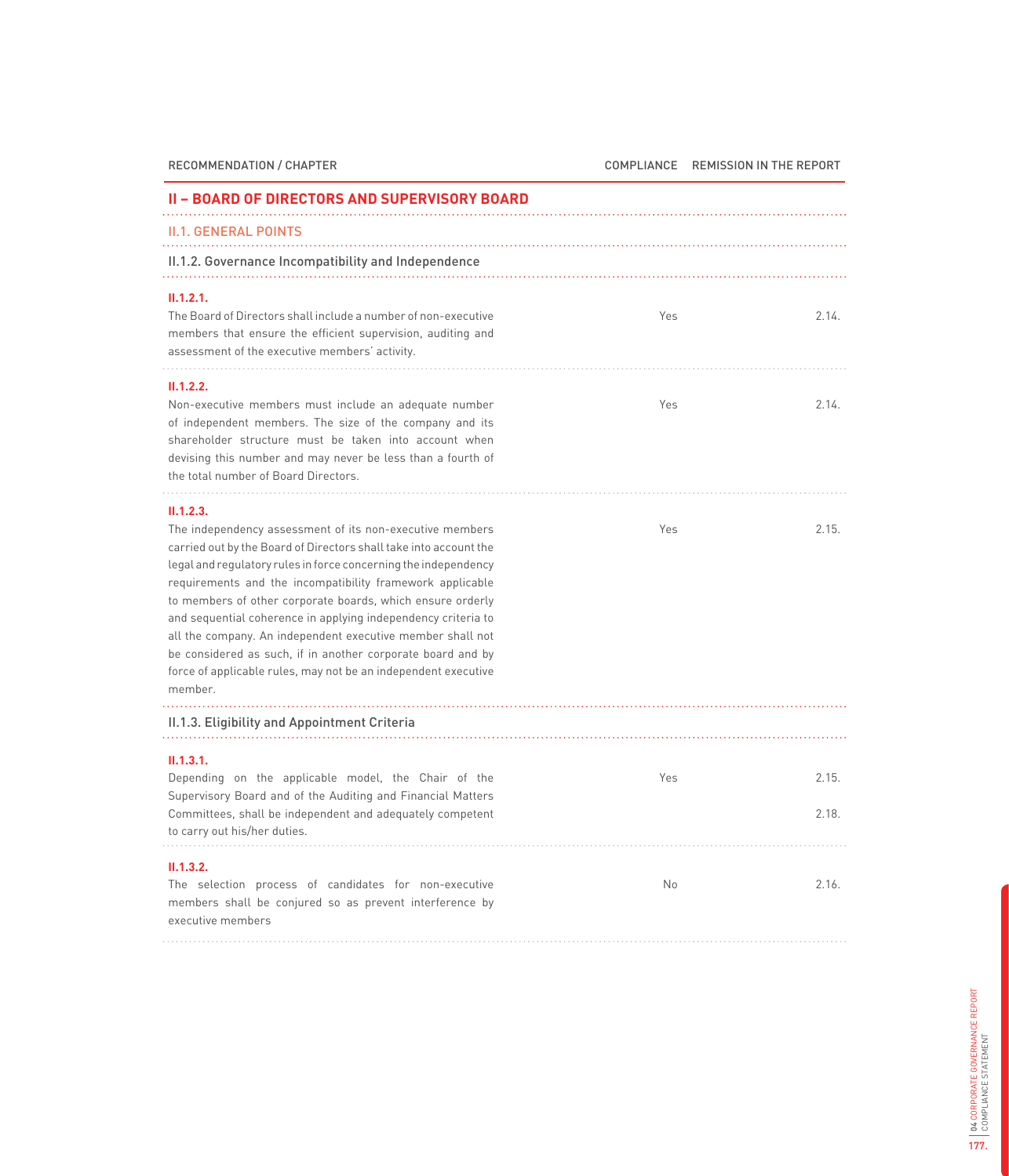| RECOMMENDATION / CHAPTER | COMPLIANCE | REMISSION IN THE REPORT |
|---|---|---|
| **II – BOARD OF DIRECTORS AND SUPERVISORY BOARD** | | |
| II.1. GENERAL POINTS | | |
| II.1.2. Governance Incompatibility and Independence | | |
| **II.1.2.1.** The Board of Directors shall include a number of non-executive members that ensure the efficient supervision, auditing and assessment of the executive members' activity. | Yes | 2.14. |
| **II.1.2.2.** Non-executive members must include an adequate number of independent members. The size of the company and its shareholder structure must be taken into account when devising this number and may never be less than a fourth of the total number of Board Directors. | Yes | 2.14. |
| **II.1.2.3.** The independency assessment of its non-executive members carried out by the Board of Directors shall take into account the legal and regulatory rules in force concerning the independency requirements and the incompatibility framework applicable to members of other corporate boards, which ensure orderly and sequential coherence in applying independency criteria to all the company. An independent executive member shall not be considered as such, if in another corporate board and by force of applicable rules, may not be an independent executive member. | Yes | 2.15. |
| II.1.3. Eligibility and Appointment Criteria | | |
| **II.1.3.1.** Depending on the applicable model, the Chair of the Supervisory Board and of the Auditing and Financial Matters Committees, shall be independent and adequately competent to carry out his/her duties. | Yes | 2.15. 2.18. |
| **II.1.3.2.** The selection process of candidates for non-executive members shall be conjured so as prevent interference by executive members | No | 2.16. |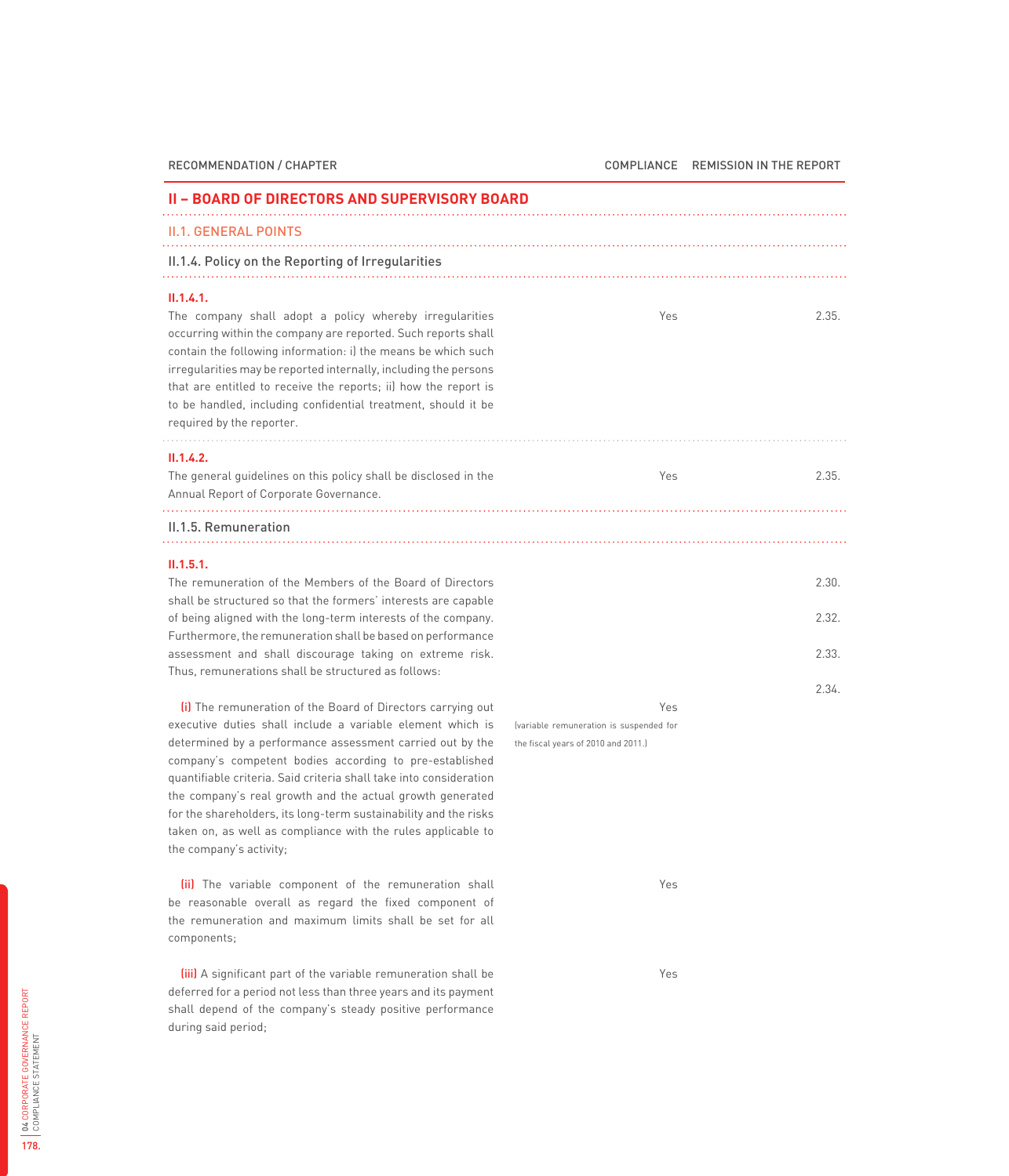| RECOMMENDATION / CHAPTER | COMPLIANCE | REMISSION IN THE REPORT |
|---|---|---|
| **II – BOARD OF DIRECTORS AND SUPERVISORY BOARD** | | |
| II.1. GENERAL POINTS | | |
| II.1.4. Policy on the Reporting of Irregularities | | |
| **II.1.4.1.** The company shall adopt a policy whereby irregularities occurring within the company are reported. Such reports shall contain the following information: i) the means be which such irregularities may be reported internally, including the persons that are entitled to receive the reports; ii) how the report is to be handled, including confidential treatment, should it be required by the reporter. | Yes | 2.35. |
| **II.1.4.2.** The general guidelines on this policy shall be disclosed in the Annual Report of Corporate Governance. | Yes | 2.35. |
| II.1.5. Remuneration | | |
| **II.1.5.1.** The remuneration of the Members of the Board of Directors shall be structured so that the formers' interests are capable of being aligned with the long-term interests of the company. Furthermore, the remuneration shall be based on performance assessment and shall discourage taking on extreme risk. Thus, remunerations shall be structured as follows: | | 2.30. 2.32. 2.33. 2.34. |
| (i) The remuneration of the Board of Directors carrying out executive duties shall include a variable element which is determined by a performance assessment carried out by the company's competent bodies according to pre-established quantifiable criteria. Said criteria shall take into consideration the company's real growth and the actual growth generated for the shareholders, its long-term sustainability and the risks taken on, as well as compliance with the rules applicable to the company's activity; | Yes (variable remuneration is suspended for the fiscal years of 2010 and 2011.) | |
| (ii) The variable component of the remuneration shall be reasonable overall as regard the fixed component of the remuneration and maximum limits shall be set for all components; | Yes | |
| (iii) A significant part of the variable remuneration shall be deferred for a period not less than three years and its payment shall depend of the company's steady positive performance during said period; | Yes | |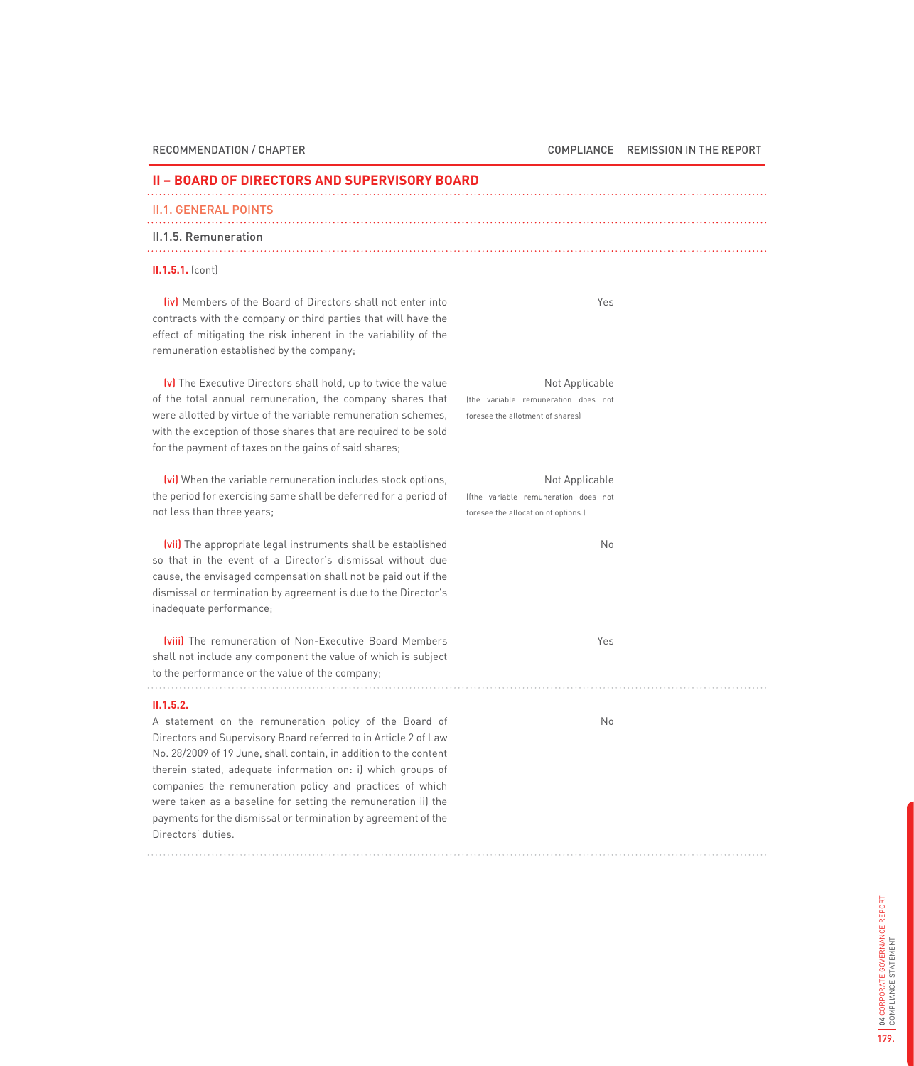| RECOMMENDATION / CHAPTER | COMPLIANCE | REMISSION IN THE REPORT |
|---|---|---|
| **II – BOARD OF DIRECTORS AND SUPERVISORY BOARD** | | |
| II.1. GENERAL POINTS | | |
| II.1.5. Remuneration | | |
| **II.1.5.1.** (cont) | | |
| (iv) Members of the Board of Directors shall not enter into contracts with the company or third parties that will have the effect of mitigating the risk inherent in the variability of the remuneration established by the company; | Yes | |
| (v) The Executive Directors shall hold, up to twice the value of the total annual remuneration, the company shares that were allotted by virtue of the variable remuneration schemes, with the exception of those shares that are required to be sold for the payment of taxes on the gains of said shares; | Not Applicable (the variable remuneration does not foresee the allotment of shares) | |
| (vi) When the variable remuneration includes stock options, the period for exercising same shall be deferred for a period of not less than three years; | Not Applicable ((the variable remuneration does not foresee the allocation of options.) | |
| (vii) The appropriate legal instruments shall be established so that in the event of a Director's dismissal without due cause, the envisaged compensation shall not be paid out if the dismissal or termination by agreement is due to the Director's inadequate performance; | No | |
| (viii) The remuneration of Non-Executive Board Members shall not include any component the value of which is subject to the performance or the value of the company; | Yes | |
| **II.1.5.2.** A statement on the remuneration policy of the Board of Directors and Supervisory Board referred to in Article 2 of Law No. 28/2009 of 19 June, shall contain, in addition to the content therein stated, adequate information on: i) which groups of companies the remuneration policy and practices of which were taken as a baseline for setting the remuneration ii) the payments for the dismissal or termination by agreement of the Directors' duties. | No | |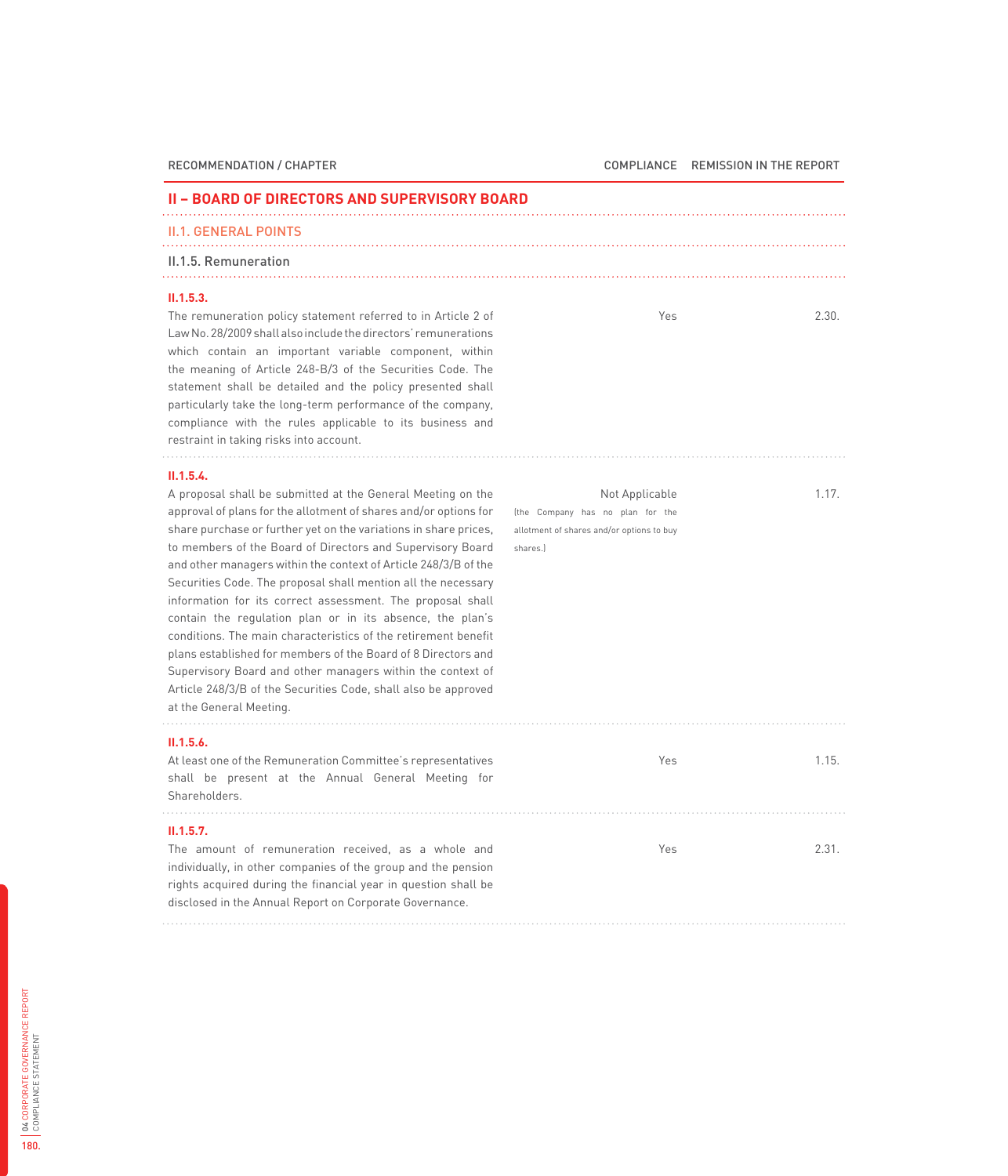| RECOMMENDATION / CHAPTER | COMPLIANCE | REMISSION IN THE REPORT |
|---|---|---|

## II – BOARD OF DIRECTORS AND SUPERVISORY BOARD

### II.1. GENERAL POINTS

#### II.1.5. Remuneration

| RECOMMENDATION / CHAPTER | COMPLIANCE | REMISSION IN THE REPORT |
|---|---|---|
| **II.1.5.3.** The remuneration policy statement referred to in Article 2 of Law No. 28/2009 shall also include the directors' remunerations which contain an important variable component, within the meaning of Article 248-B/3 of the Securities Code. The statement shall be detailed and the policy presented shall particularly take the long-term performance of the company, compliance with the rules applicable to its business and restraint in taking risks into account. | Yes | 2.30. |
| **II.1.5.4.** A proposal shall be submitted at the General Meeting on the approval of plans for the allotment of shares and/or options for share purchase or further yet on the variations in share prices, to members of the Board of Directors and Supervisory Board and other managers within the context of Article 248/3/B of the Securities Code. The proposal shall mention all the necessary information for its correct assessment. The proposal shall contain the regulation plan or in its absence, the plan's conditions. The main characteristics of the retirement benefit plans established for members of the Board of 8 Directors and Supervisory Board and other managers within the context of Article 248/3/B of the Securities Code, shall also be approved at the General Meeting. | Not Applicable (the Company has no plan for the allotment of shares and/or options to buy shares.) | 1.17. |
| **II.1.5.6.** At least one of the Remuneration Committee's representatives shall be present at the Annual General Meeting for Shareholders. | Yes | 1.15. |
| **II.1.5.7.** The amount of remuneration received, as a whole and individually, in other companies of the group and the pension rights acquired during the financial year in question shall be disclosed in the Annual Report on Corporate Governance. | Yes | 2.31. |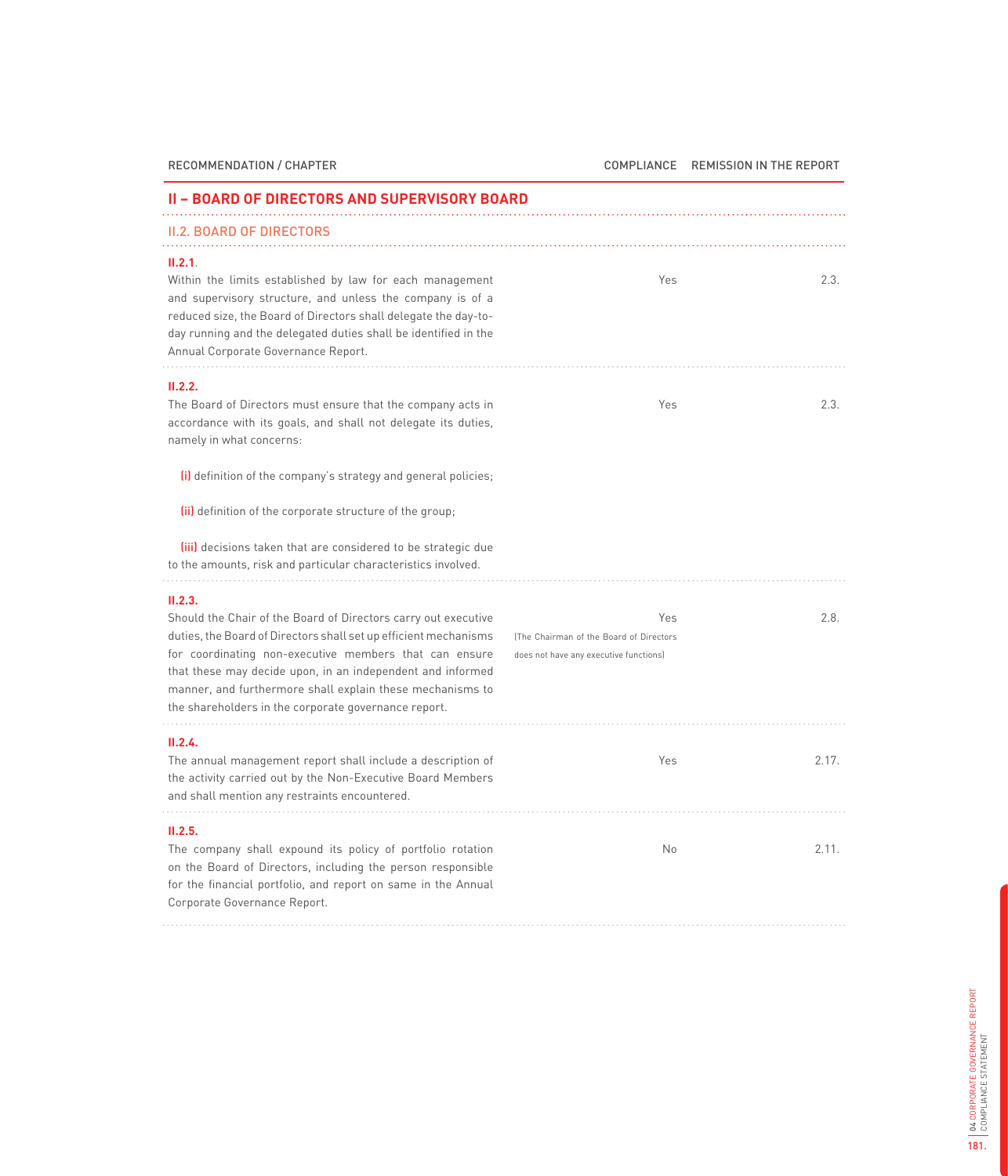| RECOMMENDATION / CHAPTER | COMPLIANCE | REMISSION IN THE REPORT |
|---|---|---|
| **II – BOARD OF DIRECTORS AND SUPERVISORY BOARD** | | |
| II.2. BOARD OF DIRECTORS | | |
| **II.2.1**. Within the limits established by law for each management and supervisory structure, and unless the company is of a reduced size, the Board of Directors shall delegate the day-to-day running and the delegated duties shall be identified in the Annual Corporate Governance Report. | Yes | 2.3. |
| **II.2.2.** The Board of Directors must ensure that the company acts in accordance with its goals, and shall not delegate its duties, namely in what concerns: (i) definition of the company's strategy and general policies; (ii) definition of the corporate structure of the group; (iii) decisions taken that are considered to be strategic due to the amounts, risk and particular characteristics involved. | Yes | 2.3. |
| **II.2.3.** Should the Chair of the Board of Directors carry out executive duties, the Board of Directors shall set up efficient mechanisms for coordinating non-executive members that can ensure that these may decide upon, in an independent and informed manner, and furthermore shall explain these mechanisms to the shareholders in the corporate governance report. | Yes (The Chairman of the Board of Directors does not have any executive functions) | 2.8. |
| **II.2.4.** The annual management report shall include a description of the activity carried out by the Non-Executive Board Members and shall mention any restraints encountered. | Yes | 2.17. |
| **II.2.5.** The company shall expound its policy of portfolio rotation on the Board of Directors, including the person responsible for the financial portfolio, and report on same in the Annual Corporate Governance Report. | No | 2.11. |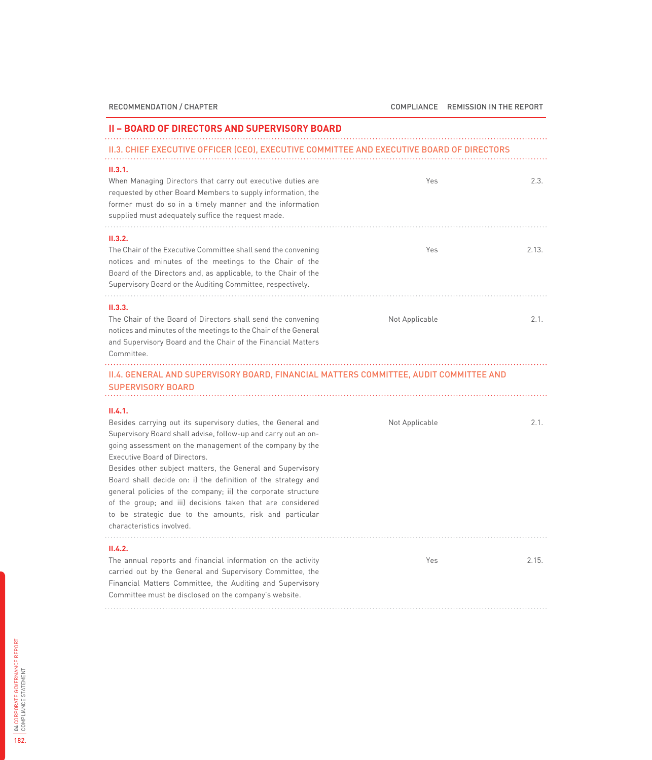| RECOMMENDATION / CHAPTER | COMPLIANCE | REMISSION IN THE REPORT |
|---|---|---|

## II – BOARD OF DIRECTORS AND SUPERVISORY BOARD

### II.3. CHIEF EXECUTIVE OFFICER (CEO), EXECUTIVE COMMITTEE AND EXECUTIVE BOARD OF DIRECTORS

| RECOMMENDATION / CHAPTER | COMPLIANCE | REMISSION IN THE REPORT |
|---|---|---|
| **II.3.1.** When Managing Directors that carry out executive duties are requested by other Board Members to supply information, the former must do so in a timely manner and the information supplied must adequately suffice the request made. | Yes | 2.3. |
| **II.3.2.** The Chair of the Executive Committee shall send the convening notices and minutes of the meetings to the Chair of the Board of the Directors and, as applicable, to the Chair of the Supervisory Board or the Auditing Committee, respectively. | Yes | 2.13. |
| **II.3.3.** The Chair of the Board of Directors shall send the convening notices and minutes of the meetings to the Chair of the General and Supervisory Board and the Chair of the Financial Matters Committee. | Not Applicable | 2.1. |

### II.4. GENERAL AND SUPERVISORY BOARD, FINANCIAL MATTERS COMMITTEE, AUDIT COMMITTEE AND SUPERVISORY BOARD

| RECOMMENDATION / CHAPTER | COMPLIANCE | REMISSION IN THE REPORT |
|---|---|---|
| **II.4.1.** Besides carrying out its supervisory duties, the General and Supervisory Board shall advise, follow-up and carry out an on-going assessment on the management of the company by the Executive Board of Directors. Besides other subject matters, the General and Supervisory Board shall decide on: i) the definition of the strategy and general policies of the company; ii) the corporate structure of the group; and iii) decisions taken that are considered to be strategic due to the amounts, risk and particular characteristics involved. | Not Applicable | 2.1. |
| **II.4.2.** The annual reports and financial information on the activity carried out by the General and Supervisory Committee, the Financial Matters Committee, the Auditing and Supervisory Committee must be disclosed on the company's website. | Yes | 2.15. |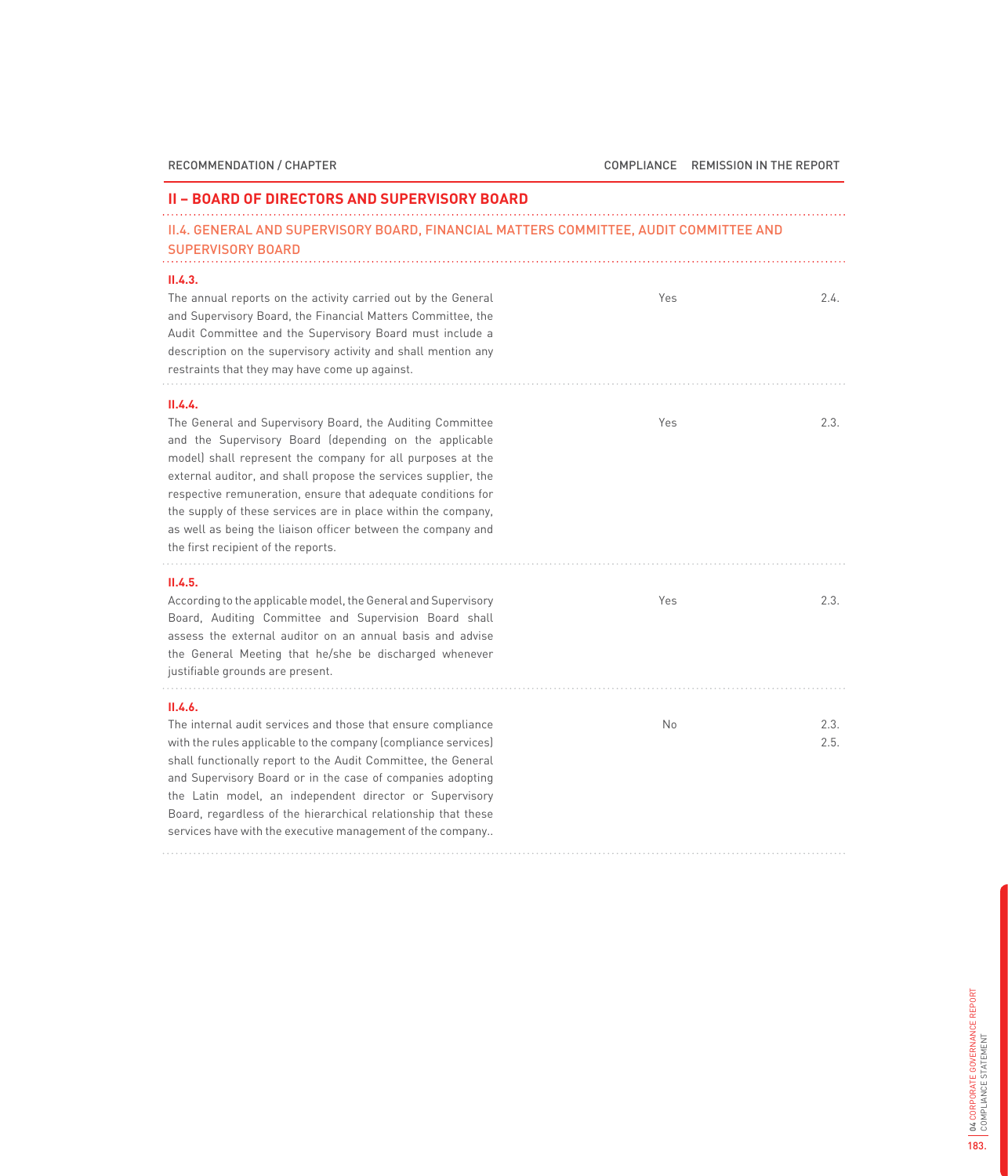| RECOMMENDATION / CHAPTER | COMPLIANCE | REMISSION IN THE REPORT |
|---|---|---|

## II – BOARD OF DIRECTORS AND SUPERVISORY BOARD

### II.4. GENERAL AND SUPERVISORY BOARD, FINANCIAL MATTERS COMMITTEE, AUDIT COMMITTEE AND SUPERVISORY BOARD

| RECOMMENDATION / CHAPTER | COMPLIANCE | REMISSION IN THE REPORT |
|---|---|---|
| **II.4.3.** The annual reports on the activity carried out by the General and Supervisory Board, the Financial Matters Committee, the Audit Committee and the Supervisory Board must include a description on the supervisory activity and shall mention any restraints that they may have come up against. | Yes | 2.4. |
| **II.4.4.** The General and Supervisory Board, the Auditing Committee and the Supervisory Board (depending on the applicable model) shall represent the company for all purposes at the external auditor, and shall propose the services supplier, the respective remuneration, ensure that adequate conditions for the supply of these services are in place within the company, as well as being the liaison officer between the company and the first recipient of the reports. | Yes | 2.3. |
| **II.4.5.** According to the applicable model, the General and Supervisory Board, Auditing Committee and Supervision Board shall assess the external auditor on an annual basis and advise the General Meeting that he/she be discharged whenever justifiable grounds are present. | Yes | 2.3. |
| **II.4.6.** The internal audit services and those that ensure compliance with the rules applicable to the company (compliance services) shall functionally report to the Audit Committee, the General and Supervisory Board or in the case of companies adopting the Latin model, an independent director or Supervisory Board, regardless of the hierarchical relationship that these services have with the executive management of the company.. | No | 2.3. 2.5. |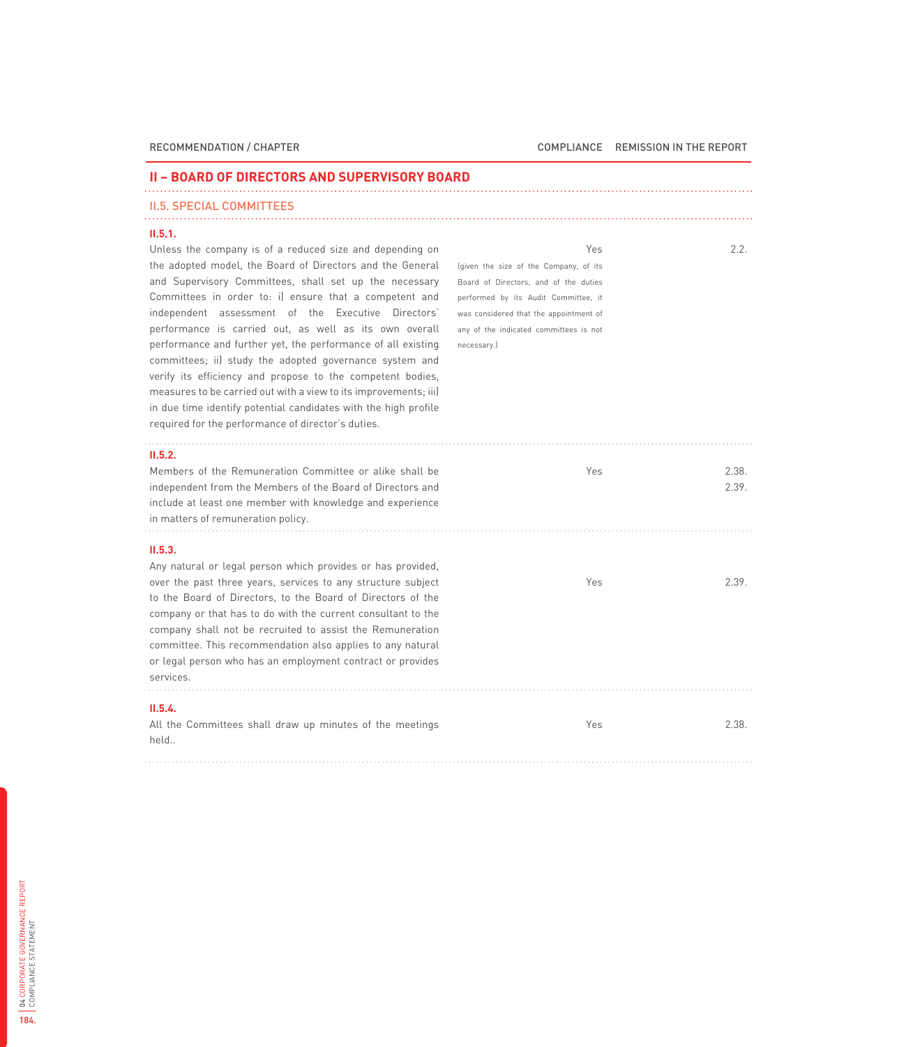| RECOMMENDATION / CHAPTER | COMPLIANCE | REMISSION IN THE REPORT |
|---|---|---|
| **II – BOARD OF DIRECTORS AND SUPERVISORY BOARD** | | |
| II.5. SPECIAL COMMITTEES | | |
| **II.5.1.** Unless the company is of a reduced size and depending on the adopted model, the Board of Directors and the General and Supervisory Committees, shall set up the necessary Committees in order to: i) ensure that a competent and independent assessment of the Executive Directors' performance is carried out, as well as its own overall performance and further yet, the performance of all existing committees; ii) study the adopted governance system and verify its efficiency and propose to the competent bodies, measures to be carried out with a view to its improvements; iii) in due time identify potential candidates with the high profile required for the performance of director's duties. | Yes (given the size of the Company, of its Board of Directors, and of the duties performed by its Audit Committee, it was considered that the appointment of any of the indicated committees is not necessary.) | 2.2. |
| **II.5.2.** Members of the Remuneration Committee or alike shall be independent from the Members of the Board of Directors and include at least one member with knowledge and experience in matters of remuneration policy. | Yes | 2.38. 2.39. |
| **II.5.3.** Any natural or legal person which provides or has provided, over the past three years, services to any structure subject to the Board of Directors, to the Board of Directors of the company or that has to do with the current consultant to the company shall not be recruited to assist the Remuneration committee. This recommendation also applies to any natural or legal person who has an employment contract or provides services. | Yes | 2.39. |
| **II.5.4.** All the Committees shall draw up minutes of the meetings held.. | Yes | 2.38. |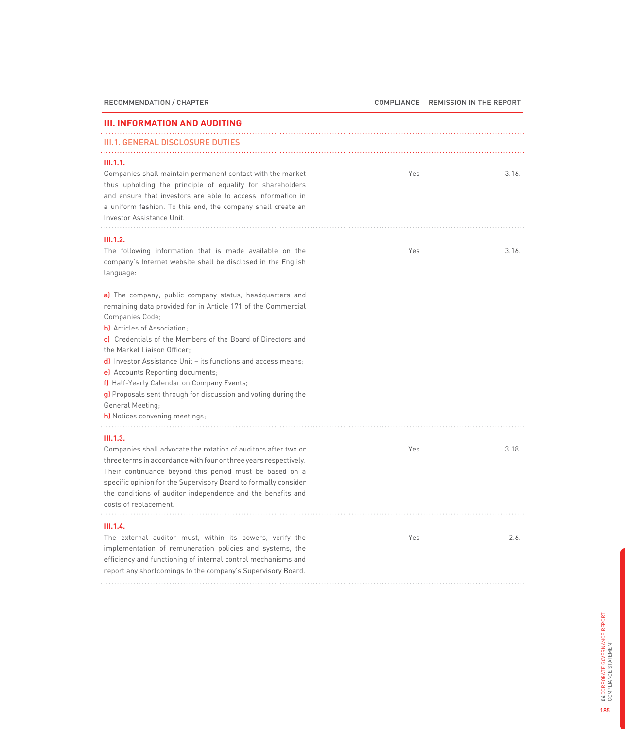| RECOMMENDATION / CHAPTER | COMPLIANCE | REMISSION IN THE REPORT |
|---|---|---|
| **III. INFORMATION AND AUDITING** | | |
| III.1. GENERAL DISCLOSURE DUTIES | | |
| **III.1.1.** Companies shall maintain permanent contact with the market thus upholding the principle of equality for shareholders and ensure that investors are able to access information in a uniform fashion. To this end, the company shall create an Investor Assistance Unit. | Yes | 3.16. |
| **III.1.2.** The following information that is made available on the company's Internet website shall be disclosed in the English language:<br><br>**a)** The company, public company status, headquarters and remaining data provided for in Article 171 of the Commercial Companies Code;<br>**b)** Articles of Association;<br>**c)** Credentials of the Members of the Board of Directors and the Market Liaison Officer;<br>**d)** Investor Assistance Unit – its functions and access means;<br>**e)** Accounts Reporting documents;<br>**f)** Half-Yearly Calendar on Company Events;<br>**g)** Proposals sent through for discussion and voting during the General Meeting;<br>**h)** Notices convening meetings; | Yes | 3.16. |
| **III.1.3.** Companies shall advocate the rotation of auditors after two or three terms in accordance with four or three years respectively. Their continuance beyond this period must be based on a specific opinion for the Supervisory Board to formally consider the conditions of auditor independence and the benefits and costs of replacement. | Yes | 3.18. |
| **III.1.4.** The external auditor must, within its powers, verify the implementation of remuneration policies and systems, the efficiency and functioning of internal control mechanisms and report any shortcomings to the company's Supervisory Board. | Yes | 2.6. |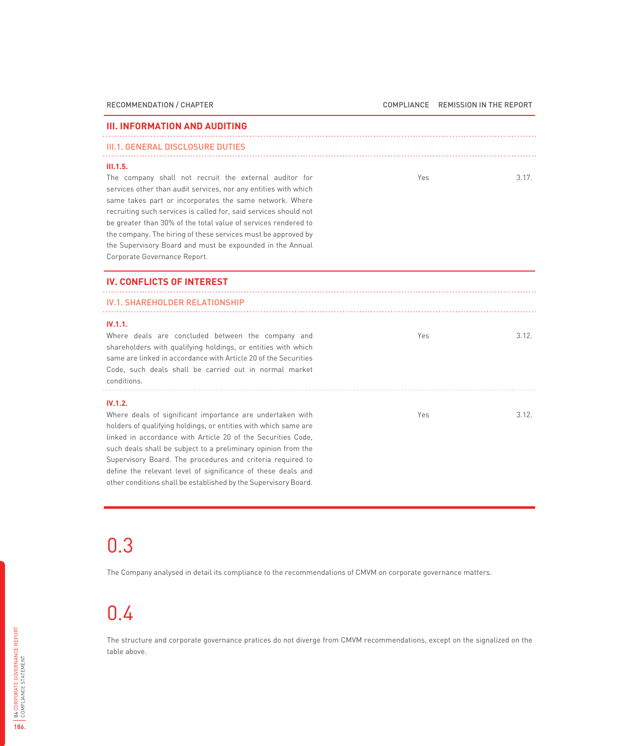| RECOMMENDATION / CHAPTER | COMPLIANCE | REMISSION IN THE REPORT |
|---|---|---|
| **III. INFORMATION AND AUDITING** | | |
| III.1. GENERAL DISCLOSURE DUTIES | | |
| **III.1.5.** The company shall not recruit the external auditor for services other than audit services, nor any entities with which same takes part or incorporates the same network. Where recruiting such services is called for, said services should not be greater than 30% of the total value of services rendered to the company. The hiring of these services must be approved by the Supervisory Board and must be expounded in the Annual Corporate Governance Report. | Yes | 3.17. |
| **IV. CONFLICTS OF INTEREST** | | |
| IV.1. SHAREHOLDER RELATIONSHIP | | |
| **IV.1.1.** Where deals are concluded between the company and shareholders with qualifying holdings, or entities with which same are linked in accordance with Article 20 of the Securities Code, such deals shall be carried out in normal market conditions. | Yes | 3.12. |
| **IV.1.2.** Where deals of significant importance are undertaken with holders of qualifying holdings, or entities with which same are linked in accordance with Article 20 of the Securities Code, such deals shall be subject to a preliminary opinion from the Supervisory Board. The procedures and criteria required to define the relevant level of significance of these deals and other conditions shall be established by the Supervisory Board. | Yes | 3.12. |

# 0.3

The Company analysed in detail its compliance to the recommendations of CMVM on corporate governance matters.

# 0.4

The structure and corporate governance pratices do not diverge from CMVM recommendations, except on the signalized on the table above.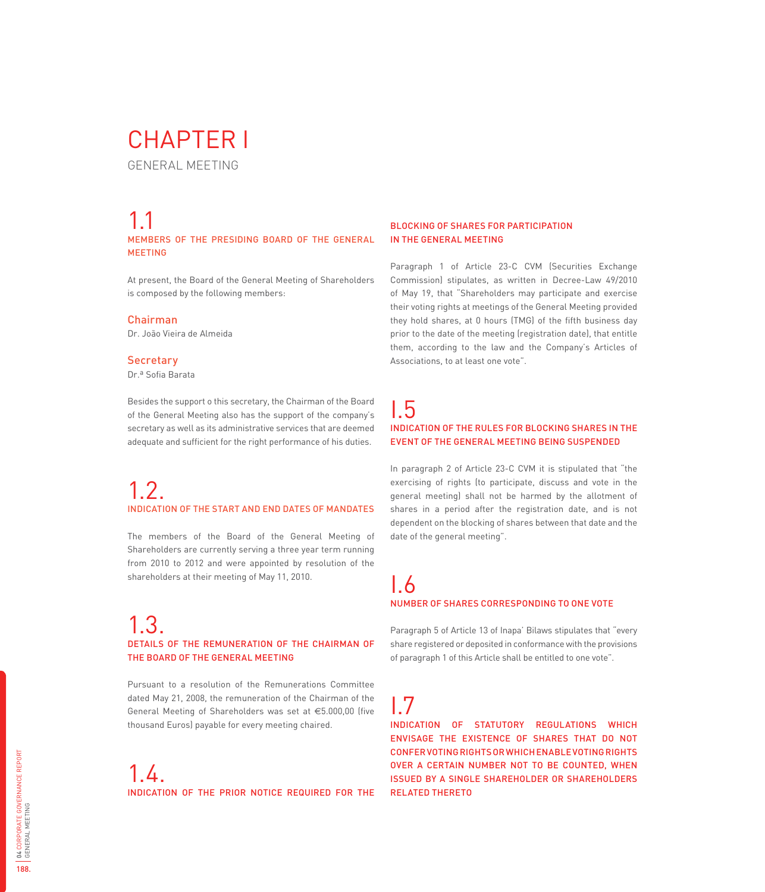# CHAPTER I

GENERAL MEETING

## 1.1

### MEMBERS OF THE PRESIDING BOARD OF THE GENERAL MEETING

At present, the Board of the General Meeting of Shareholders is composed by the following members:

**Chairman**
Dr. João Vieira de Almeida

**Secretary**
Dr.ª Sofia Barata

Besides the support o this secretary, the Chairman of the Board of the General Meeting also has the support of the company's secretary as well as its administrative services that are deemed adequate and sufficient for the right performance of his duties.

## 1.2.

### INDICATION OF THE START AND END DATES OF MANDATES

The members of the Board of the General Meeting of Shareholders are currently serving a three year term running from 2010 to 2012 and were appointed by resolution of the shareholders at their meeting of May 11, 2010.

## 1.3.

### DETAILS OF THE REMUNERATION OF THE CHAIRMAN OF THE BOARD OF THE GENERAL MEETING

Pursuant to a resolution of the Remunerations Committee dated May 21, 2008, the remuneration of the Chairman of the General Meeting of Shareholders was set at €5.000,00 (five thousand Euros) payable for every meeting chaired.

## 1.4.

### INDICATION OF THE PRIOR NOTICE REQUIRED FOR THE BLOCKING OF SHARES FOR PARTICIPATION IN THE GENERAL MEETING

Paragraph 1 of Article 23-C CVM (Securities Exchange Commission) stipulates, as written in Decree-Law 49/2010 of May 19, that "Shareholders may participate and exercise their voting rights at meetings of the General Meeting provided they hold shares, at 0 hours (TMG) of the fifth business day prior to the date of the meeting (registration date), that entitle them, according to the law and the Company's Articles of Associations, to at least one vote".

## I.5

### INDICATION OF THE RULES FOR BLOCKING SHARES IN THE EVENT OF THE GENERAL MEETING BEING SUSPENDED

In paragraph 2 of Article 23-C CVM it is stipulated that "the exercising of rights (to participate, discuss and vote in the general meeting) shall not be harmed by the allotment of shares in a period after the registration date, and is not dependent on the blocking of shares between that date and the date of the general meeting".

## I.6

### NUMBER OF SHARES CORRESPONDING TO ONE VOTE

Paragraph 5 of Article 13 of Inapa' Bilaws stipulates that "every share registered or deposited in conformance with the provisions of paragraph 1 of this Article shall be entitled to one vote".

## I.7

### INDICATION OF STATUTORY REGULATIONS WHICH ENVISAGE THE EXISTENCE OF SHARES THAT DO NOT CONFER VOTING RIGHTS OR WHICH ENABLE VOTING RIGHTS OVER A CERTAIN NUMBER NOT TO BE COUNTED, WHEN ISSUED BY A SINGLE SHAREHOLDER OR SHAREHOLDERS RELATED THERETO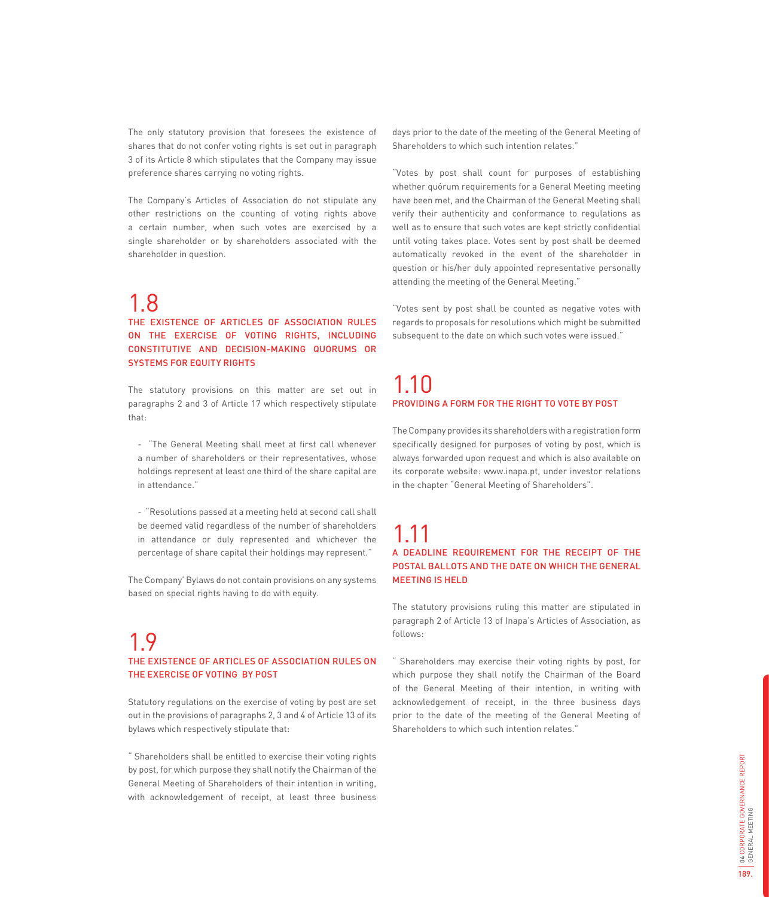The only statutory provision that foresees the existence of shares that do not confer voting rights is set out in paragraph 3 of its Article 8 which stipulates that the Company may issue preference shares carrying no voting rights.

The Company's Articles of Association do not stipulate any other restrictions on the counting of voting rights above a certain number, when such votes are exercised by a single shareholder or by shareholders associated with the shareholder in question.

## 1.8
### THE EXISTENCE OF ARTICLES OF ASSOCIATION RULES ON THE EXERCISE OF VOTING RIGHTS, INCLUDING CONSTITUTIVE AND DECISION-MAKING QUORUMS OR SYSTEMS FOR EQUITY RIGHTS

The statutory provisions on this matter are set out in paragraphs 2 and 3 of Article 17 which respectively stipulate that:

- "The General Meeting shall meet at first call whenever a number of shareholders or their representatives, whose holdings represent at least one third of the share capital are in attendance."

- "Resolutions passed at a meeting held at second call shall be deemed valid regardless of the number of shareholders in attendance or duly represented and whichever the percentage of share capital their holdings may represent."

The Company' Bylaws do not contain provisions on any systems based on special rights having to do with equity.

## 1.9
### THE EXISTENCE OF ARTICLES OF ASSOCIATION RULES ON THE EXERCISE OF VOTING BY POST

Statutory regulations on the exercise of voting by post are set out in the provisions of paragraphs 2, 3 and 4 of Article 13 of its bylaws which respectively stipulate that:

" Shareholders shall be entitled to exercise their voting rights by post, for which purpose they shall notify the Chairman of the General Meeting of Shareholders of their intention in writing, with acknowledgement of receipt, at least three business days prior to the date of the meeting of the General Meeting of Shareholders to which such intention relates."

"Votes by post shall count for purposes of establishing whether quórum requirements for a General Meeting meeting have been met, and the Chairman of the General Meeting shall verify their authenticity and conformance to regulations as well as to ensure that such votes are kept strictly confidential until voting takes place. Votes sent by post shall be deemed automatically revoked in the event of the shareholder in question or his/her duly appointed representative personally attending the meeting of the General Meeting."

"Votes sent by post shall be counted as negative votes with regards to proposals for resolutions which might be submitted subsequent to the date on which such votes were issued."

## 1.10
### PROVIDING A FORM FOR THE RIGHT TO VOTE BY POST

The Company provides its shareholders with a registration form specifically designed for purposes of voting by post, which is always forwarded upon request and which is also available on its corporate website: www.inapa.pt, under investor relations in the chapter "General Meeting of Shareholders".

## 1.11
### A DEADLINE REQUIREMENT FOR THE RECEIPT OF THE POSTAL BALLOTS AND THE DATE ON WHICH THE GENERAL MEETING IS HELD

The statutory provisions ruling this matter are stipulated in paragraph 2 of Article 13 of Inapa's Articles of Association, as follows:

" Shareholders may exercise their voting rights by post, for which purpose they shall notify the Chairman of the Board of the General Meeting of their intention, in writing with acknowledgement of receipt, in the three business days prior to the date of the meeting of the General Meeting of Shareholders to which such intention relates."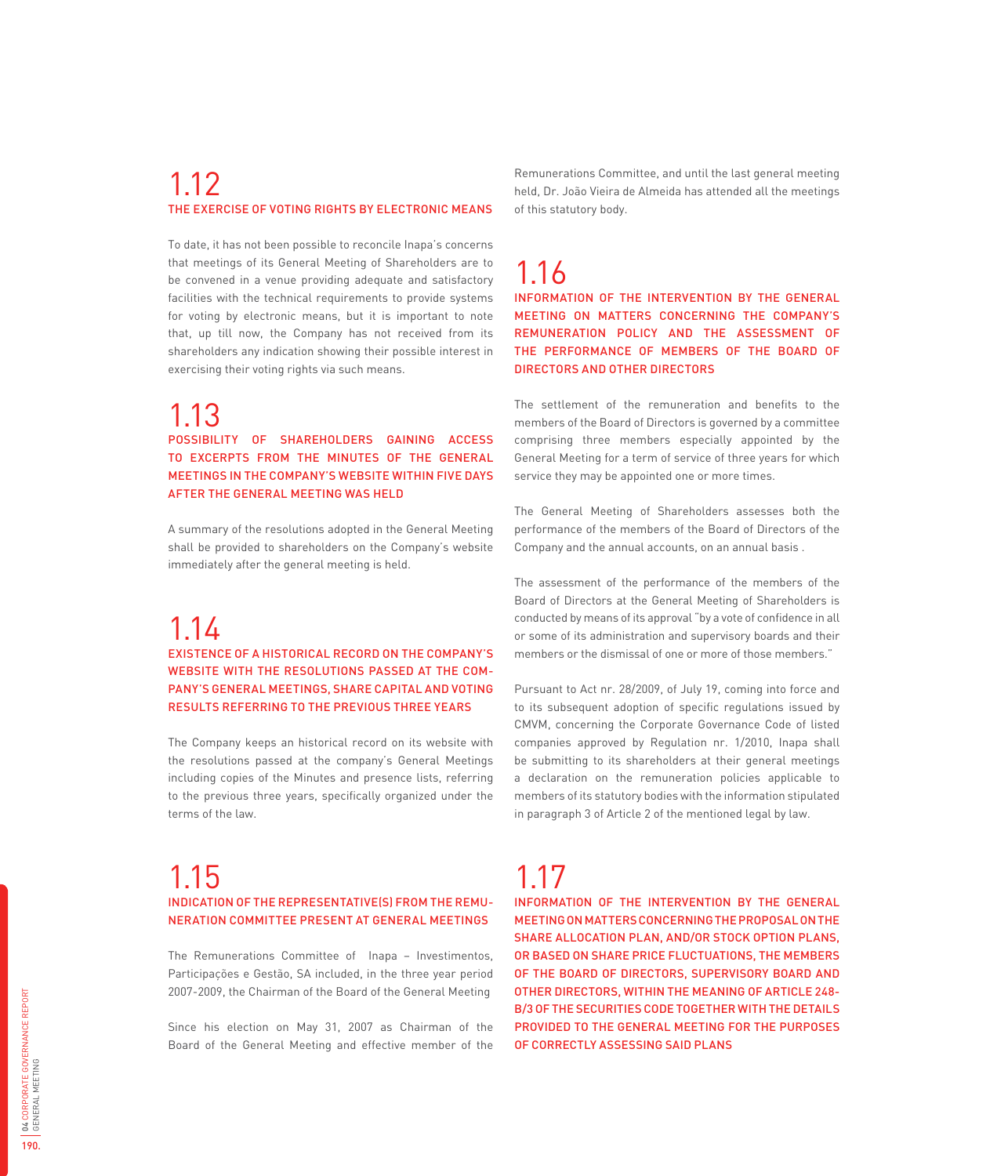## 1.12
### THE EXERCISE OF VOTING RIGHTS BY ELECTRONIC MEANS

To date, it has not been possible to reconcile Inapa's concerns that meetings of its General Meeting of Shareholders are to be convened in a venue providing adequate and satisfactory facilities with the technical requirements to provide systems for voting by electronic means, but it is important to note that, up till now, the Company has not received from its shareholders any indication showing their possible interest in exercising their voting rights via such means.

## 1.13
### POSSIBILITY OF SHAREHOLDERS GAINING ACCESS TO EXCERPTS FROM THE MINUTES OF THE GENERAL MEETINGS IN THE COMPANY'S WEBSITE WITHIN FIVE DAYS AFTER THE GENERAL MEETING WAS HELD

A summary of the resolutions adopted in the General Meeting shall be provided to shareholders on the Company's website immediately after the general meeting is held.

## 1.14
### EXISTENCE OF A HISTORICAL RECORD ON THE COMPANY'S WEBSITE WITH THE RESOLUTIONS PASSED AT THE COMPANY'S GENERAL MEETINGS, SHARE CAPITAL AND VOTING RESULTS REFERRING TO THE PREVIOUS THREE YEARS

The Company keeps an historical record on its website with the resolutions passed at the company's General Meetings including copies of the Minutes and presence lists, referring to the previous three years, specifically organized under the terms of the law.

## 1.15
### INDICATION OF THE REPRESENTATIVE(S) FROM THE REMUNERATION COMMITTEE PRESENT AT GENERAL MEETINGS

The Remunerations Committee of Inapa – Investimentos, Participações e Gestão, SA included, in the three year period 2007-2009, the Chairman of the Board of the General Meeting

Since his election on May 31, 2007 as Chairman of the Board of the General Meeting and effective member of the Remunerations Committee, and until the last general meeting held, Dr. João Vieira de Almeida has attended all the meetings of this statutory body.

## 1.16
### INFORMATION OF THE INTERVENTION BY THE GENERAL MEETING ON MATTERS CONCERNING THE COMPANY'S REMUNERATION POLICY AND THE ASSESSMENT OF THE PERFORMANCE OF MEMBERS OF THE BOARD OF DIRECTORS AND OTHER DIRECTORS

The settlement of the remuneration and benefits to the members of the Board of Directors is governed by a committee comprising three members especially appointed by the General Meeting for a term of service of three years for which service they may be appointed one or more times.

The General Meeting of Shareholders assesses both the performance of the members of the Board of Directors of the Company and the annual accounts, on an annual basis .

The assessment of the performance of the members of the Board of Directors at the General Meeting of Shareholders is conducted by means of its approval "by a vote of confidence in all or some of its administration and supervisory boards and their members or the dismissal of one or more of those members."

Pursuant to Act nr. 28/2009, of July 19, coming into force and to its subsequent adoption of specific regulations issued by CMVM, concerning the Corporate Governance Code of listed companies approved by Regulation nr. 1/2010, Inapa shall be submitting to its shareholders at their general meetings a declaration on the remuneration policies applicable to members of its statutory bodies with the information stipulated in paragraph 3 of Article 2 of the mentioned legal by law.

## 1.17
### INFORMATION OF THE INTERVENTION BY THE GENERAL MEETING ON MATTERS CONCERNING THE PROPOSAL ON THE SHARE ALLOCATION PLAN, AND/OR STOCK OPTION PLANS, OR BASED ON SHARE PRICE FLUCTUATIONS, THE MEMBERS OF THE BOARD OF DIRECTORS, SUPERVISORY BOARD AND OTHER DIRECTORS, WITHIN THE MEANING OF ARTICLE 248-B/3 OF THE SECURITIES CODE TOGETHER WITH THE DETAILS PROVIDED TO THE GENERAL MEETING FOR THE PURPOSES OF CORRECTLY ASSESSING SAID PLANS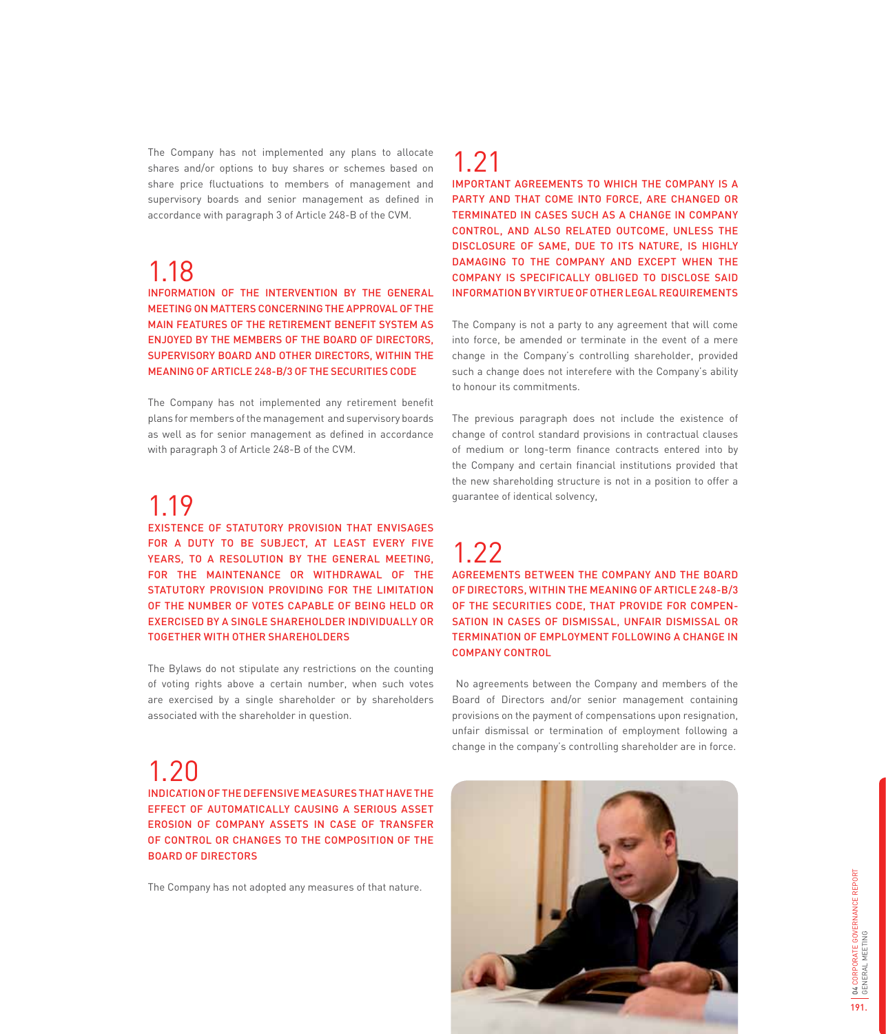The Company has not implemented any plans to allocate shares and/or options to buy shares or schemes based on share price fluctuations to members of management and supervisory boards and senior management as defined in accordance with paragraph 3 of Article 248-B of the CVM.

## 1.18

### INFORMATION OF THE INTERVENTION BY THE GENERAL MEETING ON MATTERS CONCERNING THE APPROVAL OF THE MAIN FEATURES OF THE RETIREMENT BENEFIT SYSTEM AS ENJOYED BY THE MEMBERS OF THE BOARD OF DIRECTORS, SUPERVISORY BOARD AND OTHER DIRECTORS, WITHIN THE MEANING OF ARTICLE 248-B/3 OF THE SECURITIES CODE

The Company has not implemented any retirement benefit plans for members of the management and supervisory boards as well as for senior management as defined in accordance with paragraph 3 of Article 248-B of the CVM.

## 1.19

### EXISTENCE OF STATUTORY PROVISION THAT ENVISAGES FOR A DUTY TO BE SUBJECT, AT LEAST EVERY FIVE YEARS, TO A RESOLUTION BY THE GENERAL MEETING, FOR THE MAINTENANCE OR WITHDRAWAL OF THE STATUTORY PROVISION PROVIDING FOR THE LIMITATION OF THE NUMBER OF VOTES CAPABLE OF BEING HELD OR EXERCISED BY A SINGLE SHAREHOLDER INDIVIDUALLY OR TOGETHER WITH OTHER SHAREHOLDERS

The Bylaws do not stipulate any restrictions on the counting of voting rights above a certain number, when such votes are exercised by a single shareholder or by shareholders associated with the shareholder in question.

## 1.20

### INDICATION OF THE DEFENSIVE MEASURES THAT HAVE THE EFFECT OF AUTOMATICALLY CAUSING A SERIOUS ASSET EROSION OF COMPANY ASSETS IN CASE OF TRANSFER OF CONTROL OR CHANGES TO THE COMPOSITION OF THE BOARD OF DIRECTORS

The Company has not adopted any measures of that nature.

## 1.21

### IMPORTANT AGREEMENTS TO WHICH THE COMPANY IS A PARTY AND THAT COME INTO FORCE, ARE CHANGED OR TERMINATED IN CASES SUCH AS A CHANGE IN COMPANY CONTROL, AND ALSO RELATED OUTCOME, UNLESS THE DISCLOSURE OF SAME, DUE TO ITS NATURE, IS HIGHLY DAMAGING TO THE COMPANY AND EXCEPT WHEN THE COMPANY IS SPECIFICALLY OBLIGED TO DISCLOSE SAID INFORMATION BY VIRTUE OF OTHER LEGAL REQUIREMENTS

The Company is not a party to any agreement that will come into force, be amended or terminate in the event of a mere change in the Company's controlling shareholder, provided such a change does not interefere with the Company's ability to honour its commitments.

The previous paragraph does not include the existence of change of control standard provisions in contractual clauses of medium or long-term finance contracts entered into by the Company and certain financial institutions provided that the new shareholding structure is not in a position to offer a guarantee of identical solvency,

## 1.22

### AGREEMENTS BETWEEN THE COMPANY AND THE BOARD OF DIRECTORS, WITHIN THE MEANING OF ARTICLE 248-B/3 OF THE SECURITIES CODE, THAT PROVIDE FOR COMPENSATION IN CASES OF DISMISSAL, UNFAIR DISMISSAL OR TERMINATION OF EMPLOYMENT FOLLOWING A CHANGE IN COMPANY CONTROL

No agreements between the Company and members of the Board of Directors and/or senior management containing provisions on the payment of compensations upon resignation, unfair dismissal or termination of employment following a change in the company's controlling shareholder are in force.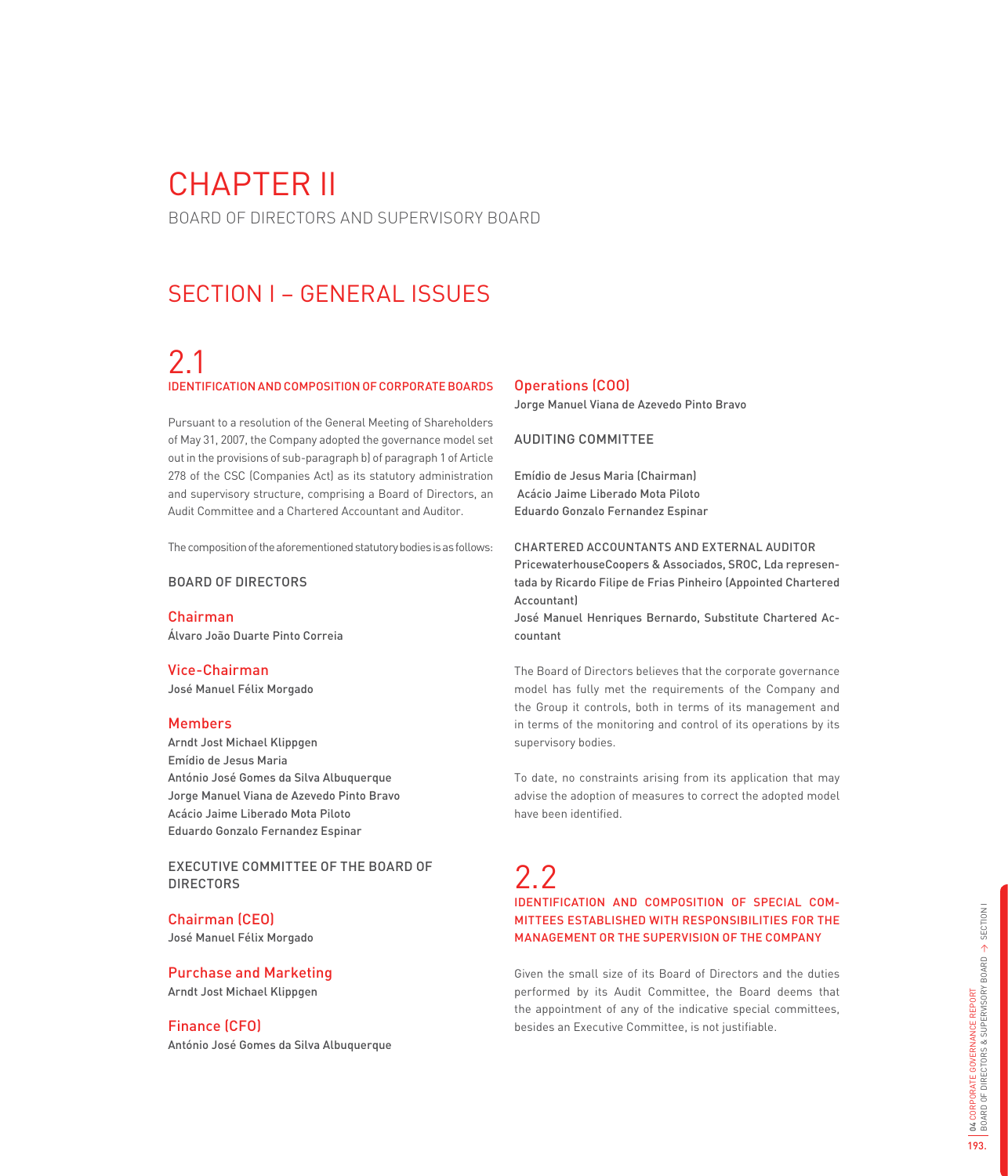# CHAPTER II

BOARD OF DIRECTORS AND SUPERVISORY BOARD

## SECTION I – GENERAL ISSUES

### 2.1
### IDENTIFICATION AND COMPOSITION OF CORPORATE BOARDS

Pursuant to a resolution of the General Meeting of Shareholders of May 31, 2007, the Company adopted the governance model set out in the provisions of sub-paragraph b) of paragraph 1 of Article 278 of the CSC (Companies Act) as its statutory administration and supervisory structure, comprising a Board of Directors, an Audit Committee and a Chartered Accountant and Auditor.

The composition of the aforementioned statutory bodies is as follows:

BOARD OF DIRECTORS

**Chairman**
Álvaro João Duarte Pinto Correia

**Vice-Chairman**
José Manuel Félix Morgado

**Members**
Arndt Jost Michael Klippgen
Emídio de Jesus Maria
António José Gomes da Silva Albuquerque
Jorge Manuel Viana de Azevedo Pinto Bravo
Acácio Jaime Liberado Mota Piloto
Eduardo Gonzalo Fernandez Espinar

EXECUTIVE COMMITTEE OF THE BOARD OF DIRECTORS

**Chairman (CEO)**
José Manuel Félix Morgado

**Purchase and Marketing**
Arndt Jost Michael Klippgen

**Finance (CFO)**
António José Gomes da Silva Albuquerque

**Operations (COO)**
Jorge Manuel Viana de Azevedo Pinto Bravo

AUDITING COMMITTEE

Emídio de Jesus Maria (Chairman)
Acácio Jaime Liberado Mota Piloto
Eduardo Gonzalo Fernandez Espinar

CHARTERED ACCOUNTANTS AND EXTERNAL AUDITOR
PricewaterhouseCoopers & Associados, SROC, Lda representada by Ricardo Filipe de Frias Pinheiro (Appointed Chartered Accountant)
José Manuel Henriques Bernardo, Substitute Chartered Accountant

The Board of Directors believes that the corporate governance model has fully met the requirements of the Company and the Group it controls, both in terms of its management and in terms of the monitoring and control of its operations by its supervisory bodies.

To date, no constraints arising from its application that may advise the adoption of measures to correct the adopted model have been identified.

### 2.2
### IDENTIFICATION AND COMPOSITION OF SPECIAL COMMITTEES ESTABLISHED WITH RESPONSIBILITIES FOR THE MANAGEMENT OR THE SUPERVISION OF THE COMPANY

Given the small size of its Board of Directors and the duties performed by its Audit Committee, the Board deems that the appointment of any of the indicative special committees, besides an Executive Committee, is not justifiable.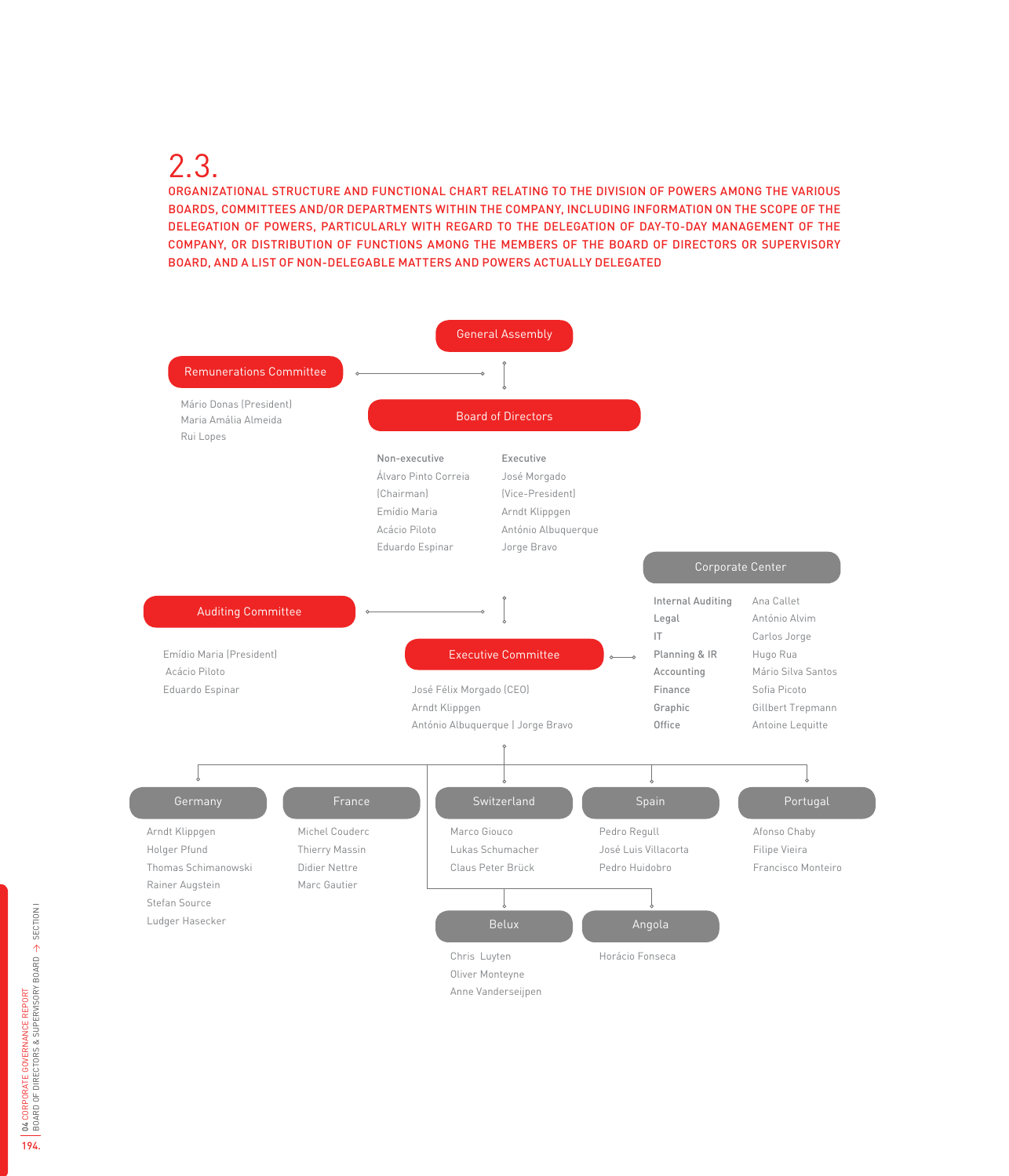# 2.3.

## ORGANIZATIONAL STRUCTURE AND FUNCTIONAL CHART RELATING TO THE DIVISION OF POWERS AMONG THE VARIOUS BOARDS, COMMITTEES AND/OR DEPARTMENTS WITHIN THE COMPANY, INCLUDING INFORMATION ON THE SCOPE OF THE DELEGATION OF POWERS, PARTICULARLY WITH REGARD TO THE DELEGATION OF DAY-TO-DAY MANAGEMENT OF THE COMPANY, OR DISTRIBUTION OF FUNCTIONS AMONG THE MEMBERS OF THE BOARD OF DIRECTORS OR SUPERVISORY BOARD, AND A LIST OF NON-DELEGABLE MATTERS AND POWERS ACTUALLY DELEGATED

**General Assembly**

**Remunerations Committee**

Mário Donas (President)
Maria Amália Almeida
Rui Lopes

**Board of Directors**

| Non-executive | Executive |
|---|---|
| Álvaro Pinto Correia (Chairman) | José Morgado (Vice-President) |
| Emídio Maria | Arndt Klippgen |
| Acácio Piloto | António Albuquerque |
| Eduardo Espinar | Jorge Bravo |

**Auditing Committee**

Emídio Maria (President)
Acácio Piloto
Eduardo Espinar

**Executive Committee**

José Félix Morgado (CEO)
Arndt Klippgen
António Albuquerque | Jorge Bravo

**Corporate Center**

| | |
|---|---|
| Internal Auditing | Ana Callet |
| Legal | António Alvim |
| IT | Carlos Jorge |
| Planning & IR | Hugo Rua |
| Accounting | Mário Silva Santos |
| Finance | Sofia Picoto |
| Graphic | Gillbert Trepmann |
| Office | Antoine Lequitte |

**Germany**

Arndt Klippgen
Holger Pfund
Thomas Schimanowski
Rainer Augstein
Stefan Source
Ludger Hasecker

**France**

Michel Couderc
Thierry Massin
Didier Nettre
Marc Gautier

**Switzerland**

Marco Giouco
Lukas Schumacher
Claus Peter Brück

**Spain**

Pedro Regull
José Luis Villacorta
Pedro Huidobro

**Portugal**

Afonso Chaby
Filipe Vieira
Francisco Monteiro

**Belux**

Chris Luyten
Oliver Monteyne
Anne Vanderseijpen

**Angola**

Horácio Fonseca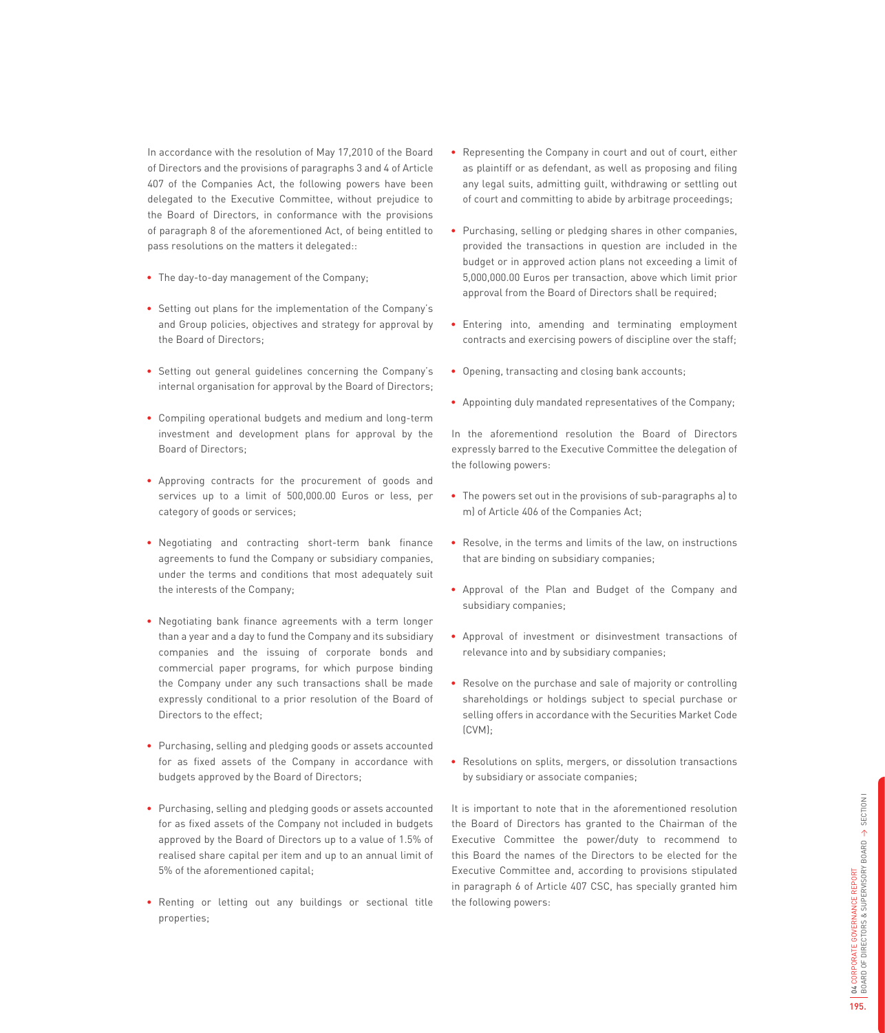In accordance with the resolution of May 17,2010 of the Board of Directors and the provisions of paragraphs 3 and 4 of Article 407 of the Companies Act, the following powers have been delegated to the Executive Committee, without prejudice to the Board of Directors, in conformance with the provisions of paragraph 8 of the aforementioned Act, of being entitled to pass resolutions on the matters it delegated::

- The day-to-day management of the Company;
- Setting out plans for the implementation of the Company's and Group policies, objectives and strategy for approval by the Board of Directors;
- Setting out general guidelines concerning the Company's internal organisation for approval by the Board of Directors;
- Compiling operational budgets and medium and long-term investment and development plans for approval by the Board of Directors;
- Approving contracts for the procurement of goods and services up to a limit of 500,000.00 Euros or less, per category of goods or services;
- Negotiating and contracting short-term bank finance agreements to fund the Company or subsidiary companies, under the terms and conditions that most adequately suit the interests of the Company;
- Negotiating bank finance agreements with a term longer than a year and a day to fund the Company and its subsidiary companies and the issuing of corporate bonds and commercial paper programs, for which purpose binding the Company under any such transactions shall be made expressly conditional to a prior resolution of the Board of Directors to the effect;
- Purchasing, selling and pledging goods or assets accounted for as fixed assets of the Company in accordance with budgets approved by the Board of Directors;
- Purchasing, selling and pledging goods or assets accounted for as fixed assets of the Company not included in budgets approved by the Board of Directors up to a value of 1.5% of realised share capital per item and up to an annual limit of 5% of the aforementioned capital;
- Renting or letting out any buildings or sectional title properties;
- Representing the Company in court and out of court, either as plaintiff or as defendant, as well as proposing and filing any legal suits, admitting guilt, withdrawing or settling out of court and committing to abide by arbitrage proceedings;
- Purchasing, selling or pledging shares in other companies, provided the transactions in question are included in the budget or in approved action plans not exceeding a limit of 5,000,000.00 Euros per transaction, above which limit prior approval from the Board of Directors shall be required;
- Entering into, amending and terminating employment contracts and exercising powers of discipline over the staff;
- Opening, transacting and closing bank accounts;
- Appointing duly mandated representatives of the Company;

In the aforementiond resolution the Board of Directors expressly barred to the Executive Committee the delegation of the following powers:

- The powers set out in the provisions of sub-paragraphs a) to m) of Article 406 of the Companies Act;
- Resolve, in the terms and limits of the law, on instructions that are binding on subsidiary companies;
- Approval of the Plan and Budget of the Company and subsidiary companies;
- Approval of investment or disinvestment transactions of relevance into and by subsidiary companies;
- Resolve on the purchase and sale of majority or controlling shareholdings or holdings subject to special purchase or selling offers in accordance with the Securities Market Code (CVM);
- Resolutions on splits, mergers, or dissolution transactions by subsidiary or associate companies;

It is important to note that in the aforementioned resolution the Board of Directors has granted to the Chairman of the Executive Committee the power/duty to recommend to this Board the names of the Directors to be elected for the Executive Committee and, according to provisions stipulated in paragraph 6 of Article 407 CSC, has specially granted him the following powers: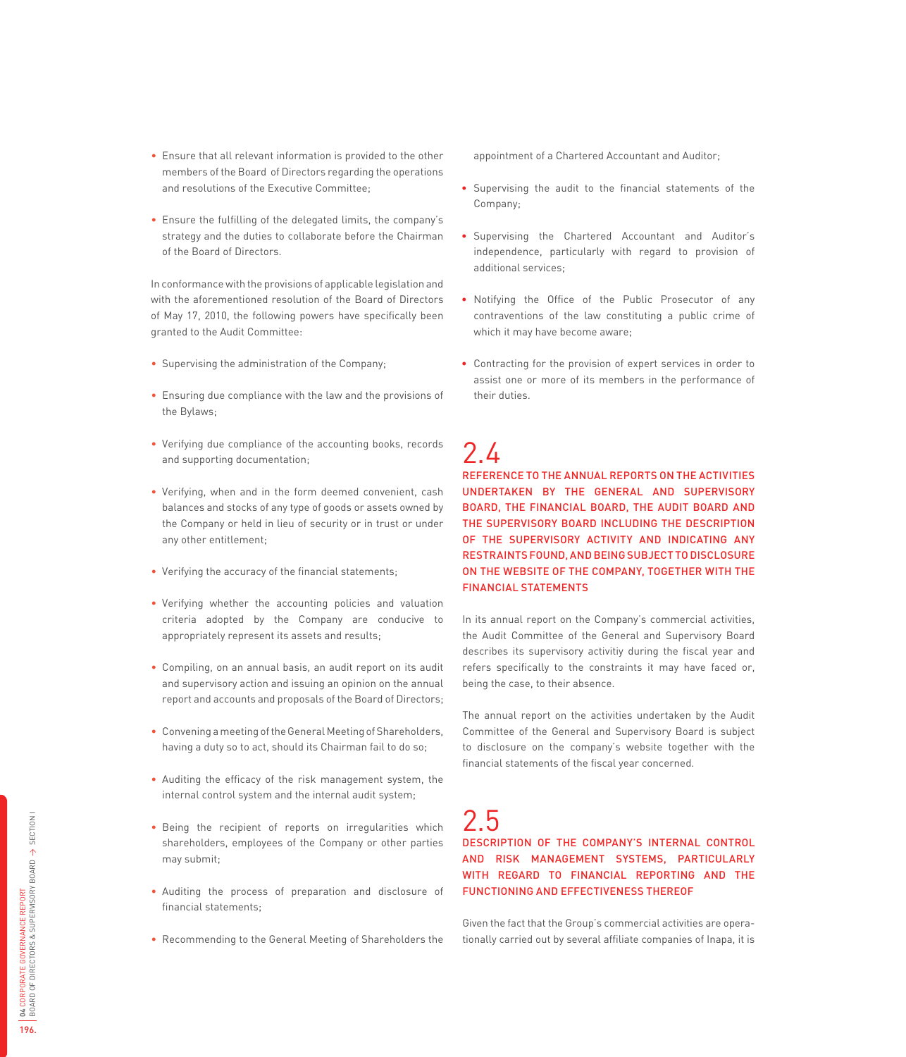- Ensure that all relevant information is provided to the other members of the Board of Directors regarding the operations and resolutions of the Executive Committee;

- Ensure the fulfilling of the delegated limits, the company's strategy and the duties to collaborate before the Chairman of the Board of Directors.

In conformance with the provisions of applicable legislation and with the aforementioned resolution of the Board of Directors of May 17, 2010, the following powers have specifically been granted to the Audit Committee:

- Supervising the administration of the Company;

- Ensuring due compliance with the law and the provisions of the Bylaws;

- Verifying due compliance of the accounting books, records and supporting documentation;

- Verifying, when and in the form deemed convenient, cash balances and stocks of any type of goods or assets owned by the Company or held in lieu of security or in trust or under any other entitlement;

- Verifying the accuracy of the financial statements;

- Verifying whether the accounting policies and valuation criteria adopted by the Company are conducive to appropriately represent its assets and results;

- Compiling, on an annual basis, an audit report on its audit and supervisory action and issuing an opinion on the annual report and accounts and proposals of the Board of Directors;

- Convening a meeting of the General Meeting of Shareholders, having a duty so to act, should its Chairman fail to do so;

- Auditing the efficacy of the risk management system, the internal control system and the internal audit system;

- Being the recipient of reports on irregularities which shareholders, employees of the Company or other parties may submit;

- Auditing the process of preparation and disclosure of financial statements;

- Recommending to the General Meeting of Shareholders the appointment of a Chartered Accountant and Auditor;

- Supervising the audit to the financial statements of the Company;

- Supervising the Chartered Accountant and Auditor's independence, particularly with regard to provision of additional services;

- Notifying the Office of the Public Prosecutor of any contraventions of the law constituting a public crime of which it may have become aware;

- Contracting for the provision of expert services in order to assist one or more of its members in the performance of their duties.

## 2.4
## REFERENCE TO THE ANNUAL REPORTS ON THE ACTIVITIES UNDERTAKEN BY THE GENERAL AND SUPERVISORY BOARD, THE FINANCIAL BOARD, THE AUDIT BOARD AND THE SUPERVISORY BOARD INCLUDING THE DESCRIPTION OF THE SUPERVISORY ACTIVITY AND INDICATING ANY RESTRAINTS FOUND, AND BEING SUBJECT TO DISCLOSURE ON THE WEBSITE OF THE COMPANY, TOGETHER WITH THE FINANCIAL STATEMENTS

In its annual report on the Company's commercial activities, the Audit Committee of the General and Supervisory Board describes its supervisory activitiy during the fiscal year and refers specifically to the constraints it may have faced or, being the case, to their absence.

The annual report on the activities undertaken by the Audit Committee of the General and Supervisory Board is subject to disclosure on the company's website together with the financial statements of the fiscal year concerned.

## 2.5
## DESCRIPTION OF THE COMPANY'S INTERNAL CONTROL AND RISK MANAGEMENT SYSTEMS, PARTICULARLY WITH REGARD TO FINANCIAL REPORTING AND THE FUNCTIONING AND EFFECTIVENESS THEREOF

Given the fact that the Group's commercial activities are operationally carried out by several affiliate companies of Inapa, it is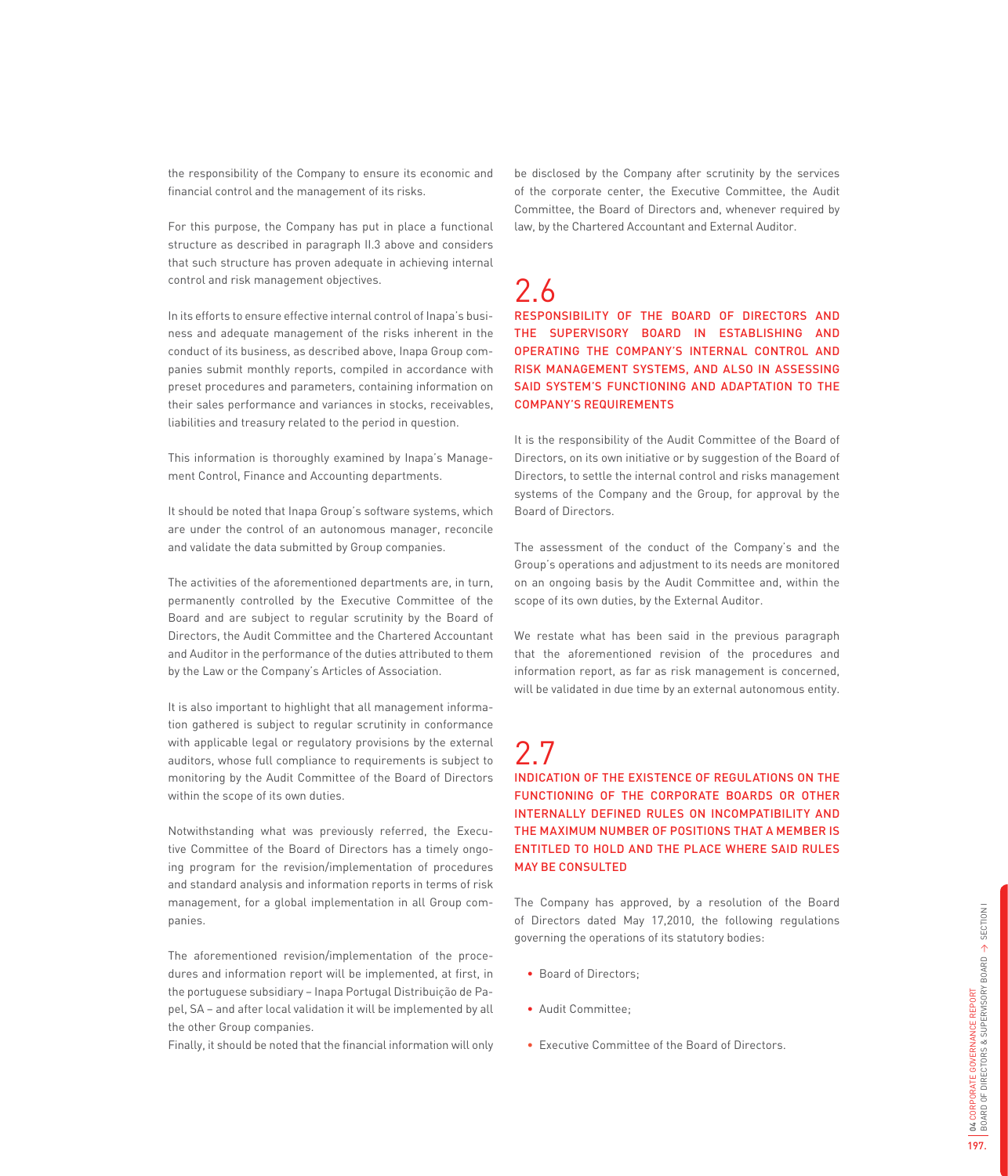the responsibility of the Company to ensure its economic and financial control and the management of its risks.

For this purpose, the Company has put in place a functional structure as described in paragraph II.3 above and considers that such structure has proven adequate in achieving internal control and risk management objectives.

In its efforts to ensure effective internal control of Inapa's business and adequate management of the risks inherent in the conduct of its business, as described above, Inapa Group companies submit monthly reports, compiled in accordance with preset procedures and parameters, containing information on their sales performance and variances in stocks, receivables, liabilities and treasury related to the period in question.

This information is thoroughly examined by Inapa's Management Control, Finance and Accounting departments.

It should be noted that Inapa Group's software systems, which are under the control of an autonomous manager, reconcile and validate the data submitted by Group companies.

The activities of the aforementioned departments are, in turn, permanently controlled by the Executive Committee of the Board and are subject to regular scrutiny by the Board of Directors, the Audit Committee and the Chartered Accountant and Auditor in the performance of the duties attributed to them by the Law or the Company's Articles of Association.

It is also important to highlight that all management information gathered is subject to regular scrutinity in conformance with applicable legal or regulatory provisions by the external auditors, whose full compliance to requirements is subject to monitoring by the Audit Committee of the Board of Directors within the scope of its own duties.

Notwithstanding what was previously referred, the Executive Committee of the Board of Directors has a timely ongoing program for the revision/implementation of procedures and standard analysis and information reports in terms of risk management, for a global implementation in all Group companies.

The aforementioned revision/implementation of the procedures and information report will be implemented, at first, in the portuguese subsidiary – Inapa Portugal Distribuição de Papel, SA – and after local validation it will be implemented by all the other Group companies.

Finally, it should be noted that the financial information will only be disclosed by the Company after scrutinity by the services of the corporate center, the Executive Committee, the Audit Committee, the Board of Directors and, whenever required by law, by the Chartered Accountant and External Auditor.

## 2.6

### RESPONSIBILITY OF THE BOARD OF DIRECTORS AND THE SUPERVISORY BOARD IN ESTABLISHING AND OPERATING THE COMPANY'S INTERNAL CONTROL AND RISK MANAGEMENT SYSTEMS, AND ALSO IN ASSESSING SAID SYSTEM'S FUNCTIONING AND ADAPTATION TO THE COMPANY'S REQUIREMENTS

It is the responsibility of the Audit Committee of the Board of Directors, on its own initiative or by suggestion of the Board of Directors, to settle the internal control and risks management systems of the Company and the Group, for approval by the Board of Directors.

The assessment of the conduct of the Company's and the Group's operations and adjustment to its needs are monitored on an ongoing basis by the Audit Committee and, within the scope of its own duties, by the External Auditor.

We restate what has been said in the previous paragraph that the aforementioned revision of the procedures and information report, as far as risk management is concerned, will be validated in due time by an external autonomous entity.

## 2.7

### INDICATION OF THE EXISTENCE OF REGULATIONS ON THE FUNCTIONING OF THE CORPORATE BOARDS OR OTHER INTERNALLY DEFINED RULES ON INCOMPATIBILITY AND THE MAXIMUM NUMBER OF POSITIONS THAT A MEMBER IS ENTITLED TO HOLD AND THE PLACE WHERE SAID RULES MAY BE CONSULTED

The Company has approved, by a resolution of the Board of Directors dated May 17,2010, the following regulations governing the operations of its statutory bodies:

- Board of Directors;
- Audit Committee;
- Executive Committee of the Board of Directors.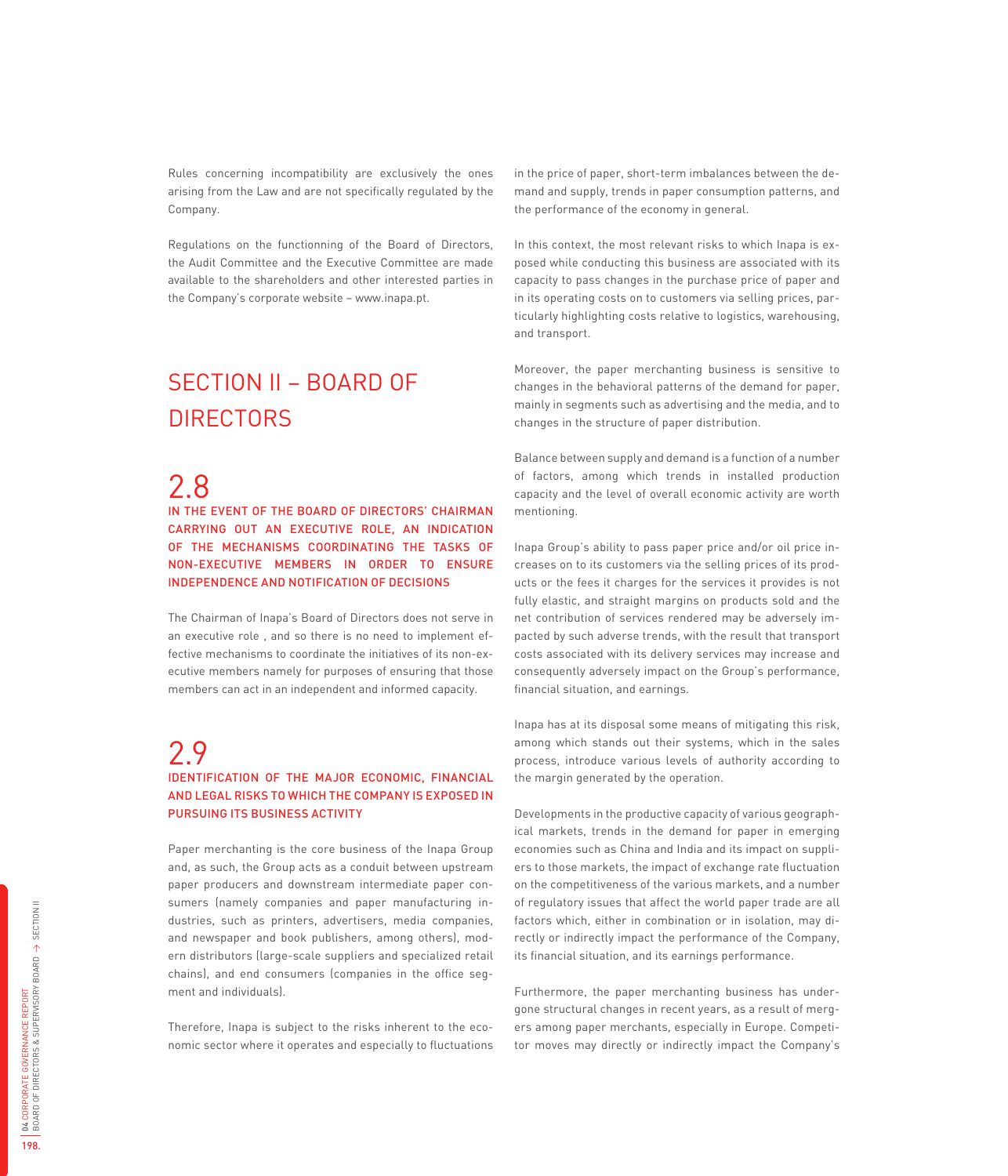Rules concerning incompatibility are exclusively the ones arising from the Law and are not specifically regulated by the Company.

Regulations on the functionning of the Board of Directors, the Audit Committee and the Executive Committee are made available to the shareholders and other interested parties in the Company's corporate website – www.inapa.pt.

# SECTION II – BOARD OF DIRECTORS

## 2.8

### IN THE EVENT OF THE BOARD OF DIRECTORS' CHAIRMAN CARRYING OUT AN EXECUTIVE ROLE, AN INDICATION OF THE MECHANISMS COORDINATING THE TASKS OF NON-EXECUTIVE MEMBERS IN ORDER TO ENSURE INDEPENDENCE AND NOTIFICATION OF DECISIONS

The Chairman of Inapa's Board of Directors does not serve in an executive role , and so there is no need to implement effective mechanisms to coordinate the initiatives of its non-executive members namely for purposes of ensuring that those members can act in an independent and informed capacity.

## 2.9

### IDENTIFICATION OF THE MAJOR ECONOMIC, FINANCIAL AND LEGAL RISKS TO WHICH THE COMPANY IS EXPOSED IN PURSUING ITS BUSINESS ACTIVITY

Paper merchanting is the core business of the Inapa Group and, as such, the Group acts as a conduit between upstream paper producers and downstream intermediate paper consumers (namely companies and paper manufacturing industries, such as printers, advertisers, media companies, and newspaper and book publishers, among others), modern distributors (large-scale suppliers and specialized retail chains), and end consumers (companies in the office segment and individuals).

Therefore, Inapa is subject to the risks inherent to the economic sector where it operates and especially to fluctuations in the price of paper, short-term imbalances between the demand and supply, trends in paper consumption patterns, and the performance of the economy in general.

In this context, the most relevant risks to which Inapa is exposed while conducting this business are associated with its capacity to pass changes in the purchase price of paper and in its operating costs on to customers via selling prices, particularly highlighting costs relative to logistics, warehousing, and transport.

Moreover, the paper merchanting business is sensitive to changes in the behavioral patterns of the demand for paper, mainly in segments such as advertising and the media, and to changes in the structure of paper distribution.

Balance between supply and demand is a function of a number of factors, among which trends in installed production capacity and the level of overall economic activity are worth mentioning.

Inapa Group's ability to pass paper price and/or oil price increases on to its customers via the selling prices of its products or the fees it charges for the services it provides is not fully elastic, and straight margins on products sold and the net contribution of services rendered may be adversely impacted by such adverse trends, with the result that transport costs associated with its delivery services may increase and consequently adversely impact on the Group's performance, financial situation, and earnings.

Inapa has at its disposal some means of mitigating this risk, among which stands out their systems, which in the sales process, introduce various levels of authority according to the margin generated by the operation.

Developments in the productive capacity of various geographical markets, trends in the demand for paper in emerging economies such as China and India and its impact on suppliers to those markets, the impact of exchange rate fluctuation on the competitiveness of the various markets, and a number of regulatory issues that affect the world paper trade are all factors which, either in combination or in isolation, may directly or indirectly impact the performance of the Company, its financial situation, and its earnings performance.

Furthermore, the paper merchanting business has undergone structural changes in recent years, as a result of mergers among paper merchants, especially in Europe. Competitor moves may directly or indirectly impact the Company's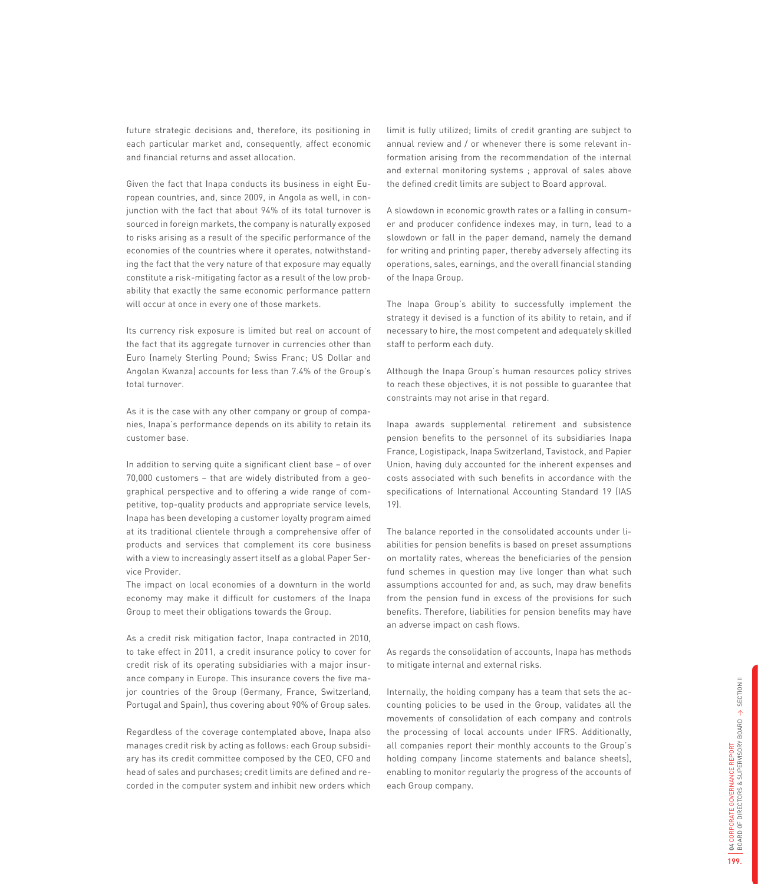future strategic decisions and, therefore, its positioning in each particular market and, consequently, affect economic and financial returns and asset allocation.

Given the fact that Inapa conducts its business in eight European countries, and, since 2009, in Angola as well, in conjunction with the fact that about 94% of its total turnover is sourced in foreign markets, the company is naturally exposed to risks arising as a result of the specific performance of the economies of the countries where it operates, notwithstanding the fact that the very nature of that exposure may equally constitute a risk-mitigating factor as a result of the low probability that exactly the same economic performance pattern will occur at once in every one of those markets.

Its currency risk exposure is limited but real on account of the fact that its aggregate turnover in currencies other than Euro (namely Sterling Pound; Swiss Franc; US Dollar and Angolan Kwanza) accounts for less than 7.4% of the Group's total turnover.

As it is the case with any other company or group of companies, Inapa's performance depends on its ability to retain its customer base.

In addition to serving quite a significant client base – of over 70,000 customers – that are widely distributed from a geographical perspective and to offering a wide range of competitive, top-quality products and appropriate service levels, Inapa has been developing a customer loyalty program aimed at its traditional clientele through a comprehensive offer of products and services that complement its core business with a view to increasingly assert itself as a global Paper Service Provider.

The impact on local economies of a downturn in the world economy may make it difficult for customers of the Inapa Group to meet their obligations towards the Group.

As a credit risk mitigation factor, Inapa contracted in 2010, to take effect in 2011, a credit insurance policy to cover for credit risk of its operating subsidiaries with a major insurance company in Europe. This insurance covers the five major countries of the Group (Germany, France, Switzerland, Portugal and Spain), thus covering about 90% of Group sales.

Regardless of the coverage contemplated above, Inapa also manages credit risk by acting as follows: each Group subsidiary has its credit committee composed by the CEO, CFO and head of sales and purchases; credit limits are defined and recorded in the computer system and inhibit new orders which limit is fully utilized; limits of credit granting are subject to annual review and / or whenever there is some relevant information arising from the recommendation of the internal and external monitoring systems ; approval of sales above the defined credit limits are subject to Board approval.

A slowdown in economic growth rates or a falling in consumer and producer confidence indexes may, in turn, lead to a slowdown or fall in the paper demand, namely the demand for writing and printing paper, thereby adversely affecting its operations, sales, earnings, and the overall financial standing of the Inapa Group.

The Inapa Group's ability to successfully implement the strategy it devised is a function of its ability to retain, and if necessary to hire, the most competent and adequately skilled staff to perform each duty.

Although the Inapa Group's human resources policy strives to reach these objectives, it is not possible to guarantee that constraints may not arise in that regard.

Inapa awards supplemental retirement and subsistence pension benefits to the personnel of its subsidiaries Inapa France, Logistipack, Inapa Switzerland, Tavistock, and Papier Union, having duly accounted for the inherent expenses and costs associated with such benefits in accordance with the specifications of International Accounting Standard 19 (IAS 19).

The balance reported in the consolidated accounts under liabilities for pension benefits is based on preset assumptions on mortality rates, whereas the beneficiaries of the pension fund schemes in question may live longer than what such assumptions accounted for and, as such, may draw benefits from the pension fund in excess of the provisions for such benefits. Therefore, liabilities for pension benefits may have an adverse impact on cash flows.

As regards the consolidation of accounts, Inapa has methods to mitigate internal and external risks.

Internally, the holding company has a team that sets the accounting policies to be used in the Group, validates all the movements of consolidation of each company and controls the processing of local accounts under IFRS. Additionally, all companies report their monthly accounts to the Group's holding company (income statements and balance sheets), enabling to monitor regularly the progress of the accounts of each Group company.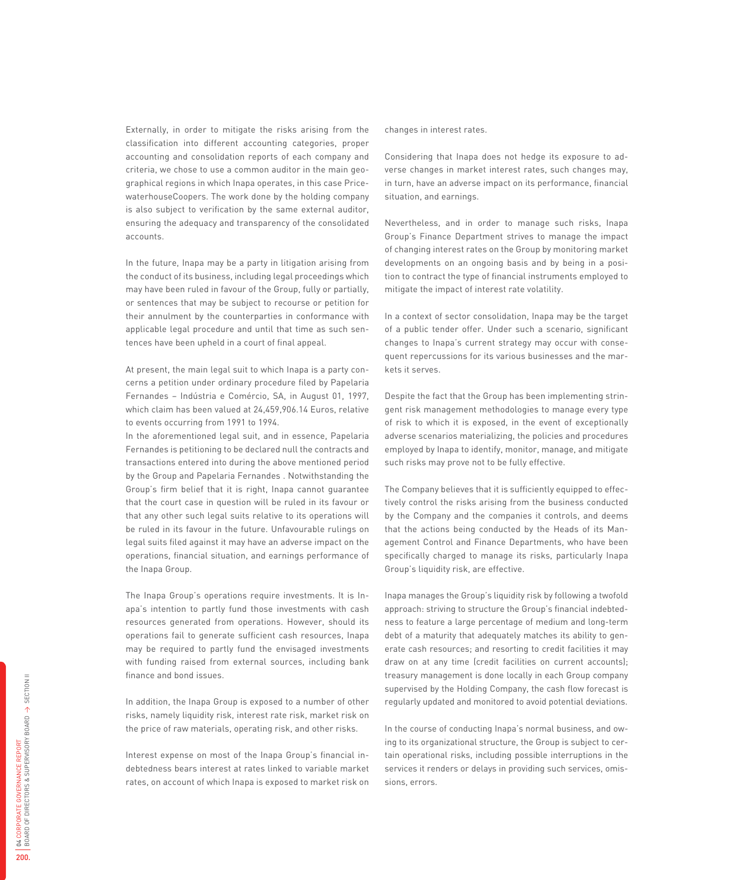Externally, in order to mitigate the risks arising from the classification into different accounting categories, proper accounting and consolidation reports of each company and criteria, we chose to use a common auditor in the main geographical regions in which Inapa operates, in this case PricewaterhouseCoopers. The work done by the holding company is also subject to verification by the same external auditor, ensuring the adequacy and transparency of the consolidated accounts.

In the future, Inapa may be a party in litigation arising from the conduct of its business, including legal proceedings which may have been ruled in favour of the Group, fully or partially, or sentences that may be subject to recourse or petition for their annulment by the counterparties in conformance with applicable legal procedure and until that time as such sentences have been upheld in a court of final appeal.

At present, the main legal suit to which Inapa is a party concerns a petition under ordinary procedure filed by Papelaria Fernandes – Indústria e Comércio, SA, in August 01, 1997, which claim has been valued at 24,459,906.14 Euros, relative to events occurring from 1991 to 1994.

In the aforementioned legal suit, and in essence, Papelaria Fernandes is petitioning to be declared null the contracts and transactions entered into during the above mentioned period by the Group and Papelaria Fernandes . Notwithstanding the Group's firm belief that it is right, Inapa cannot guarantee that the court case in question will be ruled in its favour or that any other such legal suits relative to its operations will be ruled in its favour in the future. Unfavourable rulings on legal suits filed against it may have an adverse impact on the operations, financial situation, and earnings performance of the Inapa Group.

The Inapa Group's operations require investments. It is Inapa's intention to partly fund those investments with cash resources generated from operations. However, should its operations fail to generate sufficient cash resources, Inapa may be required to partly fund the envisaged investments with funding raised from external sources, including bank finance and bond issues.

In addition, the Inapa Group is exposed to a number of other risks, namely liquidity risk, interest rate risk, market risk on the price of raw materials, operating risk, and other risks.

Interest expense on most of the Inapa Group's financial indebtedness bears interest at rates linked to variable market rates, on account of which Inapa is exposed to market risk on changes in interest rates.

Considering that Inapa does not hedge its exposure to adverse changes in market interest rates, such changes may, in turn, have an adverse impact on its performance, financial situation, and earnings.

Nevertheless, and in order to manage such risks, Inapa Group's Finance Department strives to manage the impact of changing interest rates on the Group by monitoring market developments on an ongoing basis and by being in a position to contract the type of financial instruments employed to mitigate the impact of interest rate volatility.

In a context of sector consolidation, Inapa may be the target of a public tender offer. Under such a scenario, significant changes to Inapa's current strategy may occur with consequent repercussions for its various businesses and the markets it serves.

Despite the fact that the Group has been implementing stringent risk management methodologies to manage every type of risk to which it is exposed, in the event of exceptionally adverse scenarios materializing, the policies and procedures employed by Inapa to identify, monitor, manage, and mitigate such risks may prove not to be fully effective.

The Company believes that it is sufficiently equipped to effectively control the risks arising from the business conducted by the Company and the companies it controls, and deems that the actions being conducted by the Heads of its Management Control and Finance Departments, who have been specifically charged to manage its risks, particularly Inapa Group's liquidity risk, are effective.

Inapa manages the Group's liquidity risk by following a twofold approach: striving to structure the Group's financial indebtedness to feature a large percentage of medium and long-term debt of a maturity that adequately matches its ability to generate cash resources; and resorting to credit facilities it may draw on at any time (credit facilities on current accounts); treasury management is done locally in each Group company supervised by the Holding Company, the cash flow forecast is regularly updated and monitored to avoid potential deviations.

In the course of conducting Inapa's normal business, and owing to its organizational structure, the Group is subject to certain operational risks, including possible interruptions in the services it renders or delays in providing such services, omissions, errors.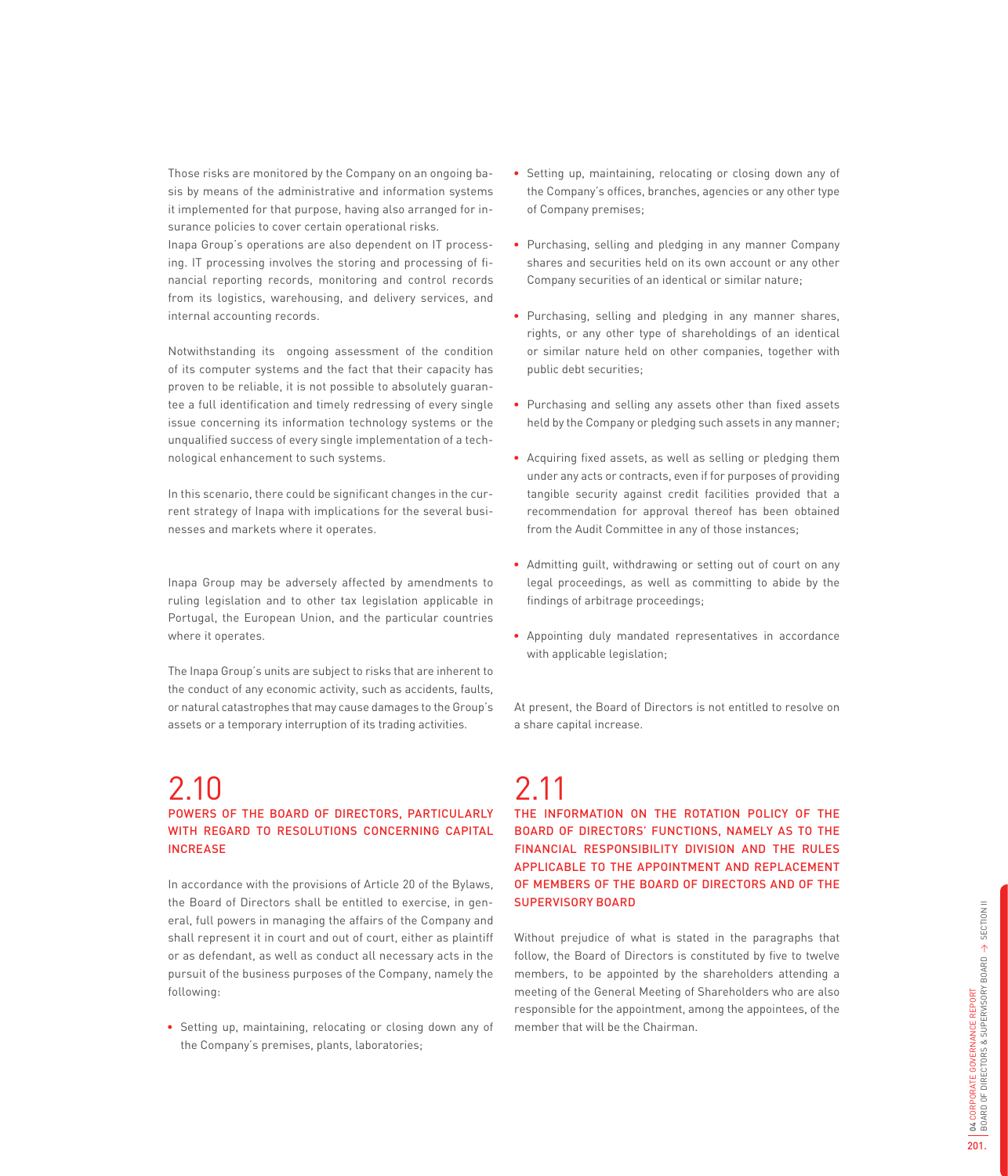Those risks are monitored by the Company on an ongoing basis by means of the administrative and information systems it implemented for that purpose, having also arranged for insurance policies to cover certain operational risks.
Inapa Group's operations are also dependent on IT processing. IT processing involves the storing and processing of financial reporting records, monitoring and control records from its logistics, warehousing, and delivery services, and internal accounting records.

Notwithstanding its ongoing assessment of the condition of its computer systems and the fact that their capacity has proven to be reliable, it is not possible to absolutely guarantee a full identification and timely redressing of every single issue concerning its information technology systems or the unqualified success of every single implementation of a technological enhancement to such systems.

In this scenario, there could be significant changes in the current strategy of Inapa with implications for the several businesses and markets where it operates.

Inapa Group may be adversely affected by amendments to ruling legislation and to other tax legislation applicable in Portugal, the European Union, and the particular countries where it operates.

The Inapa Group's units are subject to risks that are inherent to the conduct of any economic activity, such as accidents, faults, or natural catastrophes that may cause damages to the Group's assets or a temporary interruption of its trading activities.

## 2.10 POWERS OF THE BOARD OF DIRECTORS, PARTICULARLY WITH REGARD TO RESOLUTIONS CONCERNING CAPITAL INCREASE

In accordance with the provisions of Article 20 of the Bylaws, the Board of Directors shall be entitled to exercise, in general, full powers in managing the affairs of the Company and shall represent it in court and out of court, either as plaintiff or as defendant, as well as conduct all necessary acts in the pursuit of the business purposes of the Company, namely the following:

- Setting up, maintaining, relocating or closing down any of the Company's premises, plants, laboratories;
- Setting up, maintaining, relocating or closing down any of the Company's offices, branches, agencies or any other type of Company premises;
- Purchasing, selling and pledging in any manner Company shares and securities held on its own account or any other Company securities of an identical or similar nature;
- Purchasing, selling and pledging in any manner shares, rights, or any other type of shareholdings of an identical or similar nature held on other companies, together with public debt securities;
- Purchasing and selling any assets other than fixed assets held by the Company or pledging such assets in any manner;
- Acquiring fixed assets, as well as selling or pledging them under any acts or contracts, even if for purposes of providing tangible security against credit facilities provided that a recommendation for approval thereof has been obtained from the Audit Committee in any of those instances;
- Admitting guilt, withdrawing or setting out of court on any legal proceedings, as well as committing to abide by the findings of arbitrage proceedings;
- Appointing duly mandated representatives in accordance with applicable legislation;

At present, the Board of Directors is not entitled to resolve on a share capital increase.

## 2.11 THE INFORMATION ON THE ROTATION POLICY OF THE BOARD OF DIRECTORS' FUNCTIONS, NAMELY AS TO THE FINANCIAL RESPONSIBILITY DIVISION AND THE RULES APPLICABLE TO THE APPOINTMENT AND REPLACEMENT OF MEMBERS OF THE BOARD OF DIRECTORS AND OF THE SUPERVISORY BOARD

Without prejudice of what is stated in the paragraphs that follow, the Board of Directors is constituted by five to twelve members, to be appointed by the shareholders attending a meeting of the General Meeting of Shareholders who are also responsible for the appointment, among the appointees, of the member that will be the Chairman.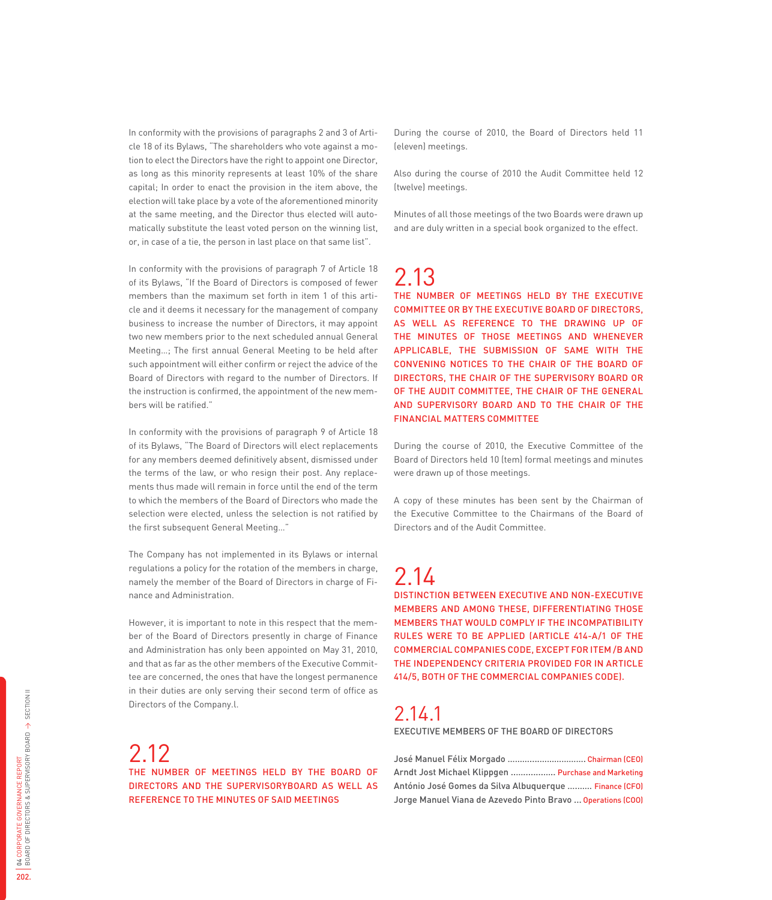In conformity with the provisions of paragraphs 2 and 3 of Article 18 of its Bylaws, "The shareholders who vote against a motion to elect the Directors have the right to appoint one Director, as long as this minority represents at least 10% of the share capital; In order to enact the provision in the item above, the election will take place by a vote of the aforementioned minority at the same meeting, and the Director thus elected will automatically substitute the least voted person on the winning list, or, in case of a tie, the person in last place on that same list".

In conformity with the provisions of paragraph 7 of Article 18 of its Bylaws, "If the Board of Directors is composed of fewer members than the maximum set forth in item 1 of this article and it deems it necessary for the management of company business to increase the number of Directors, it may appoint two new members prior to the next scheduled annual General Meeting...; The first annual General Meeting to be held after such appointment will either confirm or reject the advice of the Board of Directors with regard to the number of Directors. If the instruction is confirmed, the appointment of the new members will be ratified."

In conformity with the provisions of paragraph 9 of Article 18 of its Bylaws, "The Board of Directors will elect replacements for any members deemed definitively absent, dismissed under the terms of the law, or who resign their post. Any replacements thus made will remain in force until the end of the term to which the members of the Board of Directors who made the selection were elected, unless the selection is not ratified by the first subsequent General Meeting..."

The Company has not implemented in its Bylaws or internal regulations a policy for the rotation of the members in charge, namely the member of the Board of Directors in charge of Finance and Administration.

However, it is important to note in this respect that the member of the Board of Directors presently in charge of Finance and Administration has only been appointed on May 31, 2010, and that as far as the other members of the Executive Committee are concerned, the ones that have the longest permanence in their duties are only serving their second term of office as Directors of the Company.l.

## 2.12
### THE NUMBER OF MEETINGS HELD BY THE BOARD OF DIRECTORS AND THE SUPERVISORYBOARD AS WELL AS REFERENCE TO THE MINUTES OF SAID MEETINGS

During the course of 2010, the Board of Directors held 11 (eleven) meetings.

Also during the course of 2010 the Audit Committee held 12 (twelve) meetings.

Minutes of all those meetings of the two Boards were drawn up and are duly written in a special book organized to the effect.

## 2.13
### THE NUMBER OF MEETINGS HELD BY THE EXECUTIVE COMMITTEE OR BY THE EXECUTIVE BOARD OF DIRECTORS, AS WELL AS REFERENCE TO THE DRAWING UP OF THE MINUTES OF THOSE MEETINGS AND WHENEVER APPLICABLE, THE SUBMISSION OF SAME WITH THE CONVENING NOTICES TO THE CHAIR OF THE BOARD OF DIRECTORS, THE CHAIR OF THE SUPERVISORY BOARD OR OF THE AUDIT COMMITTEE, THE CHAIR OF THE GENERAL AND SUPERVISORY BOARD AND TO THE CHAIR OF THE FINANCIAL MATTERS COMMITTEE

During the course of 2010, the Executive Committee of the Board of Directors held 10 (tem) formal meetings and minutes were drawn up of those meetings.

A copy of these minutes has been sent by the Chairman of the Executive Committee to the Chairmans of the Board of Directors and of the Audit Committee.

## 2.14
### DISTINCTION BETWEEN EXECUTIVE AND NON-EXECUTIVE MEMBERS AND AMONG THESE, DIFFERENTIATING THOSE MEMBERS THAT WOULD COMPLY IF THE INCOMPATIBILITY RULES WERE TO BE APPLIED (ARTICLE 414-A/1 OF THE COMMERCIAL COMPANIES CODE, EXCEPT FOR ITEM /B AND THE INDEPENDENCY CRITERIA PROVIDED FOR IN ARTICLE 414/5, BOTH OF THE COMMERCIAL COMPANIES CODE).

## 2.14.1
### EXECUTIVE MEMBERS OF THE BOARD OF DIRECTORS

José Manuel Félix Morgado ................................ Chairman (CEO)
Arndt Jost Michael Klippgen .................. Purchase and Marketing
António José Gomes da Silva Albuquerque .......... Finance (CFO)
Jorge Manuel Viana de Azevedo Pinto Bravo ... Operations (COO)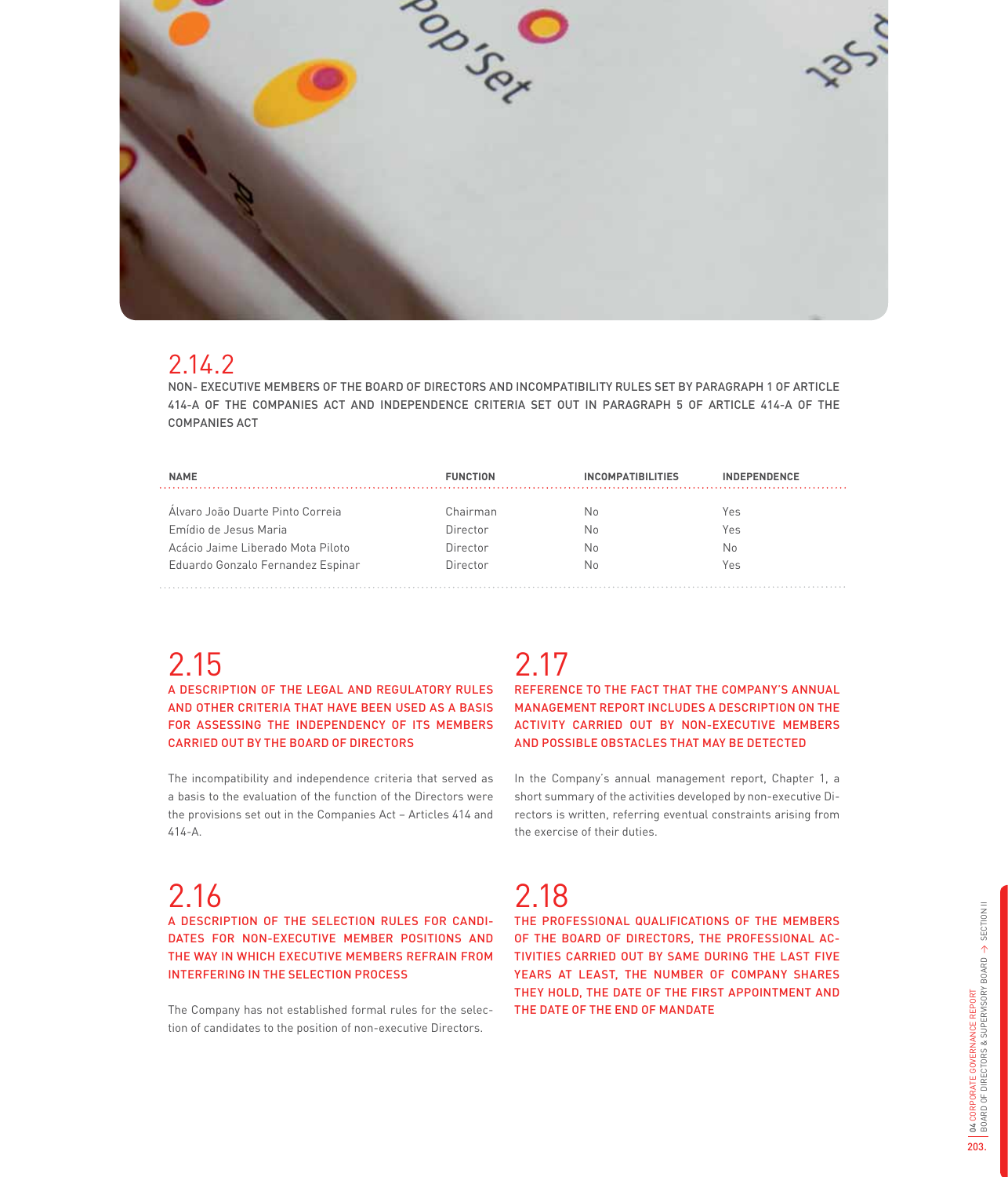## 2.14.2

NON- EXECUTIVE MEMBERS OF THE BOARD OF DIRECTORS AND INCOMPATIBILITY RULES SET BY PARAGRAPH 1 OF ARTICLE 414-A OF THE COMPANIES ACT AND INDEPENDENCE CRITERIA SET OUT IN PARAGRAPH 5 OF ARTICLE 414-A OF THE COMPANIES ACT

| NAME | FUNCTION | INCOMPATIBILITIES | INDEPENDENCE |
|---|---|---|---|
| Álvaro João Duarte Pinto Correia | Chairman | No | Yes |
| Emídio de Jesus Maria | Director | No | Yes |
| Acácio Jaime Liberado Mota Piloto | Director | No | No |
| Eduardo Gonzalo Fernandez Espinar | Director | No | Yes |

## 2.15

A DESCRIPTION OF THE LEGAL AND REGULATORY RULES AND OTHER CRITERIA THAT HAVE BEEN USED AS A BASIS FOR ASSESSING THE INDEPENDENCY OF ITS MEMBERS CARRIED OUT BY THE BOARD OF DIRECTORS

The incompatibility and independence criteria that served as a basis to the evaluation of the function of the Directors were the provisions set out in the Companies Act – Articles 414 and 414-A.

## 2.16

A DESCRIPTION OF THE SELECTION RULES FOR CANDIDATES FOR NON-EXECUTIVE MEMBER POSITIONS AND THE WAY IN WHICH EXECUTIVE MEMBERS REFRAIN FROM INTERFERING IN THE SELECTION PROCESS

The Company has not established formal rules for the selection of candidates to the position of non-executive Directors.

## 2.17

REFERENCE TO THE FACT THAT THE COMPANY'S ANNUAL MANAGEMENT REPORT INCLUDES A DESCRIPTION ON THE ACTIVITY CARRIED OUT BY NON-EXECUTIVE MEMBERS AND POSSIBLE OBSTACLES THAT MAY BE DETECTED

In the Company's annual management report, Chapter 1, a short summary of the activities developed by non-executive Directors is written, referring eventual constraints arising from the exercise of their duties.

## 2.18

THE PROFESSIONAL QUALIFICATIONS OF THE MEMBERS OF THE BOARD OF DIRECTORS, THE PROFESSIONAL ACTIVITIES CARRIED OUT BY SAME DURING THE LAST FIVE YEARS AT LEAST, THE NUMBER OF COMPANY SHARES THEY HOLD, THE DATE OF THE FIRST APPOINTMENT AND THE DATE OF THE END OF MANDATE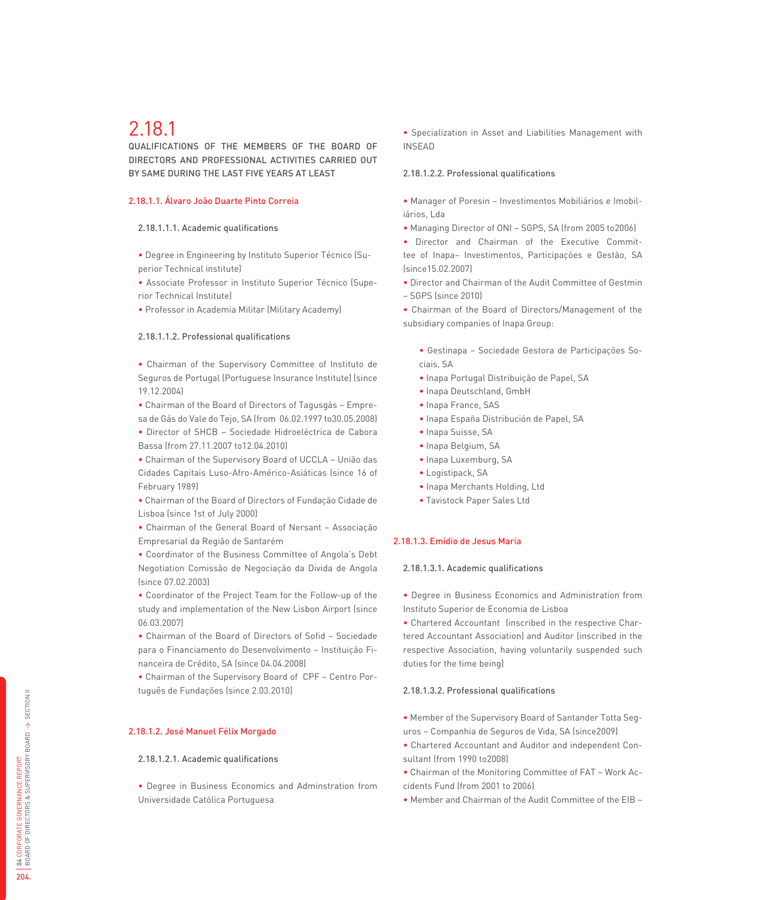# 2.18.1

## QUALIFICATIONS OF THE MEMBERS OF THE BOARD OF DIRECTORS AND PROFESSIONAL ACTIVITIES CARRIED OUT BY SAME DURING THE LAST FIVE YEARS AT LEAST

### 2.18.1.1. Álvaro João Duarte Pinto Correia

#### 2.18.1.1.1. Academic qualifications

- Degree in Engineering by Instituto Superior Técnico (Superior Technical institute)
- Associate Professor in Instituto Superior Técnico (Superior Technical Institute)
- Professor in Academia Militar (Military Academy)

#### 2.18.1.1.2. Professional qualifications

- Chairman of the Supervisory Committee of Instituto de Seguros de Portugal (Portuguese Insurance Institute) (since 19.12.2004)
- Chairman of the Board of Directors of Tagusgás – Empresa de Gás do Vale do Tejo, SA (from 06.02.1997 to30.05.2008)
- Director of SHCB – Sociedade Hidroeléctrica de Cabora Bassa (from 27.11.2007 to12.04.2010)
- Chairman of the Supervisory Board of UCCLA – União das Cidades Capitais Luso-Afro-Américo-Asiáticas (since 16 of February 1989)
- Chairman of the Board of Directors of Fundação Cidade de Lisboa (since 1st of July 2000)
- Chairman of the General Board of Nersant – Associação Empresarial da Região de Santarém
- Coordinator of the Business Committee of Angola's Debt Negotiation Comissão de Negociação da Divida de Angola (since 07.02.2003)
- Coordinator of the Project Team for the Follow-up of the study and implementation of the New Lisbon Airport (since 06.03.2007)
- Chairman of the Board of Directors of Sofid – Sociedade para o Financiamento do Desenvolvimento – Instituição Financeira de Crédito, SA (since 04.04.2008)
- Chairman of the Supervisory Board of CPF – Centro Português de Fundações (since 2.03.2010)

### 2.18.1.2. José Manuel Félix Morgado

#### 2.18.1.2.1. Academic qualifications

- Degree in Business Economics and Adminstration from Universidade Católica Portuguesa
- Specialization in Asset and Liabilities Management with INSEAD

#### 2.18.1.2.2. Professional qualifications

- Manager of Poresin – Investimentos Mobiliários e Imobiliários, Lda
- Managing Director of ONI – SGPS, SA (from 2005 to2006)
- Director and Chairman of the Executive Committee of Inapa– Investimentos, Participações e Gestão, SA (since15.02.2007)
- Director and Chairman of the Audit Committee of Gestmin – SGPS (since 2010)
- Chairman of the Board of Directors/Management of the subsidiary companies of Inapa Group:
  - Gestinapa – Sociedade Gestora de Participações Sociais, SA
  - Inapa Portugal Distribuição de Papel, SA
  - Inapa Deutschland, GmbH
  - Inapa France, SAS
  - Inapa España Distribución de Papel, SA
  - Inapa Suisse, SA
  - Inapa Belgium, SA
  - Inapa Luxemburg, SA
  - Logistipack, SA
  - Inapa Merchants Holding, Ltd
  - Tavistock Paper Sales Ltd

### 2.18.1.3. Emídio de Jesus Maria

#### 2.18.1.3.1. Academic qualifications

- Degree in Business Economics and Administration from Instituto Superior de Economia de Lisboa
- Chartered Accountant (inscribed in the respective Chartered Accountant Association) and Auditor (inscribed in the respective Association, having voluntarily suspended such duties for the time being)

#### 2.18.1.3.2. Professional qualifications

- Member of the Supervisory Board of Santander Totta Seguros – Companhia de Seguros de Vida, SA (since2009)
- Chartered Accountant and Auditor and independent Consultant (from 1990 to2008)
- Chairman of the Monitoring Committee of FAT – Work Accidents Fund (from 2001 to 2006)
- Member and Chairman of the Audit Committee of the EIB –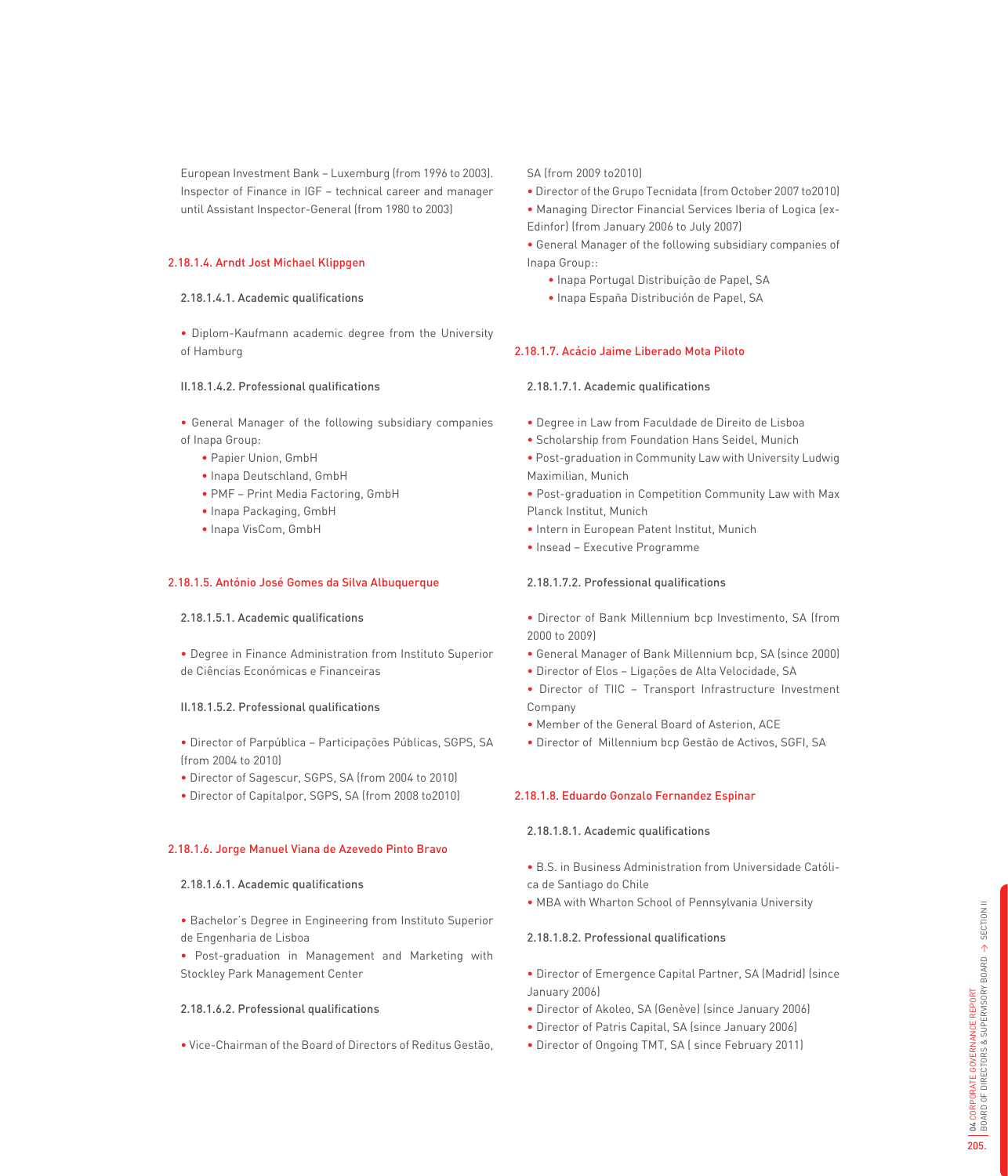European Investment Bank – Luxemburg (from 1996 to 2003). Inspector of Finance in IGF – technical career and manager until Assistant Inspector-General (from 1980 to 2003)

### 2.18.1.4. Arndt Jost Michael Klippgen

#### 2.18.1.4.1. Academic qualifications

- Diplom-Kaufmann academic degree from the University of Hamburg

#### II.18.1.4.2. Professional qualifications

- General Manager of the following subsidiary companies of Inapa Group:
  - Papier Union, GmbH
  - Inapa Deutschland, GmbH
  - PMF – Print Media Factoring, GmbH
  - Inapa Packaging, GmbH
  - Inapa VisCom, GmbH

### 2.18.1.5. António José Gomes da Silva Albuquerque

#### 2.18.1.5.1. Academic qualifications

- Degree in Finance Administration from Instituto Superior de Ciências Económicas e Financeiras

#### II.18.1.5.2. Professional qualifications

- Director of Parpública – Participações Públicas, SGPS, SA (from 2004 to 2010)
- Director of Sagescur, SGPS, SA (from 2004 to 2010)
- Director of Capitalpor, SGPS, SA (from 2008 to2010)

### 2.18.1.6. Jorge Manuel Viana de Azevedo Pinto Bravo

#### 2.18.1.6.1. Academic qualifications

- Bachelor's Degree in Engineering from Instituto Superior de Engenharia de Lisboa
- Post-graduation in Management and Marketing with Stockley Park Management Center

#### 2.18.1.6.2. Professional qualifications

- Vice-Chairman of the Board of Directors of Reditus Gestão, SA (from 2009 to2010)
- Director of the Grupo Tecnidata (from October 2007 to2010)
- Managing Director Financial Services Iberia of Logica (ex-Edinfor) (from January 2006 to July 2007)
- General Manager of the following subsidiary companies of Inapa Group::
  - Inapa Portugal Distribuição de Papel, SA
  - Inapa España Distribución de Papel, SA

### 2.18.1.7. Acácio Jaime Liberado Mota Piloto

#### 2.18.1.7.1. Academic qualifications

- Degree in Law from Faculdade de Direito de Lisboa
- Scholarship from Foundation Hans Seidel, Munich
- Post-graduation in Community Law with University Ludwig Maximilian, Munich
- Post-graduation in Competition Community Law with Max Planck Institut, Munich
- Intern in European Patent Institut, Munich
- Insead – Executive Programme

#### 2.18.1.7.2. Professional qualifications

- Director of Bank Millennium bcp Investimento, SA (from 2000 to 2009)
- General Manager of Bank Millennium bcp, SA (since 2000)
- Director of Elos – Ligações de Alta Velocidade, SA
- Director of TIIC – Transport Infrastructure Investment Company
- Member of the General Board of Asterion, ACE
- Director of Millennium bcp Gestão de Activos, SGFI, SA

### 2.18.1.8. Eduardo Gonzalo Fernandez Espinar

#### 2.18.1.8.1. Academic qualifications

- B.S. in Business Administration from Universidade Católica de Santiago do Chile
- MBA with Wharton School of Pennsylvania University

#### 2.18.1.8.2. Professional qualifications

- Director of Emergence Capital Partner, SA (Madrid) (since January 2006)
- Director of Akoleo, SA (Genève) (since January 2006)
- Director of Patris Capital, SA (since January 2006)
- Director of Ongoing TMT, SA ( since February 2011)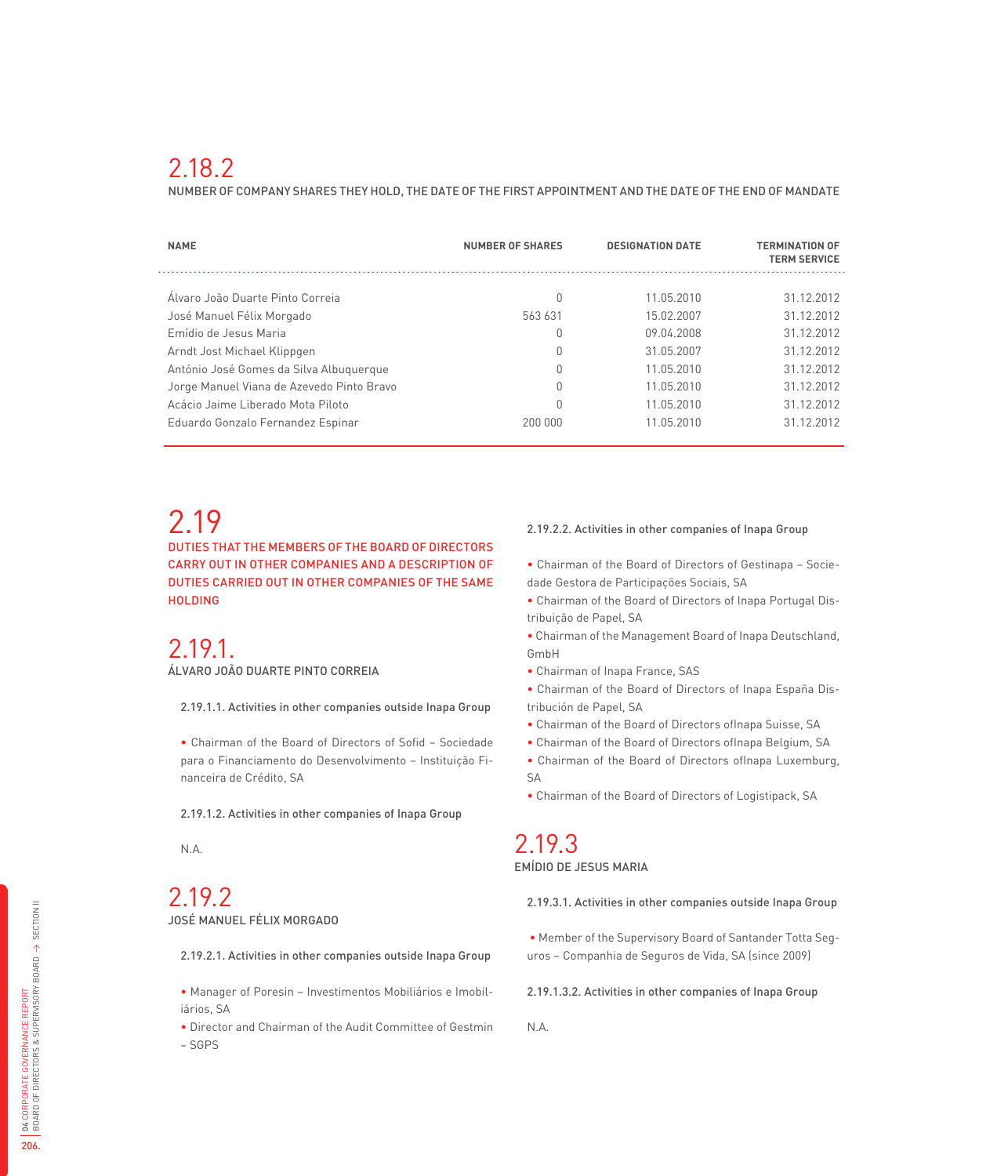## 2.18.2

NUMBER OF COMPANY SHARES THEY HOLD, THE DATE OF THE FIRST APPOINTMENT AND THE DATE OF THE END OF MANDATE

| NAME | NUMBER OF SHARES | DESIGNATION DATE | TERMINATION OF TERM SERVICE |
|---|---|---|---|
| Álvaro João Duarte Pinto Correia | 0 | 11.05.2010 | 31.12.2012 |
| José Manuel Félix Morgado | 563 631 | 15.02.2007 | 31.12.2012 |
| Emídio de Jesus Maria | 0 | 09.04.2008 | 31.12.2012 |
| Arndt Jost Michael Klippgen | 0 | 31.05.2007 | 31.12.2012 |
| António José Gomes da Silva Albuquerque | 0 | 11.05.2010 | 31.12.2012 |
| Jorge Manuel Viana de Azevedo Pinto Bravo | 0 | 11.05.2010 | 31.12.2012 |
| Acácio Jaime Liberado Mota Piloto | 0 | 11.05.2010 | 31.12.2012 |
| Eduardo Gonzalo Fernandez Espinar | 200 000 | 11.05.2010 | 31.12.2012 |

## 2.19

DUTIES THAT THE MEMBERS OF THE BOARD OF DIRECTORS CARRY OUT IN OTHER COMPANIES AND A DESCRIPTION OF DUTIES CARRIED OUT IN OTHER COMPANIES OF THE SAME HOLDING

## 2.19.1.

ÁLVARO JOÃO DUARTE PINTO CORREIA

**2.19.1.1. Activities in other companies outside Inapa Group**

- Chairman of the Board of Directors of Sofid – Sociedade para o Financiamento do Desenvolvimento – Instituição Financeira de Crédito, SA

**2.19.1.2. Activities in other companies of Inapa Group**

N.A.

## 2.19.2

JOSÉ MANUEL FÉLIX MORGADO

**2.19.2.1. Activities in other companies outside Inapa Group**

- Manager of Poresin – Investimentos Mobiliários e Imobiliários, SA
- Director and Chairman of the Audit Committee of Gestmin – SGPS

**2.19.2.2. Activities in other companies of Inapa Group**

- Chairman of the Board of Directors of Gestinapa – Sociedade Gestora de Participações Sociais, SA
- Chairman of the Board of Directors of Inapa Portugal Distribuição de Papel, SA
- Chairman of the Management Board of Inapa Deutschland, GmbH
- Chairman of Inapa France, SAS
- Chairman of the Board of Directors of Inapa España Distribución de Papel, SA
- Chairman of the Board of Directors ofInapa Suisse, SA
- Chairman of the Board of Directors ofInapa Belgium, SA
- Chairman of the Board of Directors ofInapa Luxemburg, SA
- Chairman of the Board of Directors of Logistipack, SA

## 2.19.3

EMÍDIO DE JESUS MARIA

**2.19.3.1. Activities in other companies outside Inapa Group**

- Member of the Supervisory Board of Santander Totta Seguros – Companhia de Seguros de Vida, SA (since 2009)

**2.19.1.3.2. Activities in other companies of Inapa Group**

N.A.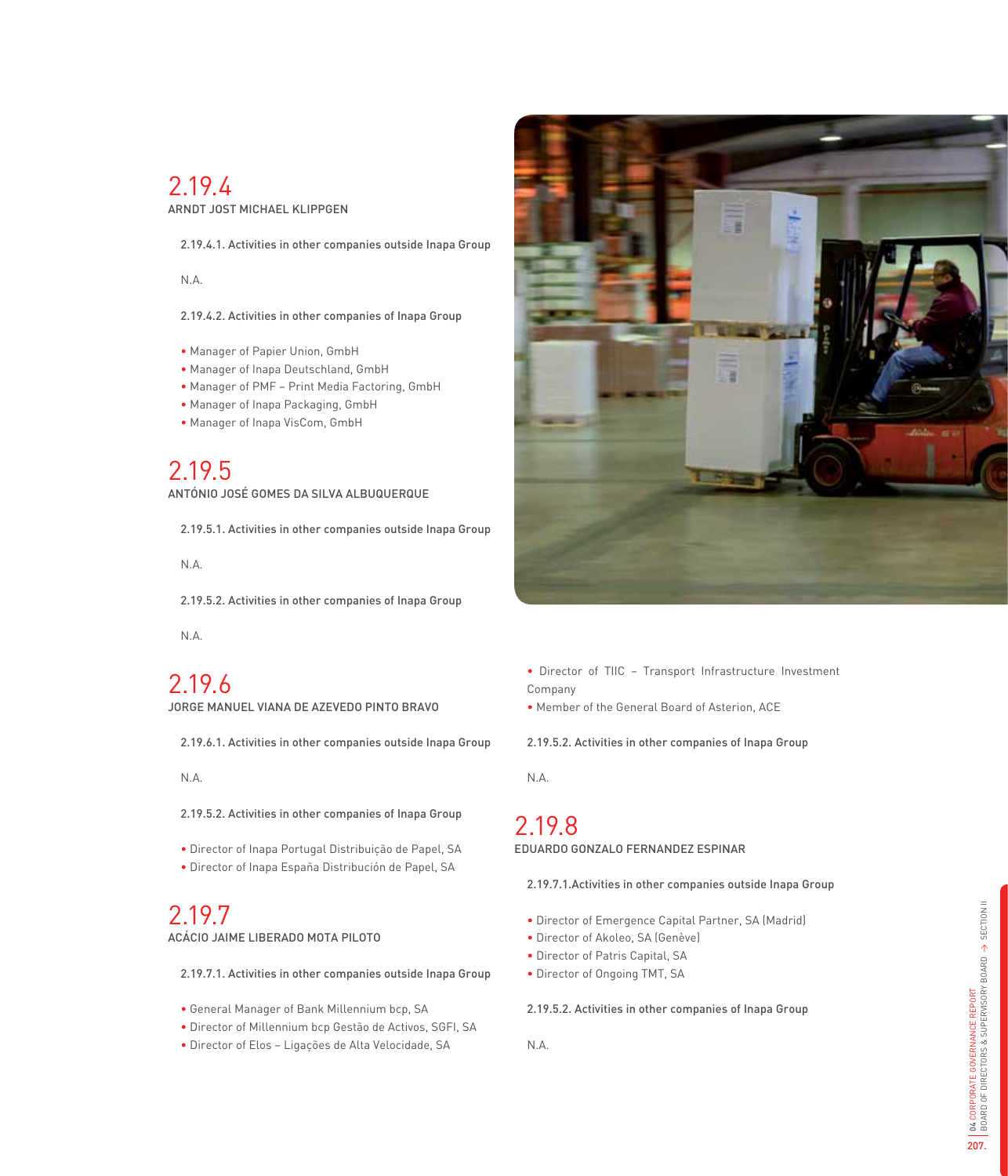## 2.19.4
ARNDT JOST MICHAEL KLIPPGEN

2.19.4.1. Activities in other companies outside Inapa Group

N.A.

2.19.4.2. Activities in other companies of Inapa Group

- Manager of Papier Union, GmbH
- Manager of Inapa Deutschland, GmbH
- Manager of PMF – Print Media Factoring, GmbH
- Manager of Inapa Packaging, GmbH
- Manager of Inapa VisCom, GmbH

## 2.19.5
ANTÓNIO JOSÉ GOMES DA SILVA ALBUQUERQUE

2.19.5.1. Activities in other companies outside Inapa Group

N.A.

2.19.5.2. Activities in other companies of Inapa Group

N.A.

## 2.19.6
JORGE MANUEL VIANA DE AZEVEDO PINTO BRAVO

2.19.6.1. Activities in other companies outside Inapa Group

N.A.

2.19.5.2. Activities in other companies of Inapa Group

- Director of Inapa Portugal Distribuição de Papel, SA
- Director of Inapa España Distribución de Papel, SA

## 2.19.7
ACÁCIO JAIME LIBERADO MOTA PILOTO

2.19.7.1. Activities in other companies outside Inapa Group

- General Manager of Bank Millennium bcp, SA
- Director of Millennium bcp Gestão de Activos, SGFI, SA
- Director of Elos – Ligações de Alta Velocidade, SA
- Director of TIIC – Transport Infrastructure Investment Company
- Member of the General Board of Asterion, ACE

2.19.5.2. Activities in other companies of Inapa Group

N.A.

## 2.19.8
EDUARDO GONZALO FERNANDEZ ESPINAR

2.19.7.1.Activities in other companies outside Inapa Group

- Director of Emergence Capital Partner, SA (Madrid)
- Director of Akoleo, SA (Genève)
- Director of Patris Capital, SA
- Director of Ongoing TMT, SA

2.19.5.2. Activities in other companies of Inapa Group

N.A.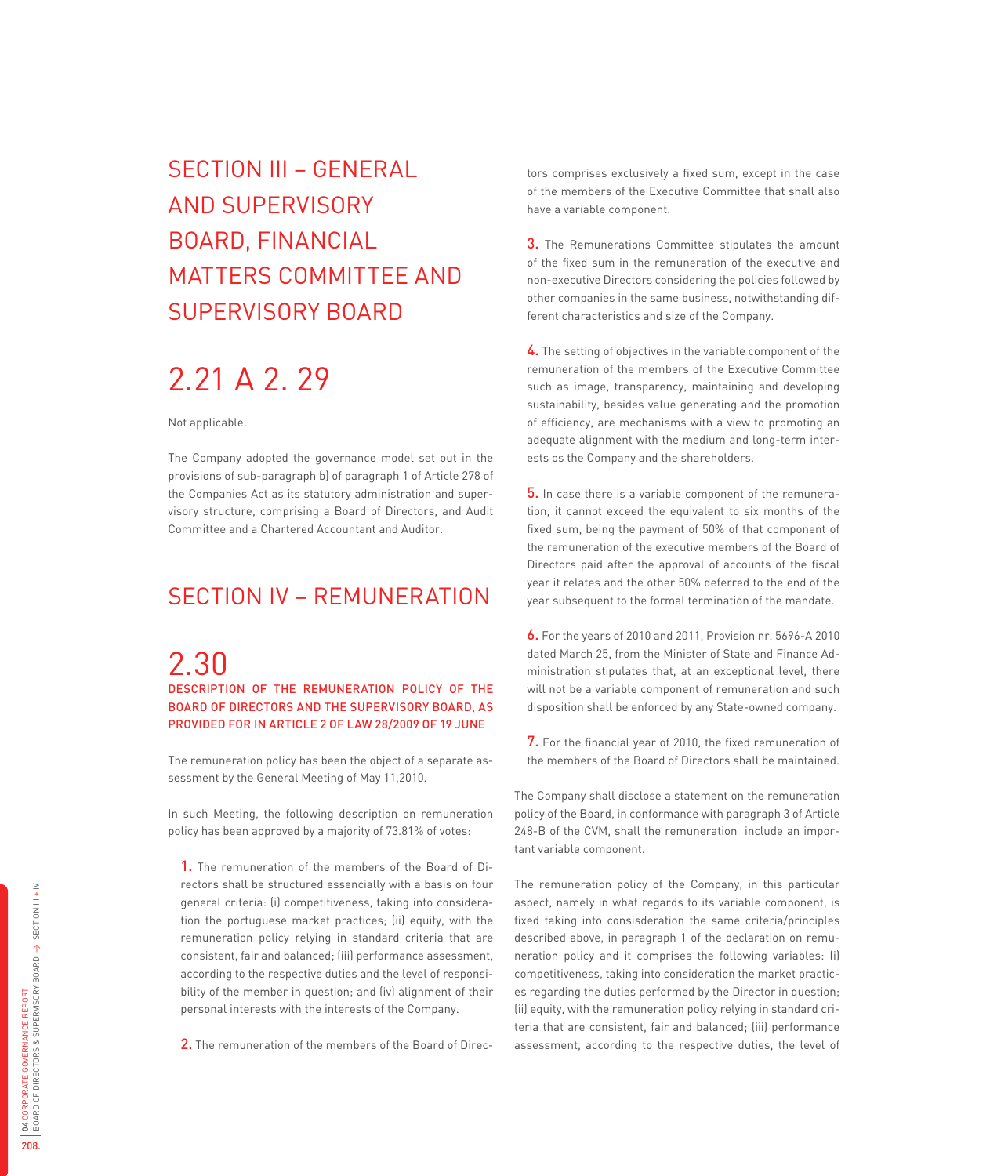# SECTION III – GENERAL AND SUPERVISORY BOARD, FINANCIAL MATTERS COMMITTEE AND SUPERVISORY BOARD

## 2.21 A 2. 29

Not applicable.

The Company adopted the governance model set out in the provisions of sub-paragraph b) of paragraph 1 of Article 278 of the Companies Act as its statutory administration and supervisory structure, comprising a Board of Directors, and Audit Committee and a Chartered Accountant and Auditor.

# SECTION IV – REMUNERATION

## 2.30

### DESCRIPTION OF THE REMUNERATION POLICY OF THE BOARD OF DIRECTORS AND THE SUPERVISORY BOARD, AS PROVIDED FOR IN ARTICLE 2 OF LAW 28/2009 OF 19 JUNE

The remuneration policy has been the object of a separate assessment by the General Meeting of May 11,2010.

In such Meeting, the following description on remuneration policy has been approved by a majority of 73.81% of votes:

1. The remuneration of the members of the Board of Directors shall be structured essencially with a basis on four general criteria: (i) competitiveness, taking into consideration the portuguese market practices; (ii) equity, with the remuneration policy relying in standard criteria that are consistent, fair and balanced; (iii) performance assessment, according to the respective duties and the level of responsibility of the member in question; and (iv) alignment of their personal interests with the interests of the Company.

2. The remuneration of the members of the Board of Directors comprises exclusively a fixed sum, except in the case of the members of the Executive Committee that shall also have a variable component.

3. The Remunerations Committee stipulates the amount of the fixed sum in the remuneration of the executive and non-executive Directors considering the policies followed by other companies in the same business, notwithstanding different characteristics and size of the Company.

4. The setting of objectives in the variable component of the remuneration of the members of the Executive Committee such as image, transparency, maintaining and developing sustainability, besides value generating and the promotion of efficiency, are mechanisms with a view to promoting an adequate alignment with the medium and long-term interests os the Company and the shareholders.

5. In case there is a variable component of the remuneration, it cannot exceed the equivalent to six months of the fixed sum, being the payment of 50% of that component of the remuneration of the executive members of the Board of Directors paid after the approval of accounts of the fiscal year it relates and the other 50% deferred to the end of the year subsequent to the formal termination of the mandate.

6. For the years of 2010 and 2011, Provision nr. 5696-A 2010 dated March 25, from the Minister of State and Finance Administration stipulates that, at an exceptional level, there will not be a variable component of remuneration and such disposition shall be enforced by any State-owned company.

7. For the financial year of 2010, the fixed remuneration of the members of the Board of Directors shall be maintained.

The Company shall disclose a statement on the remuneration policy of the Board, in conformance with paragraph 3 of Article 248-B of the CVM, shall the remuneration include an important variable component.

The remuneration policy of the Company, in this particular aspect, namely in what regards to its variable component, is fixed taking into consisderation the same criteria/principles described above, in paragraph 1 of the declaration on remuneration policy and it comprises the following variables: (i) competitiveness, taking into consideration the market practices regarding the duties performed by the Director in question; (ii) equity, with the remuneration policy relying in standard criteria that are consistent, fair and balanced; (iii) performance assessment, according to the respective duties, the level of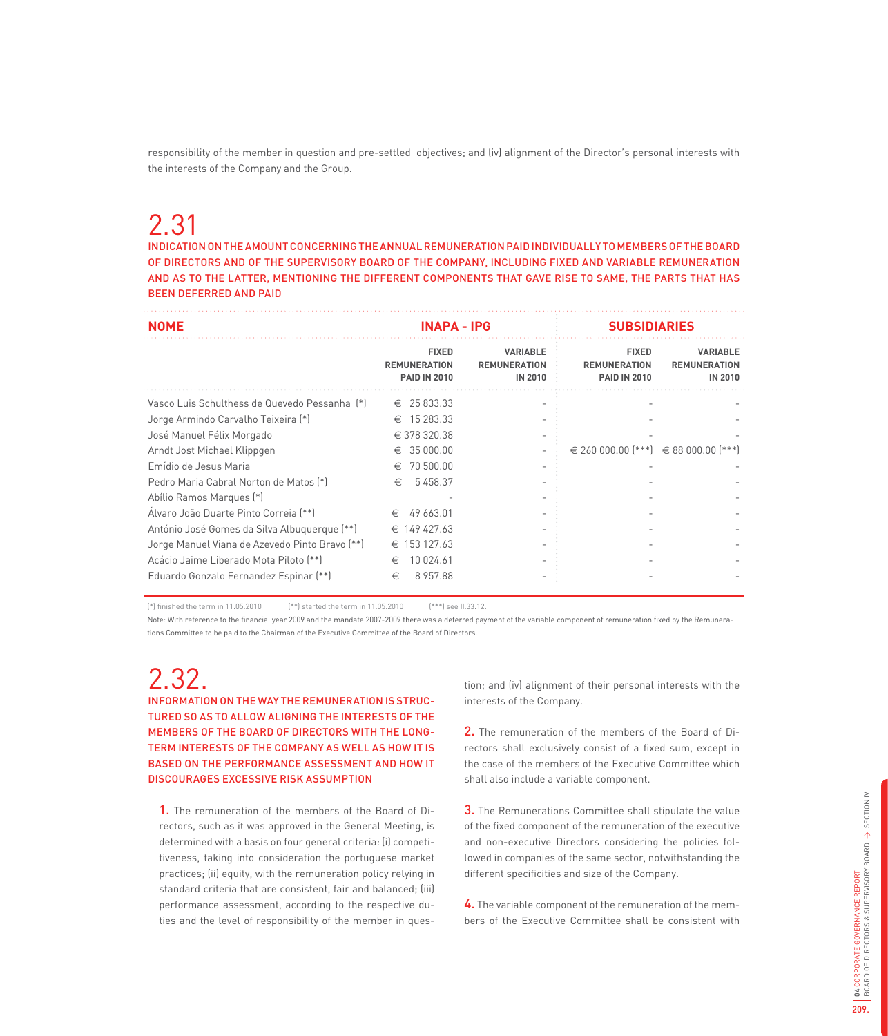responsibility of the member in question and pre-settled objectives; and (iv) alignment of the Director's personal interests with the interests of the Company and the Group.

# 2.31

## INDICATION ON THE AMOUNT CONCERNING THE ANNUAL REMUNERATION PAID INDIVIDUALLY TO MEMBERS OF THE BOARD OF DIRECTORS AND OF THE SUPERVISORY BOARD OF THE COMPANY, INCLUDING FIXED AND VARIABLE REMUNERATION AND AS TO THE LATTER, MENTIONING THE DIFFERENT COMPONENTS THAT GAVE RISE TO SAME, THE PARTS THAT HAS BEEN DEFERRED AND PAID

| NOME | INAPA - IPG | | SUBSIDIARIES | |
|---|---|---|---|---|
| | FIXED REMUNERATION PAID IN 2010 | VARIABLE REMUNERATION IN 2010 | FIXED REMUNERATION PAID IN 2010 | VARIABLE REMUNERATION IN 2010 |
| Vasco Luis Schulthess de Quevedo Pessanha (*) | € 25 833.33 | - | - | - |
| Jorge Armindo Carvalho Teixeira (*) | € 15 283.33 | - | - | - |
| José Manuel Félix Morgado | € 378 320.38 | - | - | - |
| Arndt Jost Michael Klippgen | € 35 000.00 | - | € 260 000.00 (***) | € 88 000.00 (***) |
| Emídio de Jesus Maria | € 70 500.00 | - | - | - |
| Pedro Maria Cabral Norton de Matos (*) | € 5 458.37 | - | - | - |
| Abílio Ramos Marques (*) | - | - | - | - |
| Álvaro João Duarte Pinto Correia (**) | € 49 663.01 | - | - | - |
| António José Gomes da Silva Albuquerque (**) | € 149 427.63 | - | - | - |
| Jorge Manuel Viana de Azevedo Pinto Bravo (**) | € 153 127.63 | - | - | - |
| Acácio Jaime Liberado Mota Piloto (**) | € 10 024.61 | - | - | - |
| Eduardo Gonzalo Fernandez Espinar (**) | € 8 957.88 | - | - | - |

(*) finished the term in 11.05.2010 (**) started the term in 11.05.2010 (***) see II.33.12.

Note: With reference to the financial year 2009 and the mandate 2007-2009 there was a deferred payment of the variable component of remuneration fixed by the Remunerations Committee to be paid to the Chairman of the Executive Committee of the Board of Directors.

# 2.32.

## INFORMATION ON THE WAY THE REMUNERATION IS STRUCTURED SO AS TO ALLOW ALIGNING THE INTERESTS OF THE MEMBERS OF THE BOARD OF DIRECTORS WITH THE LONG-TERM INTERESTS OF THE COMPANY AS WELL AS HOW IT IS BASED ON THE PERFORMANCE ASSESSMENT AND HOW IT DISCOURAGES EXCESSIVE RISK ASSUMPTION

**1.** The remuneration of the members of the Board of Directors, such as it was approved in the General Meeting, is determined with a basis on four general criteria: (i) competitiveness, taking into consideration the portuguese market practices; (ii) equity, with the remuneration policy relying in standard criteria that are consistent, fair and balanced; (iii) performance assessment, according to the respective duties and the level of responsibility of the member in question; and (iv) alignment of their personal interests with the interests of the Company.

**2.** The remuneration of the members of the Board of Directors shall exclusively consist of a fixed sum, except in the case of the members of the Executive Committee which shall also include a variable component.

**3.** The Remunerations Committee shall stipulate the value of the fixed component of the remuneration of the executive and non-executive Directors considering the policies followed in companies of the same sector, notwithstanding the different specificities and size of the Company.

**4.** The variable component of the remuneration of the members of the Executive Committee shall be consistent with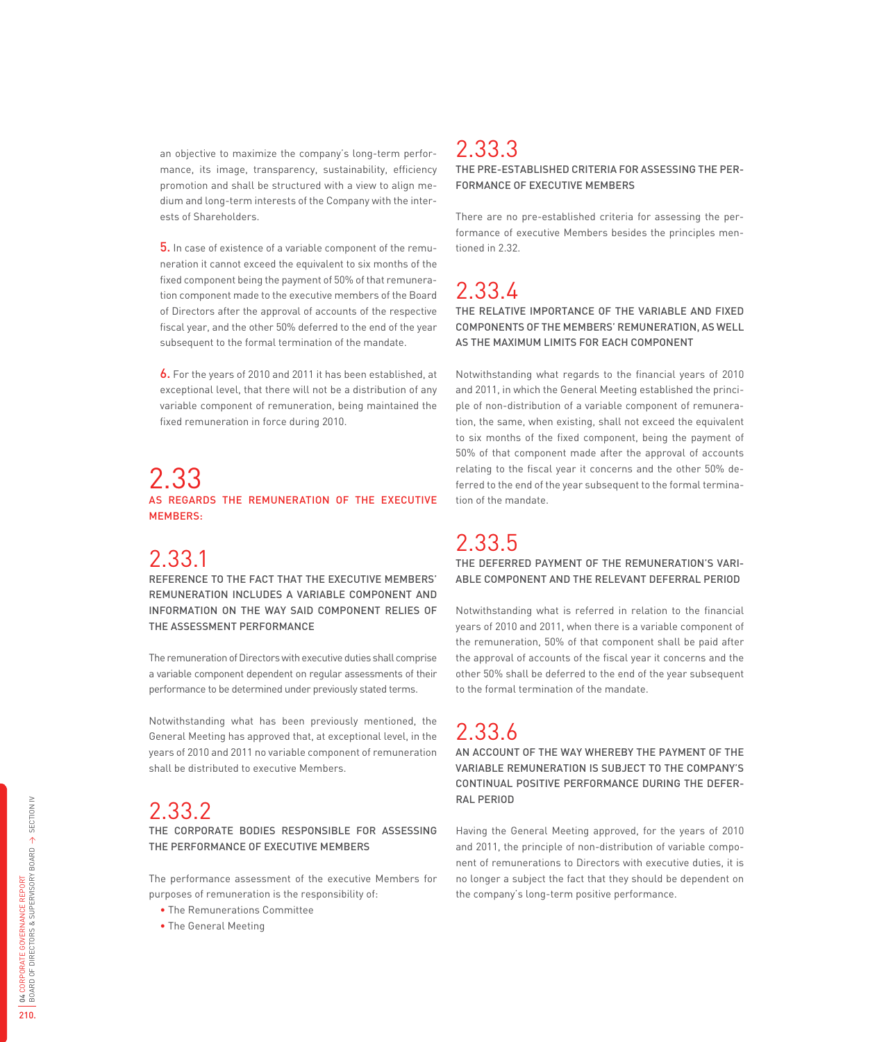an objective to maximize the company's long-term performance, its image, transparency, sustainability, efficiency promotion and shall be structured with a view to align medium and long-term interests of the Company with the interests of Shareholders.

**5.** In case of existence of a variable component of the remuneration it cannot exceed the equivalent to six months of the fixed component being the payment of 50% of that remuneration component made to the executive members of the Board of Directors after the approval of accounts of the respective fiscal year, and the other 50% deferred to the end of the year subsequent to the formal termination of the mandate.

**6.** For the years of 2010 and 2011 it has been established, at exceptional level, that there will not be a distribution of any variable component of remuneration, being maintained the fixed remuneration in force during 2010.

## 2.33 AS REGARDS THE REMUNERATION OF THE EXECUTIVE MEMBERS:

### 2.33.1 REFERENCE TO THE FACT THAT THE EXECUTIVE MEMBERS' REMUNERATION INCLUDES A VARIABLE COMPONENT AND INFORMATION ON THE WAY SAID COMPONENT RELIES OF THE ASSESSMENT PERFORMANCE

The remuneration of Directors with executive duties shall comprise a variable component dependent on regular assessments of their performance to be determined under previously stated terms.

Notwithstanding what has been previously mentioned, the General Meeting has approved that, at exceptional level, in the years of 2010 and 2011 no variable component of remuneration shall be distributed to executive Members.

### 2.33.2 THE CORPORATE BODIES RESPONSIBLE FOR ASSESSING THE PERFORMANCE OF EXECUTIVE MEMBERS

The performance assessment of the executive Members for purposes of remuneration is the responsibility of:

- The Remunerations Committee
- The General Meeting

### 2.33.3 THE PRE-ESTABLISHED CRITERIA FOR ASSESSING THE PERFORMANCE OF EXECUTIVE MEMBERS

There are no pre-established criteria for assessing the performance of executive Members besides the principles mentioned in 2.32.

### 2.33.4 THE RELATIVE IMPORTANCE OF THE VARIABLE AND FIXED COMPONENTS OF THE MEMBERS' REMUNERATION, AS WELL AS THE MAXIMUM LIMITS FOR EACH COMPONENT

Notwithstanding what regards to the financial years of 2010 and 2011, in which the General Meeting established the principle of non-distribution of a variable component of remuneration, the same, when existing, shall not exceed the equivalent to six months of the fixed component, being the payment of 50% of that component made after the approval of accounts relating to the fiscal year it concerns and the other 50% deferred to the end of the year subsequent to the formal termination of the mandate.

### 2.33.5 THE DEFERRED PAYMENT OF THE REMUNERATION'S VARIABLE COMPONENT AND THE RELEVANT DEFERRAL PERIOD

Notwithstanding what is referred in relation to the financial years of 2010 and 2011, when there is a variable component of the remuneration, 50% of that component shall be paid after the approval of accounts of the fiscal year it concerns and the other 50% shall be deferred to the end of the year subsequent to the formal termination of the mandate.

### 2.33.6 AN ACCOUNT OF THE WAY WHEREBY THE PAYMENT OF THE VARIABLE REMUNERATION IS SUBJECT TO THE COMPANY'S CONTINUAL POSITIVE PERFORMANCE DURING THE DEFERRAL PERIOD

Having the General Meeting approved, for the years of 2010 and 2011, the principle of non-distribution of variable component of remunerations to Directors with executive duties, it is no longer a subject the fact that they should be dependent on the company's long-term positive performance.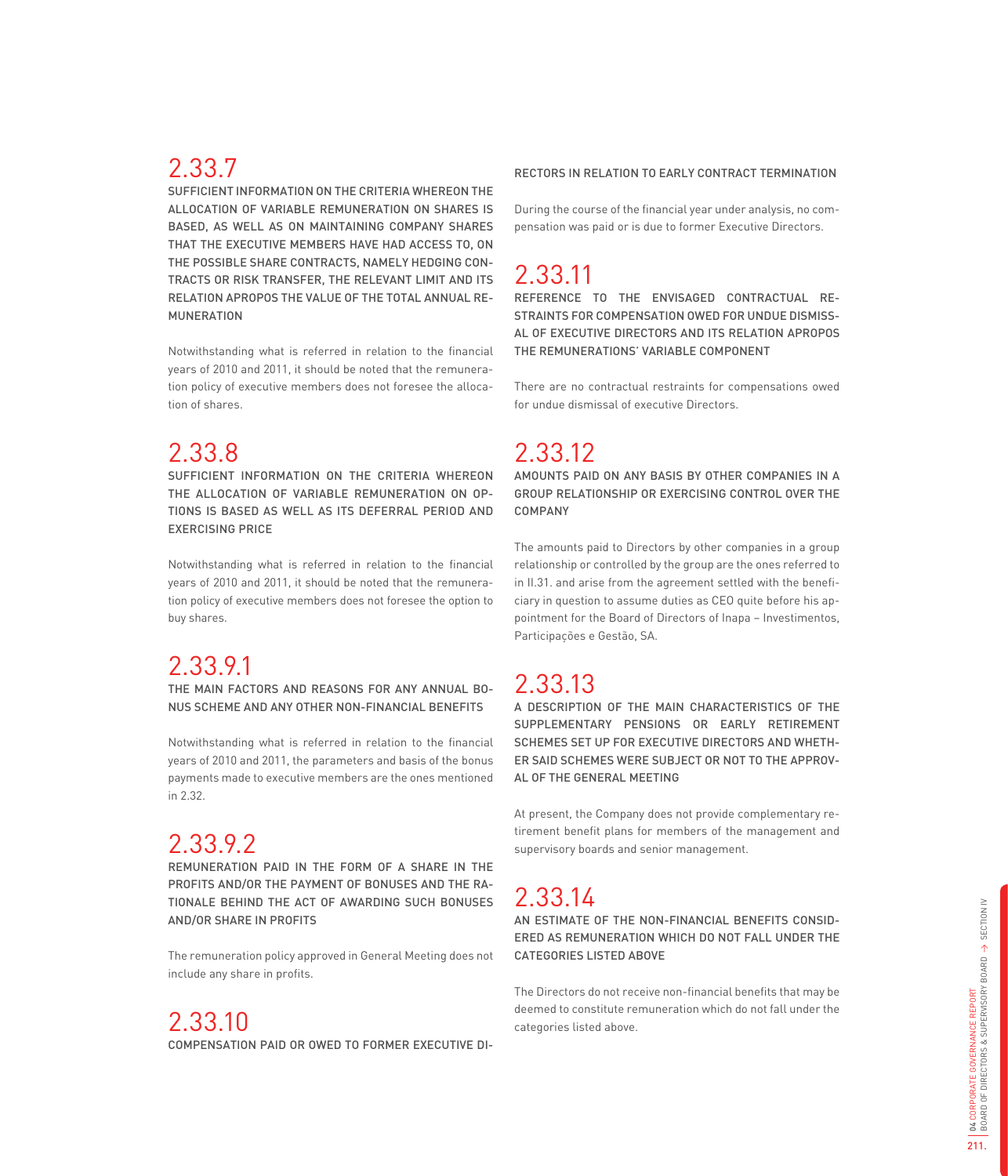## 2.33.7

SUFFICIENT INFORMATION ON THE CRITERIA WHEREON THE ALLOCATION OF VARIABLE REMUNERATION ON SHARES IS BASED, AS WELL AS ON MAINTAINING COMPANY SHARES THAT THE EXECUTIVE MEMBERS HAVE HAD ACCESS TO, ON THE POSSIBLE SHARE CONTRACTS, NAMELY HEDGING CONTRACTS OR RISK TRANSFER, THE RELEVANT LIMIT AND ITS RELATION APROPOS THE VALUE OF THE TOTAL ANNUAL REMUNERATION

Notwithstanding what is referred in relation to the financial years of 2010 and 2011, it should be noted that the remuneration policy of executive members does not foresee the allocation of shares.

## 2.33.8

SUFFICIENT INFORMATION ON THE CRITERIA WHEREON THE ALLOCATION OF VARIABLE REMUNERATION ON OPTIONS IS BASED AS WELL AS ITS DEFERRAL PERIOD AND EXERCISING PRICE

Notwithstanding what is referred in relation to the financial years of 2010 and 2011, it should be noted that the remuneration policy of executive members does not foresee the option to buy shares.

## 2.33.9.1

THE MAIN FACTORS AND REASONS FOR ANY ANNUAL BONUS SCHEME AND ANY OTHER NON-FINANCIAL BENEFITS

Notwithstanding what is referred in relation to the financial years of 2010 and 2011, the parameters and basis of the bonus payments made to executive members are the ones mentioned in 2.32.

## 2.33.9.2

REMUNERATION PAID IN THE FORM OF A SHARE IN THE PROFITS AND/OR THE PAYMENT OF BONUSES AND THE RATIONALE BEHIND THE ACT OF AWARDING SUCH BONUSES AND/OR SHARE IN PROFITS

The remuneration policy approved in General Meeting does not include any share in profits.

## 2.33.10

COMPENSATION PAID OR OWED TO FORMER EXECUTIVE DIRECTORS IN RELATION TO EARLY CONTRACT TERMINATION

During the course of the financial year under analysis, no compensation was paid or is due to former Executive Directors.

## 2.33.11

REFERENCE TO THE ENVISAGED CONTRACTUAL RESTRAINTS FOR COMPENSATION OWED FOR UNDUE DISMISSAL OF EXECUTIVE DIRECTORS AND ITS RELATION APROPOS THE REMUNERATIONS' VARIABLE COMPONENT

There are no contractual restraints for compensations owed for undue dismissal of executive Directors.

## 2.33.12

AMOUNTS PAID ON ANY BASIS BY OTHER COMPANIES IN A GROUP RELATIONSHIP OR EXERCISING CONTROL OVER THE COMPANY

The amounts paid to Directors by other companies in a group relationship or controlled by the group are the ones referred to in II.31. and arise from the agreement settled with the beneficiary in question to assume duties as CEO quite before his appointment for the Board of Directors of Inapa – Investimentos, Participações e Gestão, SA.

## 2.33.13

A DESCRIPTION OF THE MAIN CHARACTERISTICS OF THE SUPPLEMENTARY PENSIONS OR EARLY RETIREMENT SCHEMES SET UP FOR EXECUTIVE DIRECTORS AND WHETHER SAID SCHEMES WERE SUBJECT OR NOT TO THE APPROVAL OF THE GENERAL MEETING

At present, the Company does not provide complementary retirement benefit plans for members of the management and supervisory boards and senior management.

## 2.33.14

AN ESTIMATE OF THE NON-FINANCIAL BENEFITS CONSIDERED AS REMUNERATION WHICH DO NOT FALL UNDER THE CATEGORIES LISTED ABOVE

The Directors do not receive non-financial benefits that may be deemed to constitute remuneration which do not fall under the categories listed above.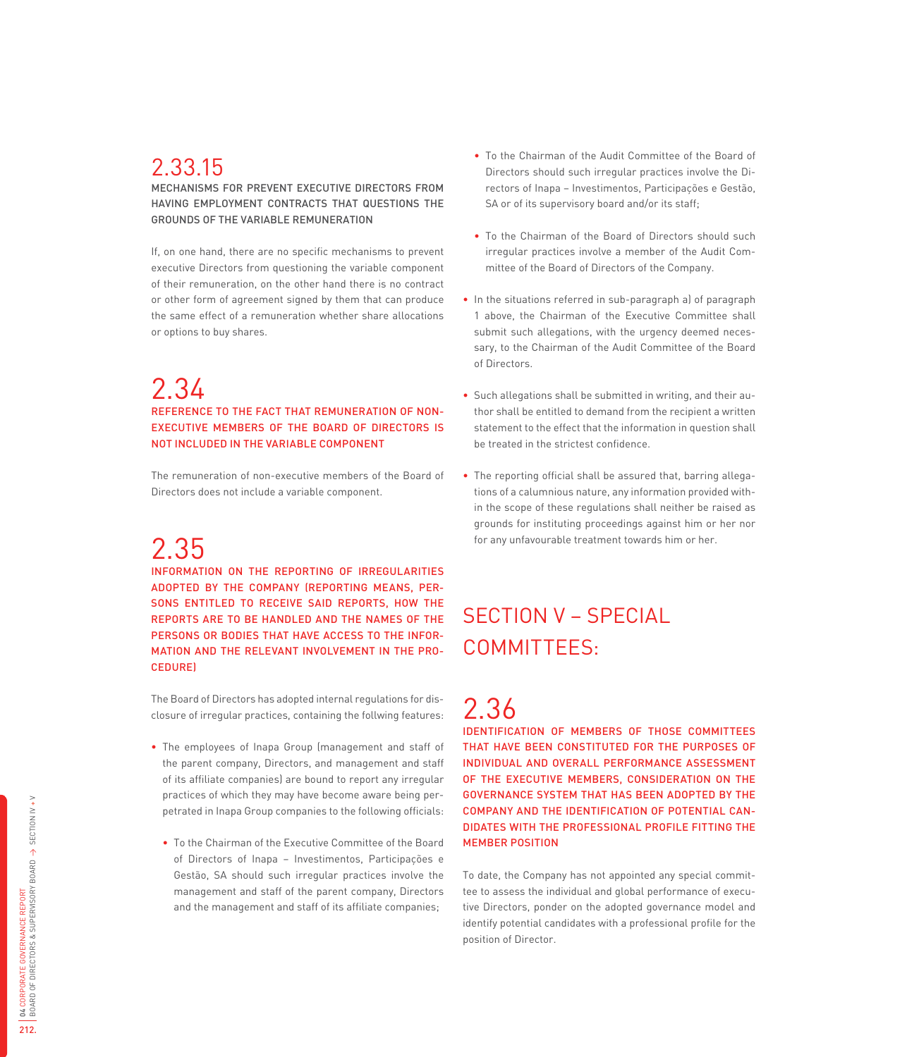## 2.33.15

MECHANISMS FOR PREVENT EXECUTIVE DIRECTORS FROM HAVING EMPLOYMENT CONTRACTS THAT QUESTIONS THE GROUNDS OF THE VARIABLE REMUNERATION

If, on one hand, there are no specific mechanisms to prevent executive Directors from questioning the variable component of their remuneration, on the other hand there is no contract or other form of agreement signed by them that can produce the same effect of a remuneration whether share allocations or options to buy shares.

## 2.34

REFERENCE TO THE FACT THAT REMUNERATION OF NON-EXECUTIVE MEMBERS OF THE BOARD OF DIRECTORS IS NOT INCLUDED IN THE VARIABLE COMPONENT

The remuneration of non-executive members of the Board of Directors does not include a variable component.

## 2.35

INFORMATION ON THE REPORTING OF IRREGULARITIES ADOPTED BY THE COMPANY (REPORTING MEANS, PERSONS ENTITLED TO RECEIVE SAID REPORTS, HOW THE REPORTS ARE TO BE HANDLED AND THE NAMES OF THE PERSONS OR BODIES THAT HAVE ACCESS TO THE INFORMATION AND THE RELEVANT INVOLVEMENT IN THE PROCEDURE)

The Board of Directors has adopted internal regulations for disclosure of irregular practices, containing the follwing features:

- The employees of Inapa Group (management and staff of the parent company, Directors, and management and staff of its affiliate companies) are bound to report any irregular practices of which they may have become aware being perpetrated in Inapa Group companies to the following officials:
    - To the Chairman of the Executive Committee of the Board of Directors of Inapa – Investimentos, Participações e Gestão, SA should such irregular practices involve the management and staff of the parent company, Directors and the management and staff of its affiliate companies;
    - To the Chairman of the Audit Committee of the Board of Directors should such irregular practices involve the Directors of Inapa – Investimentos, Participações e Gestão, SA or of its supervisory board and/or its staff;
    - To the Chairman of the Board of Directors should such irregular practices involve a member of the Audit Committee of the Board of Directors of the Company.
- In the situations referred in sub-paragraph a) of paragraph 1 above, the Chairman of the Executive Committee shall submit such allegations, with the urgency deemed necessary, to the Chairman of the Audit Committee of the Board of Directors.
- Such allegations shall be submitted in writing, and their author shall be entitled to demand from the recipient a written statement to the effect that the information in question shall be treated in the strictest confidence.
- The reporting official shall be assured that, barring allegations of a calumnious nature, any information provided within the scope of these regulations shall neither be raised as grounds for instituting proceedings against him or her nor for any unfavourable treatment towards him or her.

# SECTION V – SPECIAL COMMITTEES:

## 2.36

IDENTIFICATION OF MEMBERS OF THOSE COMMITTEES THAT HAVE BEEN CONSTITUTED FOR THE PURPOSES OF INDIVIDUAL AND OVERALL PERFORMANCE ASSESSMENT OF THE EXECUTIVE MEMBERS, CONSIDERATION ON THE GOVERNANCE SYSTEM THAT HAS BEEN ADOPTED BY THE COMPANY AND THE IDENTIFICATION OF POTENTIAL CANDIDATES WITH THE PROFESSIONAL PROFILE FITTING THE MEMBER POSITION

To date, the Company has not appointed any special committee to assess the individual and global performance of executive Directors, ponder on the adopted governance model and identify potential candidates with a professional profile for the position of Director.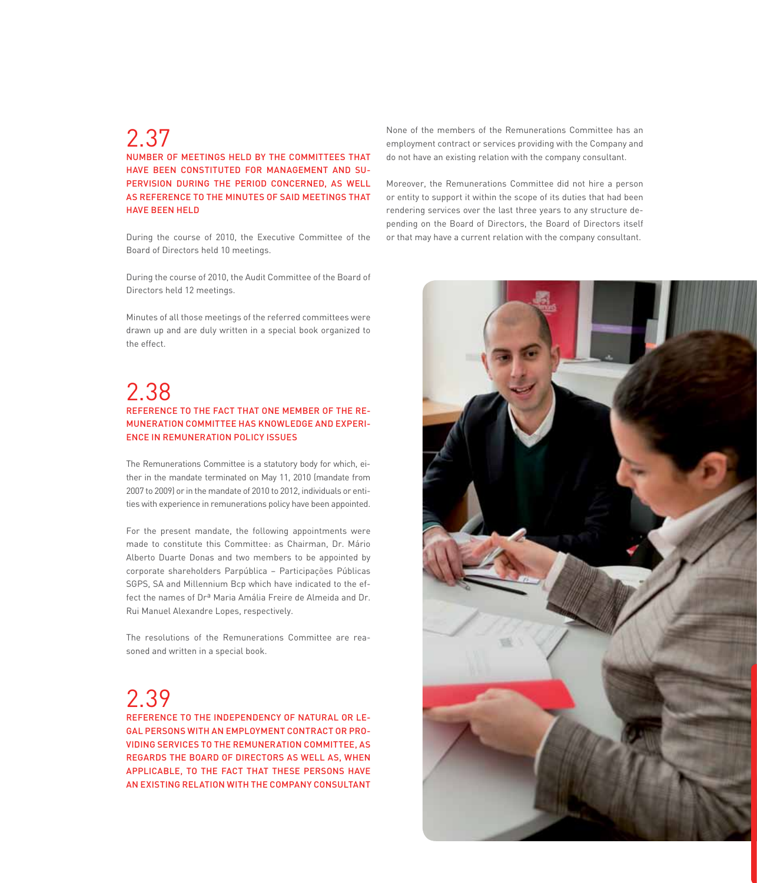## 2.37

### NUMBER OF MEETINGS HELD BY THE COMMITTEES THAT HAVE BEEN CONSTITUTED FOR MANAGEMENT AND SUPERVISION DURING THE PERIOD CONCERNED, AS WELL AS REFERENCE TO THE MINUTES OF SAID MEETINGS THAT HAVE BEEN HELD

During the course of 2010, the Executive Committee of the Board of Directors held 10 meetings.

During the course of 2010, the Audit Committee of the Board of Directors held 12 meetings.

Minutes of all those meetings of the referred committees were drawn up and are duly written in a special book organized to the effect.

## 2.38

### REFERENCE TO THE FACT THAT ONE MEMBER OF THE REMUNERATION COMMITTEE HAS KNOWLEDGE AND EXPERIENCE IN REMUNERATION POLICY ISSUES

The Remunerations Committee is a statutory body for which, either in the mandate terminated on May 11, 2010 (mandate from 2007 to 2009) or in the mandate of 2010 to 2012, individuals or entities with experience in remunerations policy have been appointed.

For the present mandate, the following appointments were made to constitute this Committee: as Chairman, Dr. Mário Alberto Duarte Donas and two members to be appointed by corporate shareholders Parpública – Participações Públicas SGPS, SA and Millennium Bcp which have indicated to the effect the names of Drª Maria Amália Freire de Almeida and Dr. Rui Manuel Alexandre Lopes, respectively.

The resolutions of the Remunerations Committee are reasoned and written in a special book.

## 2.39

### REFERENCE TO THE INDEPENDENCY OF NATURAL OR LEGAL PERSONS WITH AN EMPLOYMENT CONTRACT OR PROVIDING SERVICES TO THE REMUNERATION COMMITTEE, AS REGARDS THE BOARD OF DIRECTORS AS WELL AS, WHEN APPLICABLE, TO THE FACT THAT THESE PERSONS HAVE AN EXISTING RELATION WITH THE COMPANY CONSULTANT

None of the members of the Remunerations Committee has an employment contract or services providing with the Company and do not have an existing relation with the company consultant.

Moreover, the Remunerations Committee did not hire a person or entity to support it within the scope of its duties that had been rendering services over the last three years to any structure depending on the Board of Directors, the Board of Directors itself or that may have a current relation with the company consultant.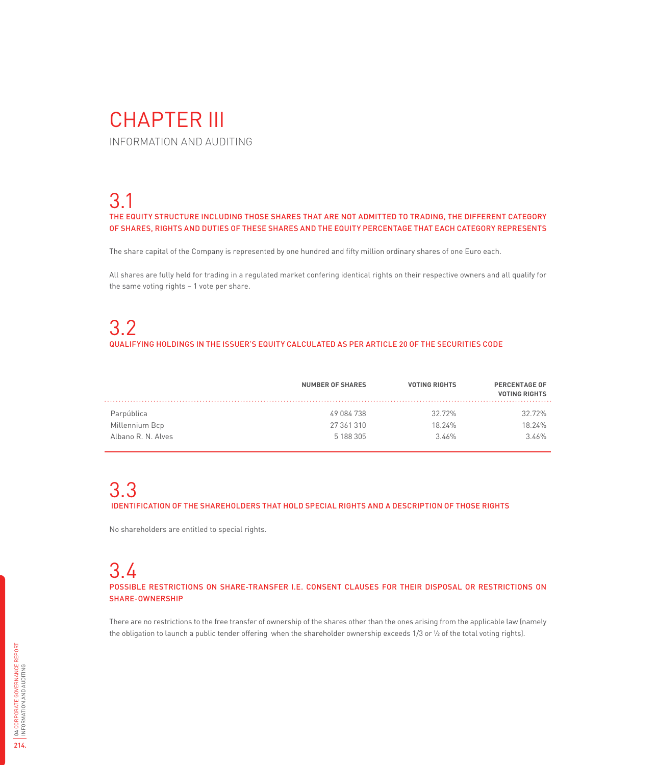# CHAPTER III

INFORMATION AND AUDITING

## 3.1

### THE EQUITY STRUCTURE INCLUDING THOSE SHARES THAT ARE NOT ADMITTED TO TRADING, THE DIFFERENT CATEGORY OF SHARES, RIGHTS AND DUTIES OF THESE SHARES AND THE EQUITY PERCENTAGE THAT EACH CATEGORY REPRESENTS

The share capital of the Company is represented by one hundred and fifty million ordinary shares of one Euro each.

All shares are fully held for trading in a regulated market confering identical rights on their respective owners and all qualify for the same voting rights – 1 vote per share.

## 3.2

### QUALIFYING HOLDINGS IN THE ISSUER'S EQUITY CALCULATED AS PER ARTICLE 20 OF THE SECURITIES CODE

| | NUMBER OF SHARES | VOTING RIGHTS | PERCENTAGE OF VOTING RIGHTS |
|---|---|---|---|
| Parpública | 49 084 738 | 32.72% | 32.72% |
| Millennium Bcp | 27 361 310 | 18.24% | 18.24% |
| Albano R. N. Alves | 5 188 305 | 3.46% | 3.46% |

## 3.3

### IDENTIFICATION OF THE SHAREHOLDERS THAT HOLD SPECIAL RIGHTS AND A DESCRIPTION OF THOSE RIGHTS

No shareholders are entitled to special rights.

## 3.4

### POSSIBLE RESTRICTIONS ON SHARE-TRANSFER I.E. CONSENT CLAUSES FOR THEIR DISPOSAL OR RESTRICTIONS ON SHARE-OWNERSHIP

There are no restrictions to the free transfer of ownership of the shares other than the ones arising from the applicable law (namely the obligation to launch a public tender offering when the shareholder ownership exceeds 1/3 or ½ of the total voting rights).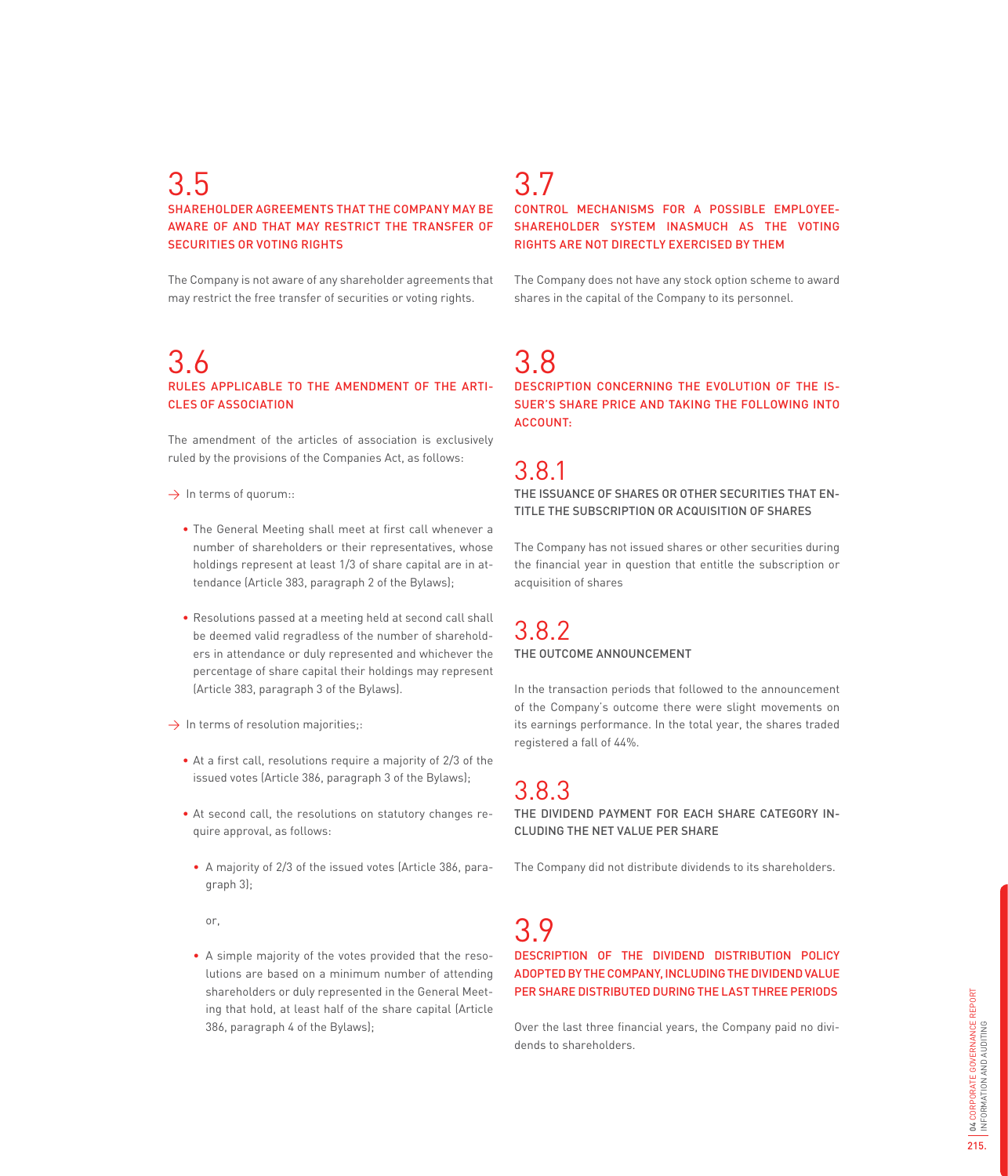## 3.5

### SHAREHOLDER AGREEMENTS THAT THE COMPANY MAY BE AWARE OF AND THAT MAY RESTRICT THE TRANSFER OF SECURITIES OR VOTING RIGHTS

The Company is not aware of any shareholder agreements that may restrict the free transfer of securities or voting rights.

## 3.6

### RULES APPLICABLE TO THE AMENDMENT OF THE ARTICLES OF ASSOCIATION

The amendment of the articles of association is exclusively ruled by the provisions of the Companies Act, as follows:

→ In terms of quorum::

- The General Meeting shall meet at first call whenever a number of shareholders or their representatives, whose holdings represent at least 1/3 of share capital are in attendance (Article 383, paragraph 2 of the Bylaws);

- Resolutions passed at a meeting held at second call shall be deemed valid regradless of the number of shareholders in attendance or duly represented and whichever the percentage of share capital their holdings may represent (Article 383, paragraph 3 of the Bylaws).

→ In terms of resolution majorities;:

- At a first call, resolutions require a majority of 2/3 of the issued votes (Article 386, paragraph 3 of the Bylaws);

- At second call, the resolutions on statutory changes require approval, as follows:

  - A majority of 2/3 of the issued votes (Article 386, paragraph 3);

  or,

  - A simple majority of the votes provided that the resolutions are based on a minimum number of attending shareholders or duly represented in the General Meeting that hold, at least half of the share capital (Article 386, paragraph 4 of the Bylaws);

## 3.7

### CONTROL MECHANISMS FOR A POSSIBLE EMPLOYEE-SHAREHOLDER SYSTEM INASMUCH AS THE VOTING RIGHTS ARE NOT DIRECTLY EXERCISED BY THEM

The Company does not have any stock option scheme to award shares in the capital of the Company to its personnel.

## 3.8

### DESCRIPTION CONCERNING THE EVOLUTION OF THE ISSUER'S SHARE PRICE AND TAKING THE FOLLOWING INTO ACCOUNT:

## 3.8.1

### THE ISSUANCE OF SHARES OR OTHER SECURITIES THAT ENTITLE THE SUBSCRIPTION OR ACQUISITION OF SHARES

The Company has not issued shares or other securities during the financial year in question that entitle the subscription or acquisition of shares

## 3.8.2

### THE OUTCOME ANNOUNCEMENT

In the transaction periods that followed to the announcement of the Company's outcome there were slight movements on its earnings performance. In the total year, the shares traded registered a fall of 44%.

## 3.8.3

### THE DIVIDEND PAYMENT FOR EACH SHARE CATEGORY INCLUDING THE NET VALUE PER SHARE

The Company did not distribute dividends to its shareholders.

## 3.9

### DESCRIPTION OF THE DIVIDEND DISTRIBUTION POLICY ADOPTED BY THE COMPANY, INCLUDING THE DIVIDEND VALUE PER SHARE DISTRIBUTED DURING THE LAST THREE PERIODS

Over the last three financial years, the Company paid no dividends to shareholders.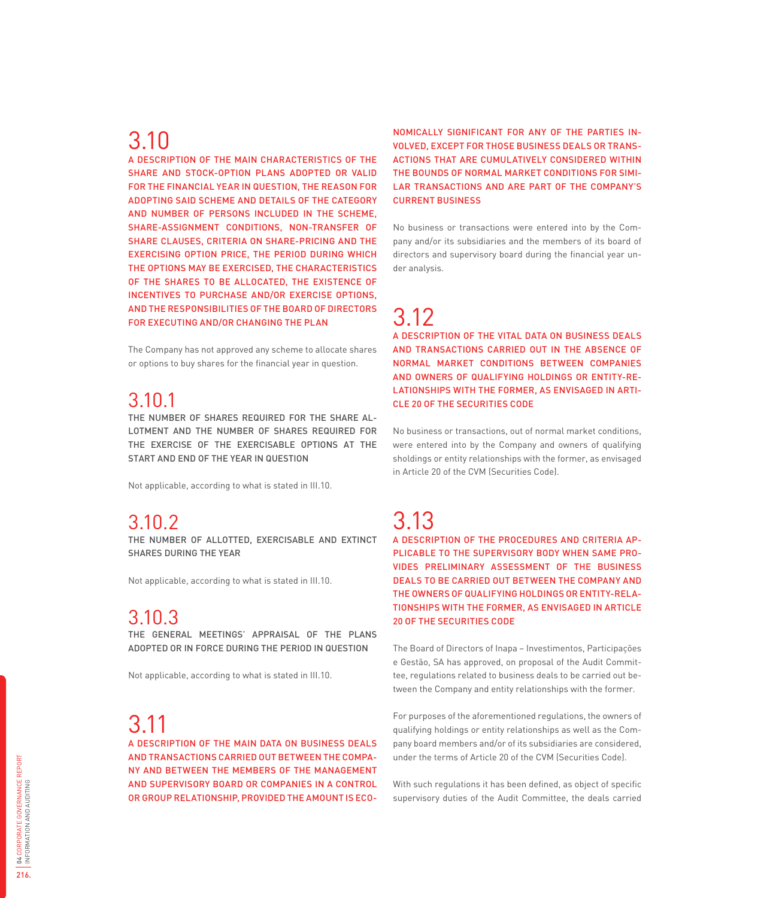## 3.10

A DESCRIPTION OF THE MAIN CHARACTERISTICS OF THE SHARE AND STOCK-OPTION PLANS ADOPTED OR VALID FOR THE FINANCIAL YEAR IN QUESTION, THE REASON FOR ADOPTING SAID SCHEME AND DETAILS OF THE CATEGORY AND NUMBER OF PERSONS INCLUDED IN THE SCHEME, SHARE-ASSIGNMENT CONDITIONS, NON-TRANSFER OF SHARE CLAUSES, CRITERIA ON SHARE-PRICING AND THE EXERCISING OPTION PRICE, THE PERIOD DURING WHICH THE OPTIONS MAY BE EXERCISED, THE CHARACTERISTICS OF THE SHARES TO BE ALLOCATED, THE EXISTENCE OF INCENTIVES TO PURCHASE AND/OR EXERCISE OPTIONS, AND THE RESPONSIBILITIES OF THE BOARD OF DIRECTORS FOR EXECUTING AND/OR CHANGING THE PLAN

The Company has not approved any scheme to allocate shares or options to buy shares for the financial year in question.

## 3.10.1

THE NUMBER OF SHARES REQUIRED FOR THE SHARE ALLOTMENT AND THE NUMBER OF SHARES REQUIRED FOR THE EXERCISE OF THE EXERCISABLE OPTIONS AT THE START AND END OF THE YEAR IN QUESTION

Not applicable, according to what is stated in III.10.

## 3.10.2

THE NUMBER OF ALLOTTED, EXERCISABLE AND EXTINCT SHARES DURING THE YEAR

Not applicable, according to what is stated in III.10.

## 3.10.3

THE GENERAL MEETINGS' APPRAISAL OF THE PLANS ADOPTED OR IN FORCE DURING THE PERIOD IN QUESTION

Not applicable, according to what is stated in III.10.

## 3.11

A DESCRIPTION OF THE MAIN DATA ON BUSINESS DEALS AND TRANSACTIONS CARRIED OUT BETWEEN THE COMPANY AND BETWEEN THE MEMBERS OF THE MANAGEMENT AND SUPERVISORY BOARD OR COMPANIES IN A CONTROL OR GROUP RELATIONSHIP, PROVIDED THE AMOUNT IS ECONOMICALLY SIGNIFICANT FOR ANY OF THE PARTIES INVOLVED, EXCEPT FOR THOSE BUSINESS DEALS OR TRANSACTIONS THAT ARE CUMULATIVELY CONSIDERED WITHIN THE BOUNDS OF NORMAL MARKET CONDITIONS FOR SIMILAR TRANSACTIONS AND ARE PART OF THE COMPANY'S CURRENT BUSINESS

No business or transactions were entered into by the Company and/or its subsidiaries and the members of its board of directors and supervisory board during the financial year under analysis.

## 3.12

A DESCRIPTION OF THE VITAL DATA ON BUSINESS DEALS AND TRANSACTIONS CARRIED OUT IN THE ABSENCE OF NORMAL MARKET CONDITIONS BETWEEN COMPANIES AND OWNERS OF QUALIFYING HOLDINGS OR ENTITY-RELATIONSHIPS WITH THE FORMER, AS ENVISAGED IN ARTICLE 20 OF THE SECURITIES CODE

No business or transactions, out of normal market conditions, were entered into by the Company and owners of qualifying sholdings or entity relationships with the former, as envisaged in Article 20 of the CVM (Securities Code).

## 3.13

A DESCRIPTION OF THE PROCEDURES AND CRITERIA APPLICABLE TO THE SUPERVISORY BODY WHEN SAME PROVIDES PRELIMINARY ASSESSMENT OF THE BUSINESS DEALS TO BE CARRIED OUT BETWEEN THE COMPANY AND THE OWNERS OF QUALIFYING HOLDINGS OR ENTITY-RELATIONSHIPS WITH THE FORMER, AS ENVISAGED IN ARTICLE 20 OF THE SECURITIES CODE

The Board of Directors of Inapa – Investimentos, Participações e Gestão, SA has approved, on proposal of the Audit Committee, regulations related to business deals to be carried out between the Company and entity relationships with the former.

For purposes of the aforementioned regulations, the owners of qualifying holdings or entity relationships as well as the Company board members and/or of its subsidiaries are considered, under the terms of Article 20 of the CVM (Securities Code).

With such regulations it has been defined, as object of specific supervisory duties of the Audit Committee, the deals carried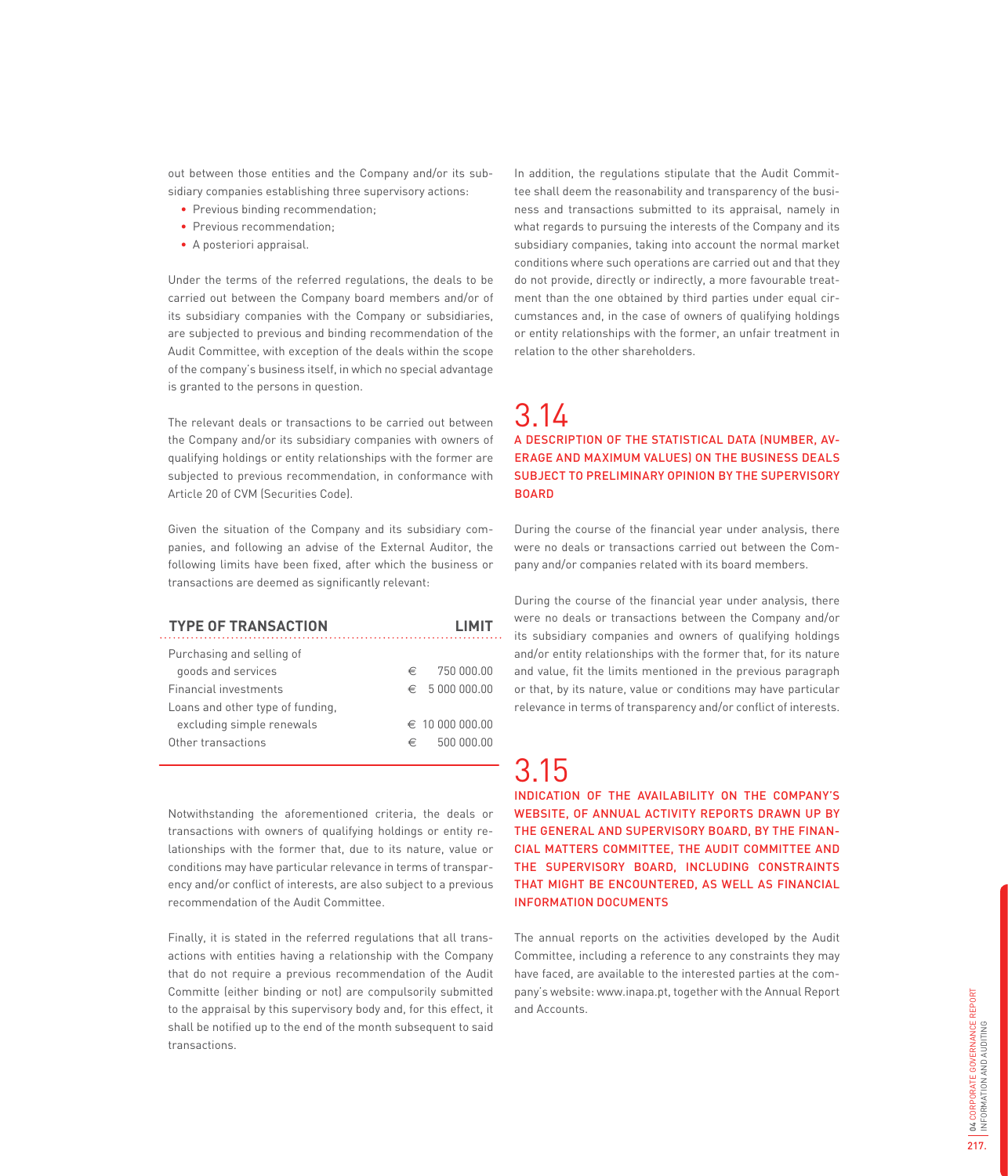out between those entities and the Company and/or its subsidiary companies establishing three supervisory actions:

- Previous binding recommendation;
- Previous recommendation;
- A posteriori appraisal.

Under the terms of the referred regulations, the deals to be carried out between the Company board members and/or of its subsidiary companies with the Company or subsidiaries, are subjected to previous and binding recommendation of the Audit Committee, with exception of the deals within the scope of the company's business itself, in which no special advantage is granted to the persons in question.

The relevant deals or transactions to be carried out between the Company and/or its subsidiary companies with owners of qualifying holdings or entity relationships with the former are subjected to previous recommendation, in conformance with Article 20 of CVM (Securities Code).

Given the situation of the Company and its subsidiary companies, and following an advise of the External Auditor, the following limits have been fixed, after which the business or transactions are deemed as significantly relevant:

| TYPE OF TRANSACTION | LIMIT |
|---|---|
| Purchasing and selling of goods and services | € 750 000.00 |
| Financial investments | € 5 000 000.00 |
| Loans and other type of funding, excluding simple renewals | € 10 000 000.00 |
| Other transactions | € 500 000.00 |

Notwithstanding the aforementioned criteria, the deals or transactions with owners of qualifying holdings or entity relationships with the former that, due to its nature, value or conditions may have particular relevance in terms of transparency and/or conflict of interests, are also subject to a previous recommendation of the Audit Committee.

Finally, it is stated in the referred regulations that all transactions with entities having a relationship with the Company that do not require a previous recommendation of the Audit Committe (either binding or not) are compulsorily submitted to the appraisal by this supervisory body and, for this effect, it shall be notified up to the end of the month subsequent to said transactions.

In addition, the regulations stipulate that the Audit Committee shall deem the reasonability and transparency of the business and transactions submitted to its appraisal, namely in what regards to pursuing the interests of the Company and its subsidiary companies, taking into account the normal market conditions where such operations are carried out and that they do not provide, directly or indirectly, a more favourable treatment than the one obtained by third parties under equal circumstances and, in the case of owners of qualifying holdings or entity relationships with the former, an unfair treatment in relation to the other shareholders.

## 3.14

### A DESCRIPTION OF THE STATISTICAL DATA (NUMBER, AVERAGE AND MAXIMUM VALUES) ON THE BUSINESS DEALS SUBJECT TO PRELIMINARY OPINION BY THE SUPERVISORY BOARD

During the course of the financial year under analysis, there were no deals or transactions carried out between the Company and/or companies related with its board members.

During the course of the financial year under analysis, there were no deals or transactions between the Company and/or its subsidiary companies and owners of qualifying holdings and/or entity relationships with the former that, for its nature and value, fit the limits mentioned in the previous paragraph or that, by its nature, value or conditions may have particular relevance in terms of transparency and/or conflict of interests.

## 3.15

### INDICATION OF THE AVAILABILITY ON THE COMPANY'S WEBSITE, OF ANNUAL ACTIVITY REPORTS DRAWN UP BY THE GENERAL AND SUPERVISORY BOARD, BY THE FINANCIAL MATTERS COMMITTEE, THE AUDIT COMMITTEE AND THE SUPERVISORY BOARD, INCLUDING CONSTRAINTS THAT MIGHT BE ENCOUNTERED, AS WELL AS FINANCIAL INFORMATION DOCUMENTS

The annual reports on the activities developed by the Audit Committee, including a reference to any constraints they may have faced, are available to the interested parties at the company's website: www.inapa.pt, together with the Annual Report and Accounts.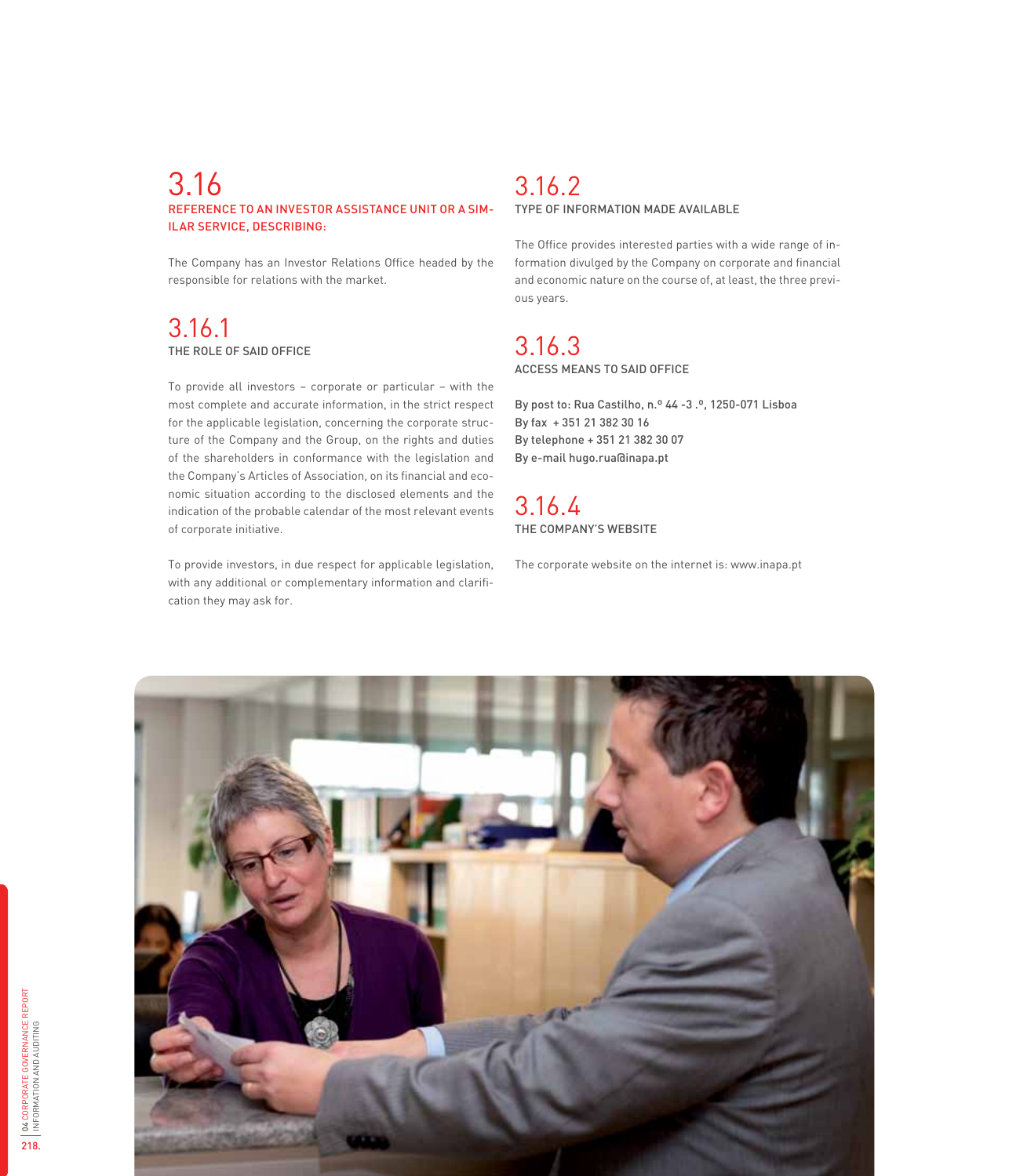## 3.16

### REFERENCE TO AN INVESTOR ASSISTANCE UNIT OR A SIMILAR SERVICE, DESCRIBING:

The Company has an Investor Relations Office headed by the responsible for relations with the market.

## 3.16.1

### THE ROLE OF SAID OFFICE

To provide all investors – corporate or particular – with the most complete and accurate information, in the strict respect for the applicable legislation, concerning the corporate structure of the Company and the Group, on the rights and duties of the shareholders in conformance with the legislation and the Company's Articles of Association, on its financial and economic situation according to the disclosed elements and the indication of the probable calendar of the most relevant events of corporate initiative.

To provide investors, in due respect for applicable legislation, with any additional or complementary information and clarification they may ask for.

## 3.16.2

### TYPE OF INFORMATION MADE AVAILABLE

The Office provides interested parties with a wide range of information divulged by the Company on corporate and financial and economic nature on the course of, at least, the three previous years.

## 3.16.3

### ACCESS MEANS TO SAID OFFICE

By post to: Rua Castilho, n.º 44 -3 .º, 1250-071 Lisboa
By fax + 351 21 382 30 16
By telephone + 351 21 382 30 07
By e-mail hugo.rua@inapa.pt

## 3.16.4

### THE COMPANY'S WEBSITE

The corporate website on the internet is: www.inapa.pt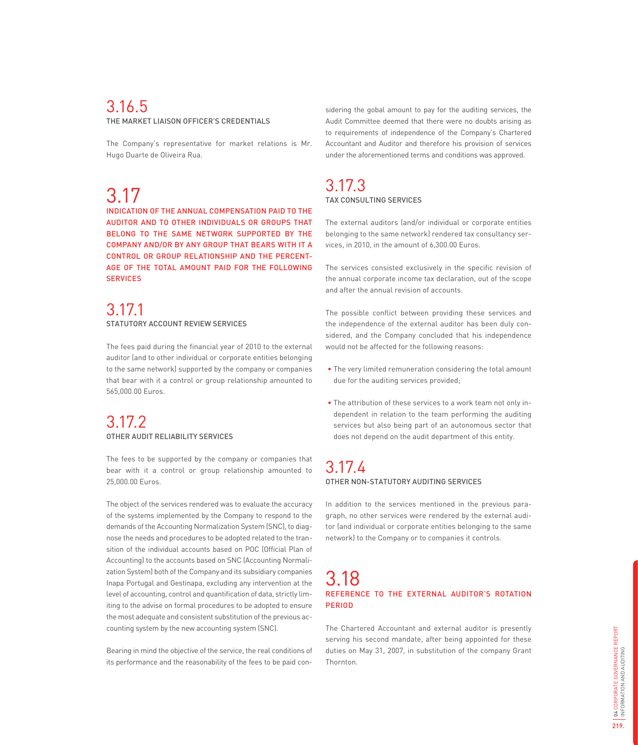## 3.16.5
### THE MARKET LIAISON OFFICER'S CREDENTIALS

The Company's representative for market relations is Mr. Hugo Duarte de Oliveira Rua.

# 3.17
## INDICATION OF THE ANNUAL COMPENSATION PAID TO THE AUDITOR AND TO OTHER INDIVIDUALS OR GROUPS THAT BELONG TO THE SAME NETWORK SUPPORTED BY THE COMPANY AND/OR BY ANY GROUP THAT BEARS WITH IT A CONTROL OR GROUP RELATIONSHIP AND THE PERCENTAGE OF THE TOTAL AMOUNT PAID FOR THE FOLLOWING SERVICES

## 3.17.1
### STATUTORY ACCOUNT REVIEW SERVICES

The fees paid during the financial year of 2010 to the external auditor (and to other individual or corporate entities belonging to the same network) supported by the company or companies that bear with it a control or group relationship amounted to 565,000.00 Euros.

## 3.17.2
### OTHER AUDIT RELIABILITY SERVICES

The fees to be supported by the company or companies that bear with it a control or group relationship amounted to 25,000.00 Euros.

The object of the services rendered was to evaluate the accuracy of the systems implemented by the Company to respond to the demands of the Accounting Normalization System (SNC), to diagnose the needs and procedures to be adopted related to the transition of the individual accounts based on POC (Official Plan of Accounting) to the accounts based on SNC (Accounting Normalization System) both of the Company and its subsidiary companies Inapa Portugal and Gestinapa, excluding any intervention at the level of accounting, control and quantification of data, strictly limiting to the advise on formal procedures to be adopted to ensure the most adequate and consistent substitution of the previous accounting system by the new accounting system (SNC).

Bearing in mind the objective of the service, the real conditions of its performance and the reasonability of the fees to be paid considering the gobal amount to pay for the auditing services, the Audit Committee deemed that there were no doubts arising as to requirements of independence of the Company's Chartered Accountant and Auditor and therefore his provision of services under the aforementioned terms and conditions was approved.

## 3.17.3
### TAX CONSULTING SERVICES

The external auditors (and/or individual or corporate entities belonging to the same network) rendered tax consultancy services, in 2010, in the amount of 6,300.00 Euros.

The services consisted exclusively in the specific revision of the annual corporate income tax declaration, out of the scope and after the annual revision of accounts.

The possible conflict between providing these services and the independence of the external auditor has been duly considered, and the Company concluded that his independence would not be affected for the following reasons:

- The very limited remuneration considering the total amount due for the auditing services provided;
- The attribution of these services to a work team not only independent in relation to the team performing the auditing services but also being part of an autonomous sector that does not depend on the audit department of this entity.

## 3.17.4
### OTHER NON-STATUTORY AUDITING SERVICES

In addition to the services mentioned in the previous paragraph, no other services were rendered by the external auditor (and individual or corporate entities belonging to the same network) to the Company or to companies it controls.

# 3.18
## REFERENCE TO THE EXTERNAL AUDITOR'S ROTATION PERIOD

The Chartered Accountant and external auditor is presently serving his second mandate, after being appointed for these duties on May 31, 2007, in substitution of the company Grant Thornton.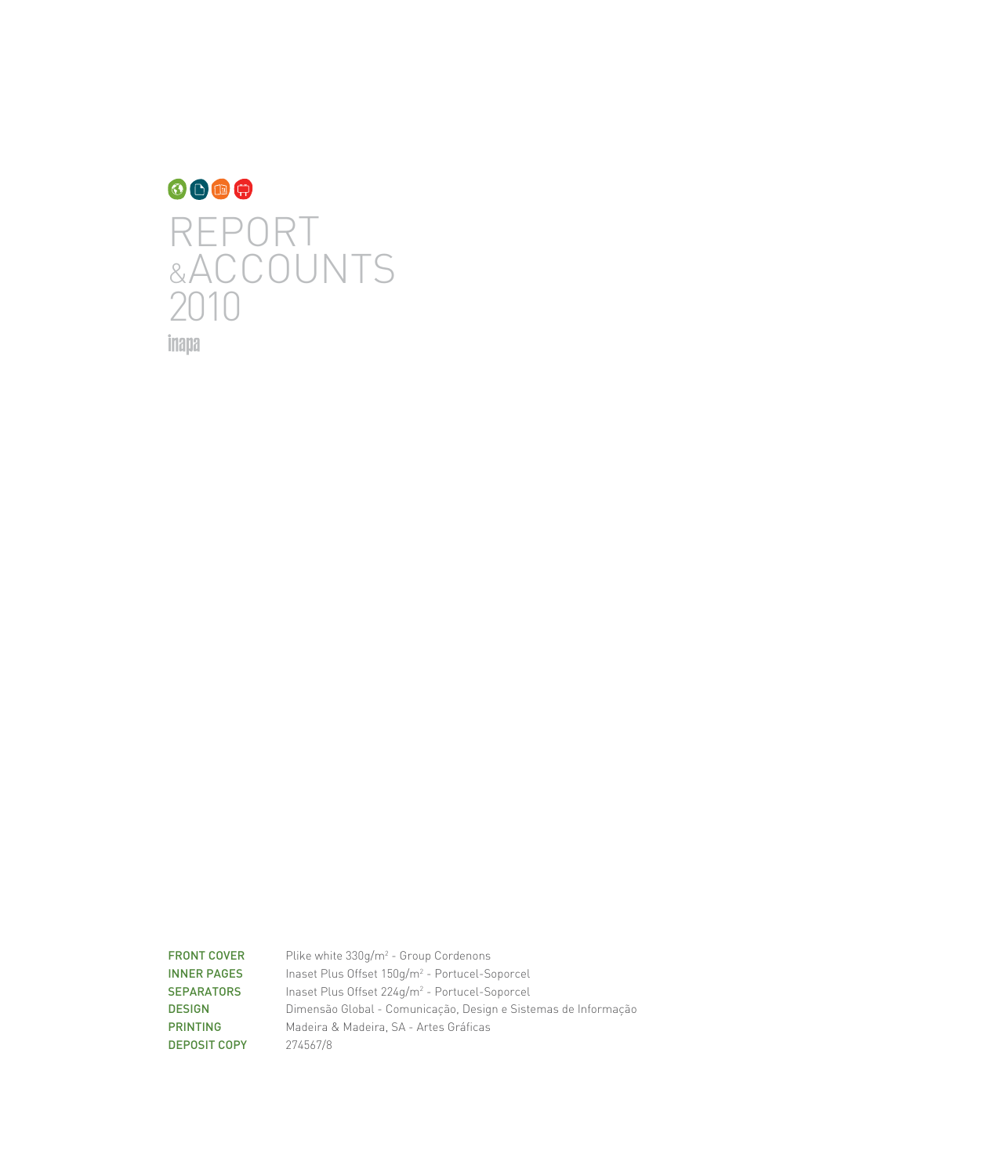# REPORT &ACCOUNTS 2010

inapa

| | |
|---|---|
| FRONT COVER | Plike white 330g/m$^2$ - Group Cordenons |
| INNER PAGES | Inaset Plus Offset 150g/m$^2$ - Portucel-Soporcel |
| SEPARATORS | Inaset Plus Offset 224g/m$^2$ - Portucel-Soporcel |
| DESIGN | Dimensão Global - Comunicação, Design e Sistemas de Informação |
| PRINTING | Madeira & Madeira, SA - Artes Gráficas |
| DEPOSIT COPY | 274567/8 |